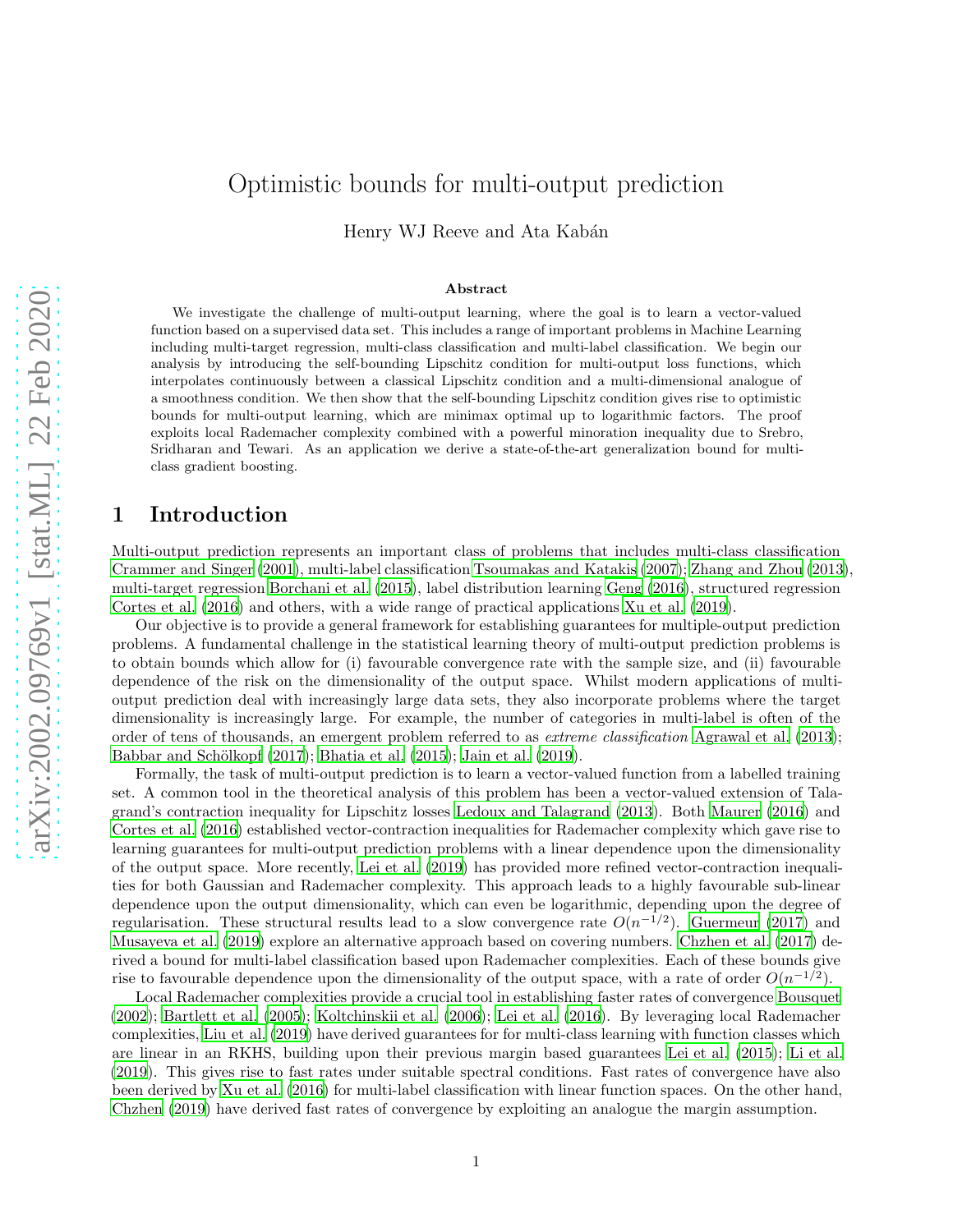# Optimistic bounds for multi-output prediction

Henry WJ Reeve and Ata Kabán

### Abstract

We investigate the challenge of multi-output learning, where the goal is to learn a vector-valued function based on a supervised data set. This includes a range of important problems in Machine Learning including multi-target regression, multi-class classification and multi-label classification. We begin our analysis by introducing the self-bounding Lipschitz condition for multi-output loss functions, which interpolates continuously between a classical Lipschitz condition and a multi-dimensional analogue of a smoothness condition. We then show that the self-bounding Lipschitz condition gives rise to optimistic bounds for multi-output learning, which are minimax optimal up to logarithmic factors. The proof exploits local Rademacher complexity combined with a powerful minoration inequality due to Srebro, Sridharan and Tewari. As an application we derive a state-of-the-art generalization bound for multi-class gradient boosting.

## 1 Introduction

Multi-output prediction represents an important class of problems that includes multi-class classification Crammer and Singer (2001), multi-label classification Tsoumakas and Katakis (2007); Zhang and Zhou (2013), multi-target regression Borchani et al. (2015), label distribution learning Geng (2016), structured regression Cortes et al. (2016) and others, with a wide range of practical applications Xu et al. (2019).

Our objective is to provide a general framework for establishing guarantees for multiple-output prediction problems. A fundamental challenge in the statistical learning theory of multi-output prediction problems is to obtain bounds which allow for (i) favourable convergence rate with the sample size, and (ii) favourable dependence of the risk on the dimensionality of the output space. Whilst modern applications of multi-output prediction deal with increasingly large data sets, they also incorporate problems where the target dimensionality is increasingly large. For example, the number of categories in multi-label is often of the order of tens of thousands, an emergent problem referred to as *extreme classification* Agrawal et al. (2013); Babbar and Schölkopf (2017); Bhatia et al. (2015); Jain et al. (2019).

Formally, the task of multi-output prediction is to learn a vector-valued function from a labelled training set. A common tool in the theoretical analysis of this problem has been a vector-valued extension of Talagrand's contraction inequality for Lipschitz losses Ledoux and Talagrand (2013). Both Maurer (2016) and Cortes et al. (2016) established vector-contraction inequalities for Rademacher complexity which gave rise to learning guarantees for multi-output prediction problems with a linear dependence upon the dimensionality of the output space. More recently, Lei et al. (2019) has provided more refined vector-contraction inequalities for both Gaussian and Rademacher complexity. This approach leads to a highly favourable sub-linear dependence upon the output dimensionality, which can even be logarithmic, depending upon the degree of regularisation. These structural results lead to a slow convergence rate $O(n^{-1/2})$. Guermeur (2017) and Musayeva et al. (2019) explore an alternative approach based on covering numbers. Chzhen et al. (2017) derived a bound for multi-label classification based upon Rademacher complexities. Each of these bounds give rise to favourable dependence upon the dimensionality of the output space, with a rate of order $O(n^{-1/2})$.

Local Rademacher complexities provide a crucial tool in establishing faster rates of convergence Bousquet (2002); Bartlett et al. (2005); Koltchinskii et al. (2006); Lei et al. (2016). By leveraging local Rademacher complexities, Liu et al. (2019) have derived guarantees for for multi-class learning with function classes which are linear in an RKHS, building upon their previous margin based guarantees Lei et al. (2015); Li et al. (2019). This gives rise to fast rates under suitable spectral conditions. Fast rates of convergence have also been derived by Xu et al. (2016) for multi-label classification with linear function spaces. On the other hand, Chzhen (2019) have derived fast rates of convergence by exploiting an analogue the margin assumption.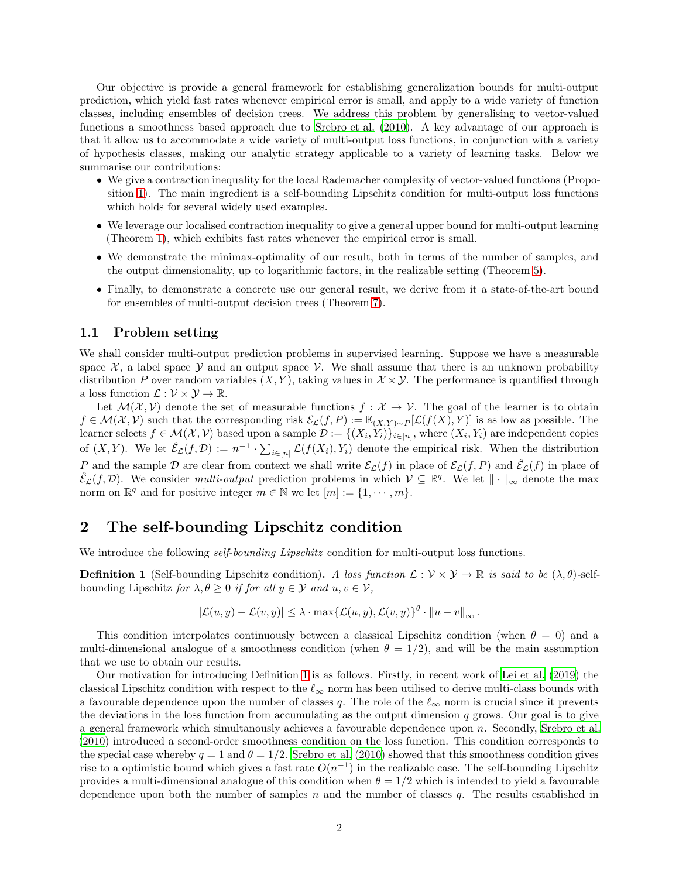Our objective is provide a general framework for establishing generalization bounds for multi-output prediction, which yield fast rates whenever empirical error is small, and apply to a wide variety of function classes, including ensembles of decision trees. We address this problem by generalising to vector-valued functions a smoothness based approach due to Srebro et al. (2010). A key advantage of our approach is that it allow us to accommodate a wide variety of multi-output loss functions, in conjunction with a variety of hypothesis classes, making our analytic strategy applicable to a variety of learning tasks. Below we summarise our contributions:

- We give a contraction inequality for the local Rademacher complexity of vector-valued functions (Proposition 1). The main ingredient is a self-bounding Lipschitz condition for multi-output loss functions which holds for several widely used examples.
- We leverage our localised contraction inequality to give a general upper bound for multi-output learning (Theorem 1), which exhibits fast rates whenever the empirical error is small.
- We demonstrate the minimax-optimality of our result, both in terms of the number of samples, and the output dimensionality, up to logarithmic factors, in the realizable setting (Theorem 5).
- Finally, to demonstrate a concrete use our general result, we derive from it a state-of-the-art bound for ensembles of multi-output decision trees (Theorem 7).

### 1.1 Problem setting

We shall consider multi-output prediction problems in supervised learning. Suppose we have a measurable space $\mathcal{X}$, a label space $\mathcal{Y}$ and an output space $\mathcal{V}$. We shall assume that there is an unknown probability distribution $P$ over random variables $(X, Y)$, taking values in $\mathcal{X} \times \mathcal{Y}$. The performance is quantified through a loss function $\mathcal{L} : \mathcal{V} \times \mathcal{Y} \to \mathbb{R}$.

Let $\mathcal{M}(\mathcal{X}, \mathcal{V})$ denote the set of measurable functions $f : \mathcal{X} \to \mathcal{V}$. The goal of the learner is to obtain $f \in \mathcal{M}(\mathcal{X}, \mathcal{V})$ such that the corresponding risk $\mathcal{E}_{\mathcal{L}}(f, P) := \mathbb{E}_{(X,Y)\sim P}[\mathcal{L}(f(X), Y)]$ is as low as possible. The learner selects $f \in \mathcal{M}(\mathcal{X}, \mathcal{V})$ based upon a sample $\mathcal{D} := \{(X_i, Y_i)\}_{i\in[n]}$, where $(X_i, Y_i)$ are independent copies of $(X, Y)$. We let $\hat{\mathcal{E}}_{\mathcal{L}}(f, \mathcal{D}) := n^{-1} \cdot \sum_{i\in[n]} \mathcal{L}(f(X_i), Y_i)$ denote the empirical risk. When the distribution $P$ and the sample $\mathcal{D}$ are clear from context we shall write $\mathcal{E}_{\mathcal{L}}(f)$ in place of $\mathcal{E}_{\mathcal{L}}(f, P)$ and $\hat{\mathcal{E}}_{\mathcal{L}}(f)$ in place of $\hat{\mathcal{E}}_{\mathcal{L}}(f, \mathcal{D})$. We consider *multi-output* prediction problems in which $\mathcal{V} \subseteq \mathbb{R}^q$. We let $\|\cdot\|_\infty$ denote the max norm on $\mathbb{R}^q$ and for positive integer $m \in \mathbb{N}$ we let $[m] := \{1, \cdots, m\}$.

## 2 The self-bounding Lipschitz condition

We introduce the following *self-bounding Lipschitz* condition for multi-output loss functions.

**Definition 1** (Self-bounding Lipschitz condition). *A loss function $\mathcal{L} : \mathcal{V} \times \mathcal{Y} \to \mathbb{R}$ is said to be $(\lambda, \theta)$-self-bounding Lipschitz for $\lambda, \theta \geq 0$ if for all $y \in \mathcal{Y}$ and $u, v \in \mathcal{V}$,*

$$|\mathcal{L}(u, y) - \mathcal{L}(v, y)| \leq \lambda \cdot \max\{\mathcal{L}(u, y), \mathcal{L}(v, y)\}^\theta \cdot \|u - v\|_\infty .$$

This condition interpolates continuously between a classical Lipschitz condition (when $\theta = 0$) and a multi-dimensional analogue of a smoothness condition (when $\theta = 1/2$), and will be the main assumption that we use to obtain our results.

Our motivation for introducing Definition 1 is as follows. Firstly, in recent work of Lei et al. (2019) the classical Lipschitz condition with respect to the $\ell_\infty$ norm has been utilised to derive multi-class bounds with a favourable dependence upon the number of classes $q$. The role of the $\ell_\infty$ norm is crucial since it prevents the deviations in the loss function from accumulating as the output dimension $q$ grows. Our goal is to give a general framework which simultanously achieves a favourable dependence upon $n$. Secondly, Srebro et al. (2010) introduced a second-order smoothness condition on the loss function. This condition corresponds to the special case whereby $q = 1$ and $\theta = 1/2$. Srebro et al. (2010) showed that this smoothness condition gives rise to a optimistic bound which gives a fast rate $O(n^{-1})$ in the realizable case. The self-bounding Lipschitz provides a multi-dimensional analogue of this condition when $\theta = 1/2$ which is intended to yield a favourable dependence upon both the number of samples $n$ and the number of classes $q$. The results established in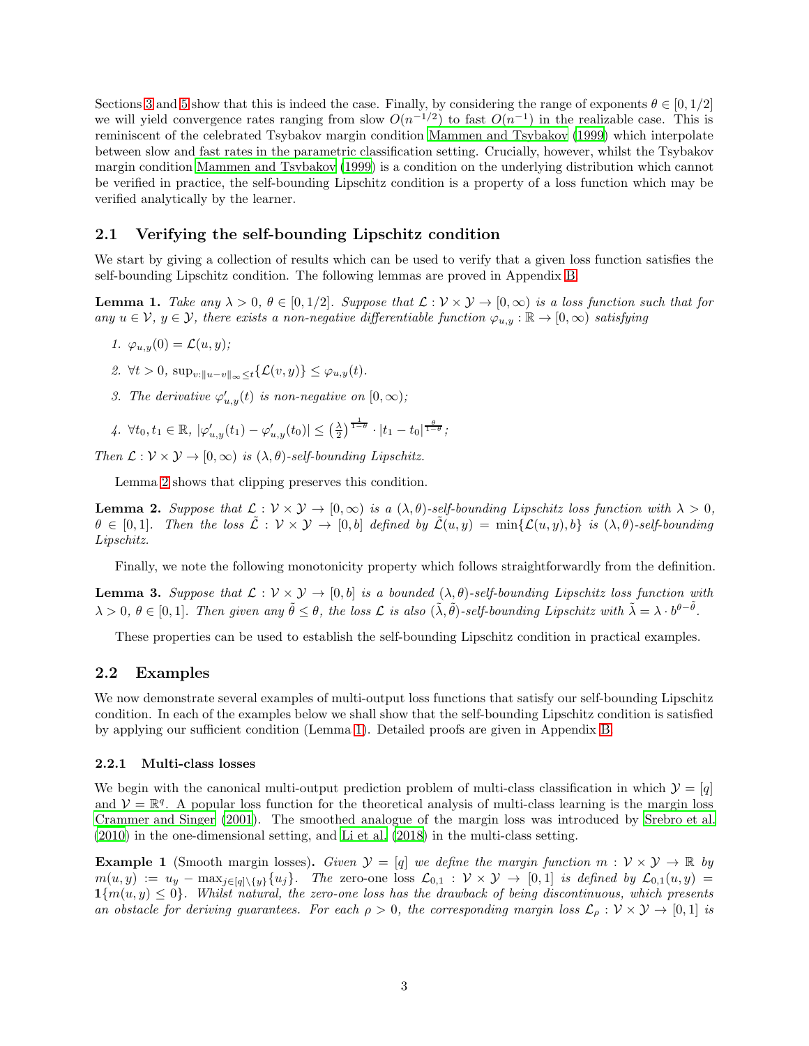Sections 3 and 5 show that this is indeed the case. Finally, by considering the range of exponents $\theta \in [0, 1/2]$ we will yield convergence rates ranging from slow $O(n^{-1/2})$ to fast $O(n^{-1})$ in the realizable case. This is reminiscent of the celebrated Tsybakov margin condition Mammen and Tsybakov (1999) which interpolate between slow and fast rates in the parametric classification setting. Crucially, however, whilst the Tsybakov margin condition Mammen and Tsybakov (1999) is a condition on the underlying distribution which cannot be verified in practice, the self-bounding Lipschitz condition is a property of a loss function which may be verified analytically by the learner.

## 2.1 Verifying the self-bounding Lipschitz condition

We start by giving a collection of results which can be used to verify that a given loss function satisfies the self-bounding Lipschitz condition. The following lemmas are proved in Appendix B.

**Lemma 1.** *Take any $\lambda > 0$, $\theta \in [0, 1/2]$. Suppose that $\mathcal{L} : \mathcal{V} \times \mathcal{Y} \to [0, \infty)$ is a loss function such that for any $u \in \mathcal{V}$, $y \in \mathcal{Y}$, there exists a non-negative differentiable function $\varphi_{u,y} : \mathbb{R} \to [0, \infty)$ satisfying*

1. *$\varphi_{u,y}(0) = \mathcal{L}(u, y)$;*
2. *$\forall t > 0$, $\sup_{v : \|u-v\|_\infty \leq t}\{\mathcal{L}(v, y)\} \leq \varphi_{u,y}(t)$.*
3. *The derivative $\varphi'_{u,y}(t)$ is non-negative on $[0, \infty)$;*
4. *$\forall t_0, t_1 \in \mathbb{R}$, $|\varphi'_{u,y}(t_1) - \varphi'_{u,y}(t_0)| \leq \left(\frac{\lambda}{2}\right)^{\frac{1}{1-\theta}} \cdot |t_1 - t_0|^{\frac{\theta}{1-\theta}}$;*

*Then $\mathcal{L} : \mathcal{V} \times \mathcal{Y} \to [0, \infty)$ is $(\lambda, \theta)$-self-bounding Lipschitz.*

Lemma 2 shows that clipping preserves this condition.

**Lemma 2.** *Suppose that $\mathcal{L} : \mathcal{V} \times \mathcal{Y} \to [0, \infty)$ is a $(\lambda, \theta)$-self-bounding Lipschitz loss function with $\lambda > 0$, $\theta \in [0, 1]$. Then the loss $\tilde{\mathcal{L}} : \mathcal{V} \times \mathcal{Y} \to [0, b]$ defined by $\tilde{\mathcal{L}}(u, y) = \min\{\mathcal{L}(u, y), b\}$ is $(\lambda, \theta)$-self-bounding Lipschitz.*

Finally, we note the following monotonicity property which follows straightforwardly from the definition.

**Lemma 3.** *Suppose that $\mathcal{L} : \mathcal{V} \times \mathcal{Y} \to [0, b]$ is a bounded $(\lambda, \theta)$-self-bounding Lipschitz loss function with $\lambda > 0$, $\theta \in [0, 1]$. Then given any $\tilde{\theta} \leq \theta$, the loss $\mathcal{L}$ is also $(\tilde{\lambda}, \tilde{\theta})$-self-bounding Lipschitz with $\tilde{\lambda} = \lambda \cdot b^{\theta - \tilde{\theta}}$.*

These properties can be used to establish the self-bounding Lipschitz condition in practical examples.

## 2.2 Examples

We now demonstrate several examples of multi-output loss functions that satisfy our self-bounding Lipschitz condition. In each of the examples below we shall show that the self-bounding Lipschitz condition is satisfied by applying our sufficient condition (Lemma 1). Detailed proofs are given in Appendix B.

### 2.2.1 Multi-class losses

We begin with the canonical multi-output prediction problem of multi-class classification in which $\mathcal{Y} = [q]$ and $\mathcal{V} = \mathbb{R}^q$. A popular loss function for the theoretical analysis of multi-class learning is the margin loss Crammer and Singer (2001). The smoothed analogue of the margin loss was introduced by Srebro et al. (2010) in the one-dimensional setting, and Li et al. (2018) in the multi-class setting.

**Example 1** (Smooth margin losses)**.** *Given $\mathcal{Y} = [q]$ we define the margin function $m : \mathcal{V} \times \mathcal{Y} \to \mathbb{R}$ by $m(u, y) := u_y - \max_{j \in [q] \setminus \{y\}}\{u_j\}$. The* zero-one *loss $\mathcal{L}_{0,1} : \mathcal{V} \times \mathcal{Y} \to [0, 1]$ is defined by $\mathcal{L}_{0,1}(u, y) = \mathbf{1}\{m(u, y) \leq 0\}$. Whilst natural, the zero-one loss has the drawback of being discontinuous, which presents an obstacle for deriving guarantees. For each $\rho > 0$, the corresponding margin loss $\mathcal{L}_\rho : \mathcal{V} \times \mathcal{Y} \to [0, 1]$ is*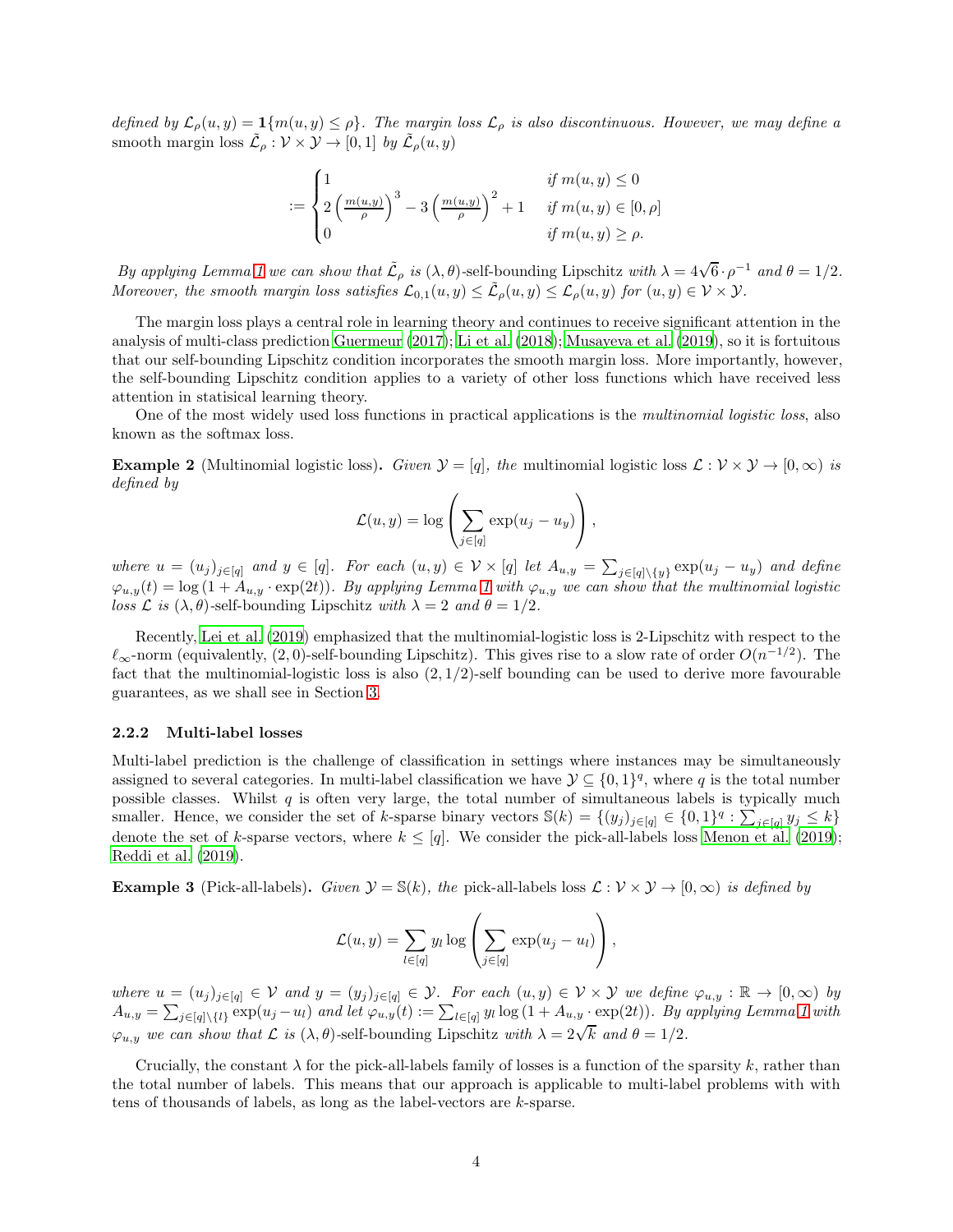*defined by* $\mathcal{L}_\rho(u, y) = \mathbf{1}\{m(u, y) \le \rho\}$. *The margin loss* $\mathcal{L}_\rho$ *is also discontinuous. However, we may define a* smooth margin loss $\tilde{\mathcal{L}}_\rho : \mathcal{V} \times \mathcal{Y} \to [0, 1]$ *by* $\tilde{\mathcal{L}}_\rho(u, y)$

$$:= \begin{cases} 1 & \text{if } m(u,y) \le 0 \\ 2\left(\frac{m(u,y)}{\rho}\right)^3 - 3\left(\frac{m(u,y)}{\rho}\right)^2 + 1 & \text{if } m(u,y) \in [0,\rho] \\ 0 & \text{if } m(u,y) \ge \rho. \end{cases}$$

*By applying Lemma 1 we can show that* $\tilde{\mathcal{L}}_\rho$ *is* $(\lambda, \theta)$*-self-bounding* Lipschitz *with* $\lambda = 4\sqrt{6} \cdot \rho^{-1}$ *and* $\theta = 1/2$*. Moreover, the smooth margin loss satisfies* $\mathcal{L}_{0,1}(u, y) \le \tilde{\mathcal{L}}_\rho(u, y) \le \mathcal{L}_\rho(u, y)$ *for* $(u, y) \in \mathcal{V} \times \mathcal{Y}$*.*

The margin loss plays a central role in learning theory and continues to receive significant attention in the analysis of multi-class prediction Guermeur (2017); Li et al. (2018); Musayeva et al. (2019), so it is fortuitous that our self-bounding Lipschitz condition incorporates the smooth margin loss. More importantly, however, the self-bounding Lipschitz condition applies to a variety of other loss functions which have received less attention in statisical learning theory.

One of the most widely used loss functions in practical applications is the *multinomial logistic loss*, also known as the softmax loss.

**Example 2** (Multinomial logistic loss)**.** *Given* $\mathcal{Y} = [q]$*, the* multinomial logistic loss $\mathcal{L} : \mathcal{V} \times \mathcal{Y} \to [0, \infty)$ *is defined by*

$$\mathcal{L}(u, y) = \log\left(\sum_{j \in [q]} \exp(u_j - u_y)\right),$$

*where* $u = (u_j)_{j\in[q]}$ *and* $y \in [q]$*. For each* $(u, y) \in \mathcal{V} \times [q]$ *let* $A_{u,y} = \sum_{j\in[q]\setminus\{y\}} \exp(u_j - u_y)$ *and define* $\varphi_{u,y}(t) = \log(1 + A_{u,y} \cdot \exp(2t))$*. By applying Lemma 1 with* $\varphi_{u,y}$ *we can show that the multinomial logistic loss* $\mathcal{L}$ *is* $(\lambda, \theta)$*-self-bounding* Lipschitz *with* $\lambda = 2$ *and* $\theta = 1/2$*.*

Recently, Lei et al. (2019) emphasized that the multinomial-logistic loss is 2-Lipschitz with respect to the $\ell_\infty$-norm (equivalently, $(2, 0)$-self-bounding Lipschitz). This gives rise to a slow rate of order $O(n^{-1/2})$. The fact that the multinomial-logistic loss is also $(2, 1/2)$-self bounding can be used to derive more favourable guarantees, as we shall see in Section 3.

### 2.2.2 Multi-label losses

Multi-label prediction is the challenge of classification in settings where instances may be simultaneously assigned to several categories. In multi-label classification we have $\mathcal{Y} \subseteq \{0, 1\}^q$, where $q$ is the total number possible classes. Whilst $q$ is often very large, the total number of simultaneous labels is typically much smaller. Hence, we consider the set of $k$-sparse binary vectors $\mathbb{S}(k) = \{(y_j)_{j\in[q]} \in \{0, 1\}^q : \sum_{j\in[q]} y_j \le k\}$ denote the set of $k$-sparse vectors, where $k \le [q]$. We consider the pick-all-labels loss Menon et al. (2019); Reddi et al. (2019).

**Example 3** (Pick-all-labels)**.** *Given* $\mathcal{Y} = \mathbb{S}(k)$*, the* pick-all-labels loss $\mathcal{L} : \mathcal{V} \times \mathcal{Y} \to [0, \infty)$ *is defined by*

$$\mathcal{L}(u, y) = \sum_{l \in [q]} y_l \log\left(\sum_{j\in[q]} \exp(u_j - u_l)\right),$$

*where* $u = (u_j)_{j\in[q]} \in \mathcal{V}$ *and* $y = (y_j)_{j\in[q]} \in \mathcal{Y}$*. For each* $(u, y) \in \mathcal{V} \times \mathcal{Y}$ *we define* $\varphi_{u,y} : \mathbb{R} \to [0, \infty)$ *by* $A_{u,y} = \sum_{j\in[q]\setminus\{l\}} \exp(u_j - u_l)$ *and let* $\varphi_{u,y}(t) := \sum_{l\in[q]} y_l \log(1 + A_{u,y} \cdot \exp(2t))$*. By applying Lemma 1 with* $\varphi_{u,y}$ *we can show that* $\mathcal{L}$ *is* $(\lambda, \theta)$*-self-bounding* Lipschitz *with* $\lambda = 2\sqrt{k}$ *and* $\theta = 1/2$*.*

Crucially, the constant $\lambda$ for the pick-all-labels family of losses is a function of the sparsity $k$, rather than the total number of labels. This means that our approach is applicable to multi-label problems with with tens of thousands of labels, as long as the label-vectors are $k$-sparse.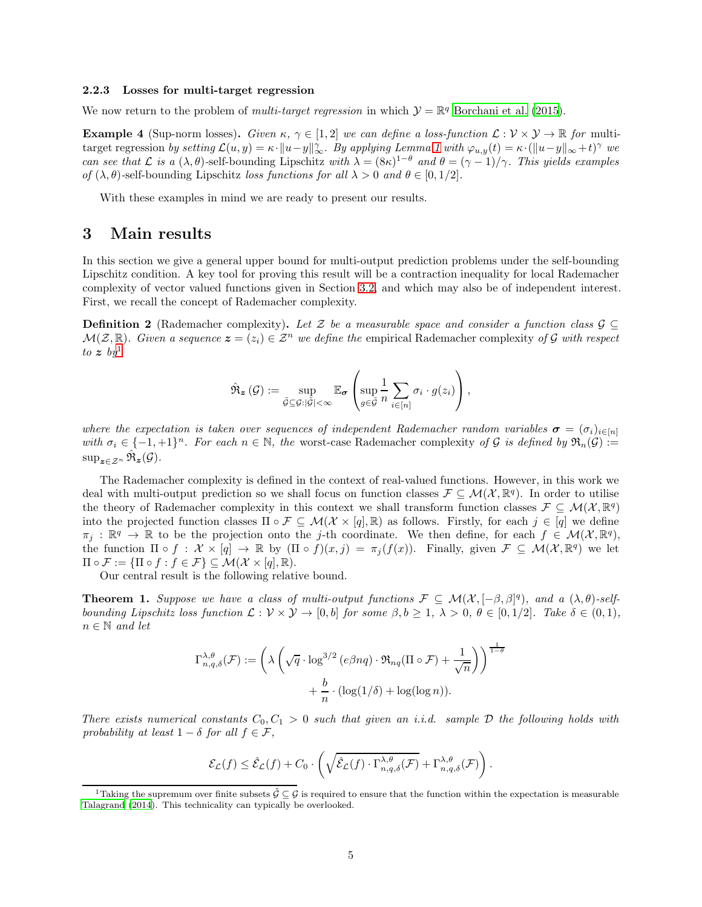### 2.2.3 Losses for multi-target regression

We now return to the problem of *multi-target regression* in which $\mathcal{Y} = \mathbb{R}^q$ Borchani et al. (2015).

**Example 4** (Sup-norm losses)**.** *Given $\kappa$, $\gamma \in [1, 2]$ we can define a loss-function $\mathcal{L} : \mathcal{V} \times \mathcal{Y} \to \mathbb{R}$ for* multi-target regression *by setting $\mathcal{L}(u, y) = \kappa \cdot \|u - y\|_\infty^\gamma$. By applying Lemma 1 with $\varphi_{u,y}(t) = \kappa \cdot (\|u - y\|_\infty + t)^\gamma$ we can see that $\mathcal{L}$ is a $(\lambda, \theta)$-self-bounding Lipschitz with $\lambda = (8\kappa)^{1-\theta}$ and $\theta = (\gamma - 1)/\gamma$. This yields examples of $(\lambda, \theta)$-self-bounding Lipschitz loss functions for all $\lambda > 0$ and $\theta \in [0, 1/2]$.*

With these examples in mind we are ready to present our results.

# 3 Main results

In this section we give a general upper bound for multi-output prediction problems under the self-bounding Lipschitz condition. A key tool for proving this result will be a contraction inequality for local Rademacher complexity of vector valued functions given in Section 3.2, and which may also be of independent interest. First, we recall the concept of Rademacher complexity.

**Definition 2** (Rademacher complexity)**.** *Let $\mathcal{Z}$ be a measurable space and consider a function class $\mathcal{G} \subseteq \mathcal{M}(\mathcal{Z}, \mathbb{R})$. Given a sequence $\boldsymbol{z} = (z_i) \in \mathcal{Z}^n$ we define the* empirical Rademacher complexity *of $\mathcal{G}$ with respect to $\boldsymbol{z}$ by*[1]

$$\hat{\mathfrak{R}}_{\boldsymbol{z}}(\mathcal{G}) := \sup_{\tilde{\mathcal{G}} \subseteq \mathcal{G} : |\tilde{\mathcal{G}}| < \infty} \mathbb{E}_{\boldsymbol{\sigma}} \left( \sup_{g \in \tilde{\mathcal{G}}} \frac{1}{n} \sum_{i \in [n]} \sigma_i \cdot g(z_i) \right),$$

*where the expectation is taken over sequences of independent Rademacher random variables $\boldsymbol{\sigma} = (\sigma_i)_{i \in [n]}$ with $\sigma_i \in \{-1, +1\}^n$. For each $n \in \mathbb{N}$, the* worst-case Rademacher complexity *of $\mathcal{G}$ is defined by $\mathfrak{R}_n(\mathcal{G}) := \sup_{\boldsymbol{z} \in \mathcal{Z}^n} \hat{\mathfrak{R}}_{\boldsymbol{z}}(\mathcal{G})$.*

The Rademacher complexity is defined in the context of real-valued functions. However, in this work we deal with multi-output prediction so we shall focus on function classes $\mathcal{F} \subseteq \mathcal{M}(\mathcal{X}, \mathbb{R}^q)$. In order to utilise the theory of Rademacher complexity in this context we shall transform function classes $\mathcal{F} \subseteq \mathcal{M}(\mathcal{X}, \mathbb{R}^q)$ into the projected function classes $\Pi \circ \mathcal{F} \subseteq \mathcal{M}(\mathcal{X} \times [q], \mathbb{R})$ as follows. Firstly, for each $j \in [q]$ we define $\pi_j : \mathbb{R}^q \to \mathbb{R}$ to be the projection onto the $j$-th coordinate. We then define, for each $f \in \mathcal{M}(\mathcal{X}, \mathbb{R}^q)$, the function $\Pi \circ f : \mathcal{X} \times [q] \to \mathbb{R}$ by $(\Pi \circ f)(x, j) = \pi_j(f(x))$. Finally, given $\mathcal{F} \subseteq \mathcal{M}(\mathcal{X}, \mathbb{R}^q)$ we let $\Pi \circ \mathcal{F} := \{\Pi \circ f : f \in \mathcal{F}\} \subseteq \mathcal{M}(\mathcal{X} \times [q], \mathbb{R})$.

Our central result is the following relative bound.

**Theorem 1.** *Suppose we have a class of multi-output functions $\mathcal{F} \subseteq \mathcal{M}(\mathcal{X}, [-\beta, \beta]^q)$, and a $(\lambda, \theta)$-self-bounding Lipschitz loss function $\mathcal{L} : \mathcal{V} \times \mathcal{Y} \to [0, b]$ for some $\beta, b \geq 1$, $\lambda > 0$, $\theta \in [0, 1/2]$. Take $\delta \in (0, 1)$, $n \in \mathbb{N}$ and let*

$$\Gamma^{\lambda,\theta}_{n,q,\delta}(\mathcal{F}) := \left( \lambda \left( \sqrt{q} \cdot \log^{3/2}(e\beta nq) \cdot \mathfrak{R}_{nq}(\Pi \circ \mathcal{F}) + \frac{1}{\sqrt{n}} \right) \right)^{\frac{1}{1-\theta}} + \frac{b}{n} \cdot (\log(1/\delta) + \log(\log n)).$$

*There exists numerical constants $C_0, C_1 > 0$ such that given an i.i.d. sample $\mathcal{D}$ the following holds with probability at least $1 - \delta$ for all $f \in \mathcal{F}$,*

$$\mathcal{E}_{\mathcal{L}}(f) \leq \hat{\mathcal{E}}_{\mathcal{L}}(f) + C_0 \cdot \left( \sqrt{\hat{\mathcal{E}}_{\mathcal{L}}(f) \cdot \Gamma^{\lambda,\theta}_{n,q,\delta}(\mathcal{F})} + \Gamma^{\lambda,\theta}_{n,q,\delta}(\mathcal{F}) \right).$$

[1] Taking the supremum over finite subsets $\tilde{\mathcal{G}} \subseteq \mathcal{G}$ is required to ensure that the function within the expectation is measurable Talagrand (2014). This technicality can typically be overlooked.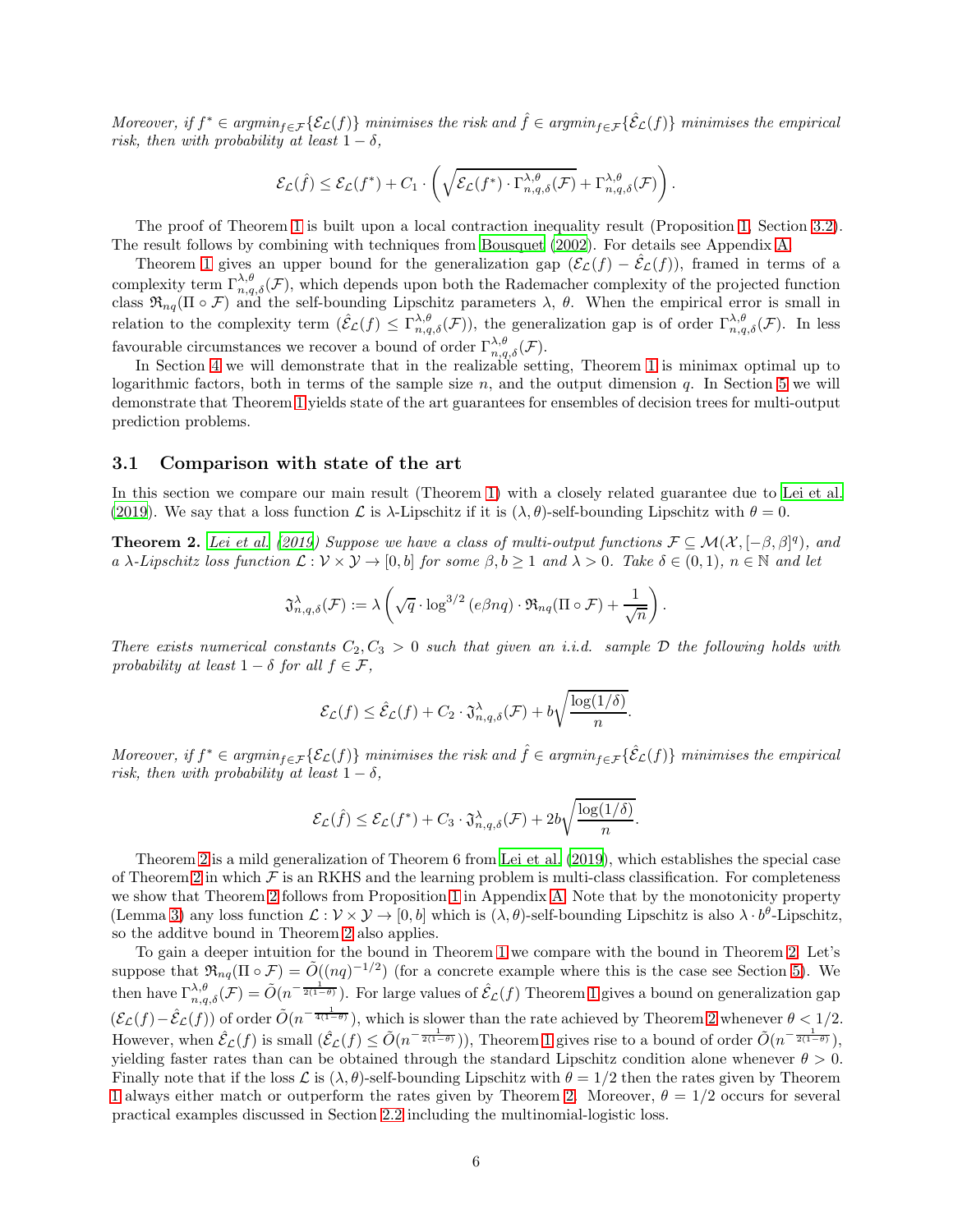*Moreover, if $f^* \in \mathrm{argmin}_{f\in\mathcal{F}}\{\mathcal{E}_{\mathcal{L}}(f)\}$ minimises the risk and $\hat{f} \in \mathrm{argmin}_{f\in\mathcal{F}}\{\hat{\mathcal{E}}_{\mathcal{L}}(f)\}$ minimises the empirical risk, then with probability at least $1-\delta$,*

$$\mathcal{E}_{\mathcal{L}}(\hat{f}) \leq \mathcal{E}_{\mathcal{L}}(f^*) + C_1 \cdot \left(\sqrt{\mathcal{E}_{\mathcal{L}}(f^*) \cdot \Gamma^{\lambda,\theta}_{n,q,\delta}(\mathcal{F})} + \Gamma^{\lambda,\theta}_{n,q,\delta}(\mathcal{F})\right).$$

The proof of Theorem 1 is built upon a local contraction inequality result (Proposition 1, Section 3.2). The result follows by combining with techniques from Bousquet (2002). For details see Appendix A.

Theorem 1 gives an upper bound for the generalization gap $(\mathcal{E}_{\mathcal{L}}(f) - \hat{\mathcal{E}}_{\mathcal{L}}(f))$, framed in terms of a complexity term $\Gamma^{\lambda,\theta}_{n,q,\delta}(\mathcal{F})$, which depends upon both the Rademacher complexity of the projected function class $\mathfrak{R}_{nq}(\Pi \circ \mathcal{F})$ and the self-bounding Lipschitz parameters $\lambda$, $\theta$. When the empirical error is small in relation to the complexity term $(\hat{\mathcal{E}}_{\mathcal{L}}(f) \leq \Gamma^{\lambda,\theta}_{n,q,\delta}(\mathcal{F}))$, the generalization gap is of order $\Gamma^{\lambda,\theta}_{n,q,\delta}(\mathcal{F})$. In less favourable circumstances we recover a bound of order $\Gamma^{\lambda,\theta}_{n,q,\delta}(\mathcal{F})$.

In Section 4 we will demonstrate that in the realizable setting, Theorem 1 is minimax optimal up to logarithmic factors, both in terms of the sample size $n$, and the output dimension $q$. In Section 5 we will demonstrate that Theorem 1 yields state of the art guarantees for ensembles of decision trees for multi-output prediction problems.

## 3.1 Comparison with state of the art

In this section we compare our main result (Theorem 1) with a closely related guarantee due to Lei et al. (2019). We say that a loss function $\mathcal{L}$ is $\lambda$-Lipschitz if it is $(\lambda,\theta)$-self-bounding Lipschitz with $\theta = 0$.

**Theorem 2.** *Lei et al. (2019) Suppose we have a class of multi-output functions $\mathcal{F} \subseteq \mathcal{M}(\mathcal{X}, [-\beta,\beta]^q)$, and a $\lambda$-Lipschitz loss function $\mathcal{L} : \mathcal{V} \times \mathcal{Y} \to [0,b]$ for some $\beta, b \geq 1$ and $\lambda > 0$. Take $\delta \in (0,1)$, $n \in \mathbb{N}$ and let*

$$\mathfrak{J}^{\lambda}_{n,q,\delta}(\mathcal{F}) := \lambda \left(\sqrt{q} \cdot \log^{3/2}(e\beta nq) \cdot \mathfrak{R}_{nq}(\Pi \circ \mathcal{F}) + \frac{1}{\sqrt{n}}\right).$$

*There exists numerical constants $C_2, C_3 > 0$ such that given an i.i.d. sample $\mathcal{D}$ the following holds with probability at least $1-\delta$ for all $f \in \mathcal{F}$,*

$$\mathcal{E}_{\mathcal{L}}(f) \leq \hat{\mathcal{E}}_{\mathcal{L}}(f) + C_2 \cdot \mathfrak{J}^{\lambda}_{n,q,\delta}(\mathcal{F}) + b\sqrt{\frac{\log(1/\delta)}{n}}.$$

*Moreover, if $f^* \in \mathrm{argmin}_{f\in\mathcal{F}}\{\mathcal{E}_{\mathcal{L}}(f)\}$ minimises the risk and $\hat{f} \in \mathrm{argmin}_{f\in\mathcal{F}}\{\hat{\mathcal{E}}_{\mathcal{L}}(f)\}$ minimises the empirical risk, then with probability at least $1-\delta$,*

$$\mathcal{E}_{\mathcal{L}}(\hat{f}) \leq \mathcal{E}_{\mathcal{L}}(f^*) + C_3 \cdot \mathfrak{J}^{\lambda}_{n,q,\delta}(\mathcal{F}) + 2b\sqrt{\frac{\log(1/\delta)}{n}}.$$

Theorem 2 is a mild generalization of Theorem 6 from Lei et al. (2019), which establishes the special case of Theorem 2 in which $\mathcal{F}$ is an RKHS and the learning problem is multi-class classification. For completeness we show that Theorem 2 follows from Proposition 1 in Appendix A. Note that by the monotonicity property (Lemma 3) any loss function $\mathcal{L} : \mathcal{V} \times \mathcal{Y} \to [0,b]$ which is $(\lambda,\theta)$-self-bounding Lipschitz is also $\lambda \cdot b^{\theta}$-Lipschitz, so the additve bound in Theorem 2 also applies.

To gain a deeper intuition for the bound in Theorem 1 we compare with the bound in Theorem 2. Let's suppose that $\mathfrak{R}_{nq}(\Pi \circ \mathcal{F}) = \tilde{O}((nq)^{-1/2})$ (for a concrete example where this is the case see Section 5). We then have $\Gamma^{\lambda,\theta}_{n,q,\delta}(\mathcal{F}) = \tilde{O}(n^{-\frac{1}{2(1-\theta)}})$. For large values of $\hat{\mathcal{E}}_{\mathcal{L}}(f)$ Theorem 1 gives a bound on generalization gap $(\mathcal{E}_{\mathcal{L}}(f) - \hat{\mathcal{E}}_{\mathcal{L}}(f))$ of order $\tilde{O}(n^{-\frac{1}{4(1-\theta)}})$, which is slower than the rate achieved by Theorem 2 whenever $\theta < 1/2$. However, when $\hat{\mathcal{E}}_{\mathcal{L}}(f)$ is small $(\hat{\mathcal{E}}_{\mathcal{L}}(f) \leq \tilde{O}(n^{-\frac{1}{2(1-\theta)}}))$, Theorem 1 gives rise to a bound of order $\tilde{O}(n^{-\frac{1}{2(1-\theta)}})$, yielding faster rates than can be obtained through the standard Lipschitz condition alone whenever $\theta > 0$. Finally note that if the loss $\mathcal{L}$ is $(\lambda,\theta)$-self-bounding Lipschitz with $\theta = 1/2$ then the rates given by Theorem 1 always either match or outperform the rates given by Theorem 2. Moreover, $\theta = 1/2$ occurs for several practical examples discussed in Section 2.2 including the multinomial-logistic loss.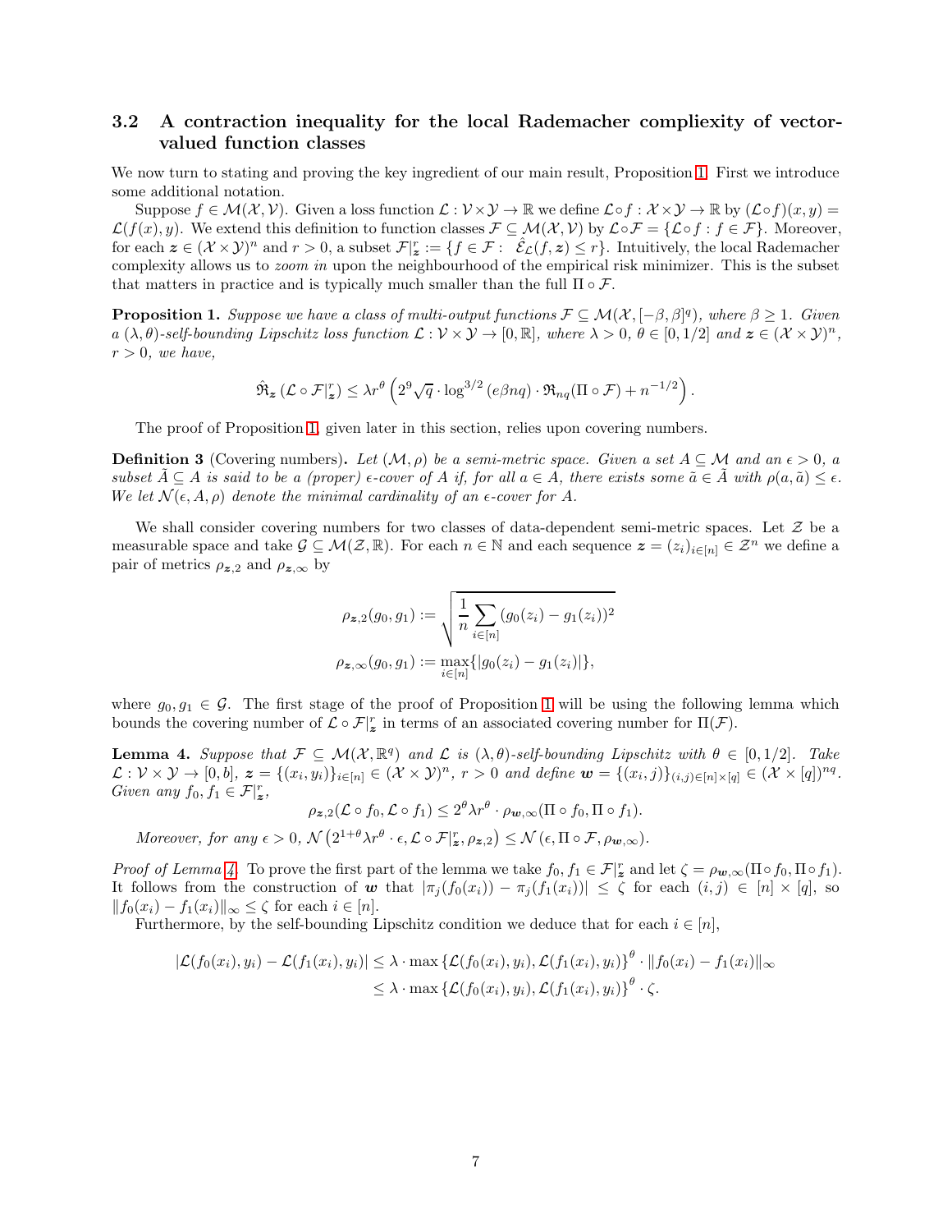### 3.2 A contraction inequality for the local Rademacher compliexity of vector-valued function classes

We now turn to stating and proving the key ingredient of our main result, Proposition 1. First we introduce some additional notation.

Suppose $f \in \mathcal{M}(\mathcal{X}, \mathcal{V})$. Given a loss function $\mathcal{L} : \mathcal{V} \times \mathcal{Y} \to \mathbb{R}$ we define $\mathcal{L} \circ f : \mathcal{X} \times \mathcal{Y} \to \mathbb{R}$ by $(\mathcal{L} \circ f)(x, y) = \mathcal{L}(f(x), y)$. We extend this definition to function classes $\mathcal{F} \subseteq \mathcal{M}(\mathcal{X}, \mathcal{V})$ by $\mathcal{L} \circ \mathcal{F} = \{\mathcal{L} \circ f : f \in \mathcal{F}\}$. Moreover, for each $\boldsymbol{z} \in (\mathcal{X} \times \mathcal{Y})^n$ and $r > 0$, a subset $\mathcal{F}|_{\boldsymbol{z}}^r := \{f \in \mathcal{F} : \hat{\mathcal{E}}_{\mathcal{L}}(f, \boldsymbol{z}) \le r\}$. Intuitively, the local Rademacher complexity allows us to *zoom in* upon the neighbourhood of the empirical risk minimizer. This is the subset that matters in practice and is typically much smaller than the full $\Pi \circ \mathcal{F}$.

**Proposition 1.** *Suppose we have a class of multi-output functions $\mathcal{F} \subseteq \mathcal{M}(\mathcal{X}, [-\beta, \beta]^q)$, where $\beta \ge 1$. Given a $(\lambda, \theta)$-self-bounding Lipschitz loss function $\mathcal{L} : \mathcal{V} \times \mathcal{Y} \to [0, \mathbb{R}]$, where $\lambda > 0$, $\theta \in [0, 1/2]$ and $\boldsymbol{z} \in (\mathcal{X} \times \mathcal{Y})^n$, $r > 0$, we have,*

$$\hat{\mathfrak{R}}_{\boldsymbol{z}}\left(\mathcal{L} \circ \mathcal{F}|_{\boldsymbol{z}}^r\right) \le \lambda r^{\theta} \left(2^9 \sqrt{q} \cdot \log^{3/2}(e\beta n q) \cdot \mathfrak{R}_{nq}(\Pi \circ \mathcal{F}) + n^{-1/2}\right).$$

The proof of Proposition 1, given later in this section, relies upon covering numbers.

**Definition 3** (Covering numbers)**.** *Let $(\mathcal{M}, \rho)$ be a semi-metric space. Given a set $A \subseteq \mathcal{M}$ and an $\epsilon > 0$, a subset $\tilde{A} \subseteq A$ is said to be a (proper) $\epsilon$-cover of $A$ if, for all $a \in A$, there exists some $\tilde{a} \in \tilde{A}$ with $\rho(a, \tilde{a}) \le \epsilon$. We let $\mathcal{N}(\epsilon, A, \rho)$ denote the minimal cardinality of an $\epsilon$-cover for $A$.*

We shall consider covering numbers for two classes of data-dependent semi-metric spaces. Let $\mathcal{Z}$ be a measurable space and take $\mathcal{G} \subseteq \mathcal{M}(\mathcal{Z}, \mathbb{R})$. For each $n \in \mathbb{N}$ and each sequence $\boldsymbol{z} = (z_i)_{i \in [n]} \in \mathcal{Z}^n$ we define a pair of metrics $\rho_{\boldsymbol{z},2}$ and $\rho_{\boldsymbol{z},\infty}$ by

$$\rho_{\boldsymbol{z},2}(g_0, g_1) := \sqrt{\frac{1}{n} \sum_{i \in [n]} (g_0(z_i) - g_1(z_i))^2}$$

$$\rho_{\boldsymbol{z},\infty}(g_0, g_1) := \max_{i \in [n]} \{|g_0(z_i) - g_1(z_i)|\},$$

where $g_0, g_1 \in \mathcal{G}$. The first stage of the proof of Proposition 1 will be using the following lemma which bounds the covering number of $\mathcal{L} \circ \mathcal{F}|_{\boldsymbol{z}}^r$ in terms of an associated covering number for $\Pi(\mathcal{F})$.

**Lemma 4.** *Suppose that $\mathcal{F} \subseteq \mathcal{M}(\mathcal{X}, \mathbb{R}^q)$ and $\mathcal{L}$ is $(\lambda, \theta)$-self-bounding Lipschitz with $\theta \in [0, 1/2]$. Take $\mathcal{L} : \mathcal{V} \times \mathcal{Y} \to [0, b]$, $\boldsymbol{z} = \{(x_i, y_i)\}_{i \in [n]} \in (\mathcal{X} \times \mathcal{Y})^n$, $r > 0$ and define $\boldsymbol{w} = \{(x_i, j)\}_{(i,j) \in [n] \times [q]} \in (\mathcal{X} \times [q])^{nq}$. Given any $f_0, f_1 \in \mathcal{F}|_{\boldsymbol{z}}^r$,*

$$\rho_{\boldsymbol{z},2}(\mathcal{L} \circ f_0, \mathcal{L} \circ f_1) \le 2^{\theta} \lambda r^{\theta} \cdot \rho_{\boldsymbol{w},\infty}(\Pi \circ f_0, \Pi \circ f_1).$$

*Moreover, for any $\epsilon > 0$, $\mathcal{N}\left(2^{1+\theta} \lambda r^{\theta} \cdot \epsilon, \mathcal{L} \circ \mathcal{F}|_{\boldsymbol{z}}^r, \rho_{\boldsymbol{z},2}\right) \le \mathcal{N}\left(\epsilon, \Pi \circ \mathcal{F}, \rho_{\boldsymbol{w},\infty}\right)$.*

*Proof of Lemma 4.* To prove the first part of the lemma we take $f_0, f_1 \in \mathcal{F}|_{\boldsymbol{z}}^r$ and let $\zeta = \rho_{\boldsymbol{w},\infty}(\Pi \circ f_0, \Pi \circ f_1)$. It follows from the construction of $\boldsymbol{w}$ that $|\pi_j(f_0(x_i)) - \pi_j(f_1(x_i))| \le \zeta$ for each $(i, j) \in [n] \times [q]$, so $\|f_0(x_i) - f_1(x_i)\|_\infty \le \zeta$ for each $i \in [n]$.

Furthermore, by the self-bounding Lipschitz condition we deduce that for each $i \in [n]$,

$$\begin{aligned}
|\mathcal{L}(f_0(x_i), y_i) - \mathcal{L}(f_1(x_i), y_i)| &\le \lambda \cdot \max\{\mathcal{L}(f_0(x_i), y_i), \mathcal{L}(f_1(x_i), y_i)\}^{\theta} \cdot \|f_0(x_i) - f_1(x_i)\|_\infty \\
&\le \lambda \cdot \max\{\mathcal{L}(f_0(x_i), y_i), \mathcal{L}(f_1(x_i), y_i)\}^{\theta} \cdot \zeta.
\end{aligned}$$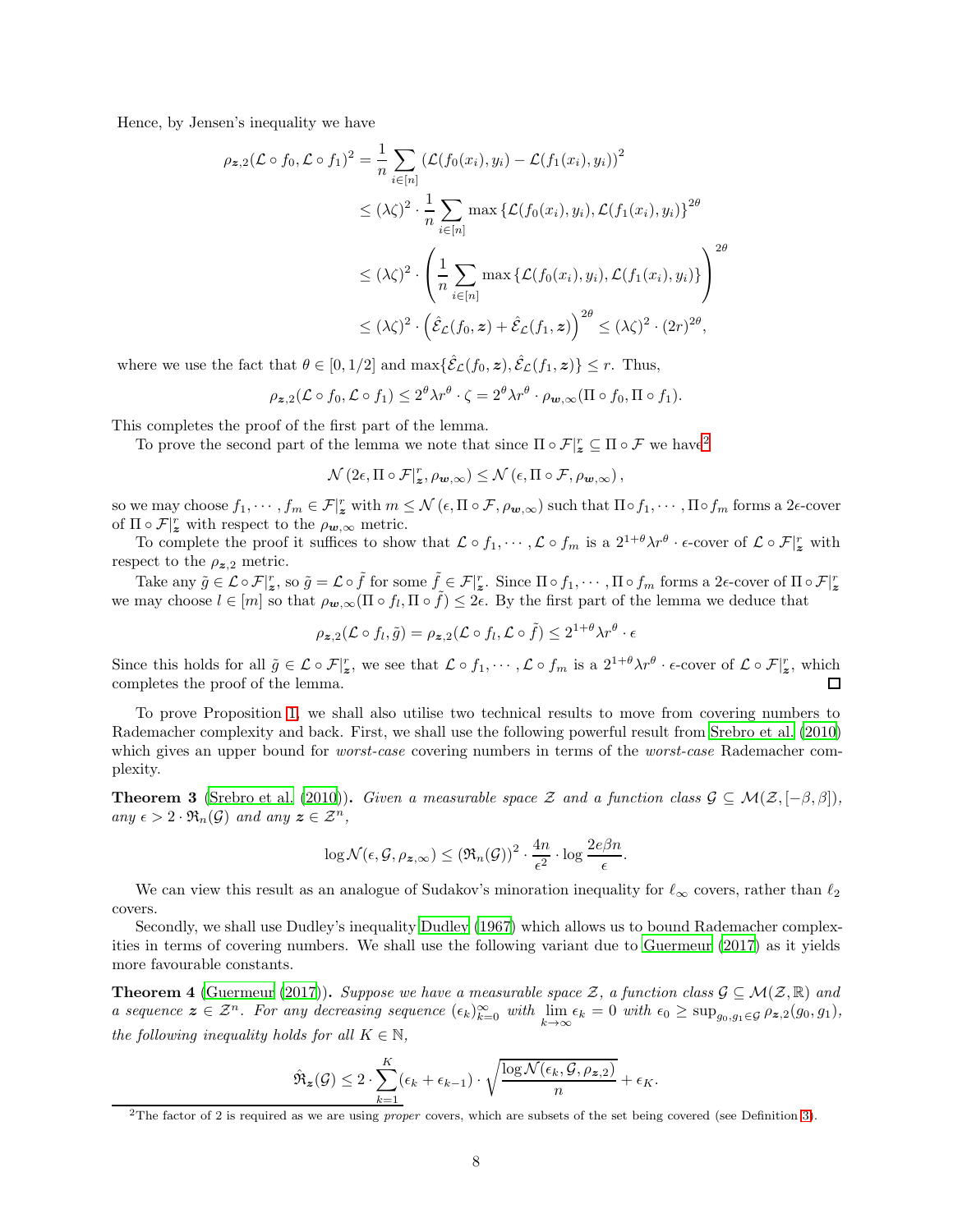Hence, by Jensen's inequality we have

$$
\begin{aligned}
\rho_{\boldsymbol{z},2}(\mathcal{L}\circ f_0, \mathcal{L}\circ f_1)^2 &= \frac{1}{n}\sum_{i\in[n]} \left(\mathcal{L}(f_0(x_i), y_i) - \mathcal{L}(f_1(x_i), y_i)\right)^2 \\
&\leq (\lambda\zeta)^2 \cdot \frac{1}{n}\sum_{i\in[n]} \max\left\{\mathcal{L}(f_0(x_i), y_i), \mathcal{L}(f_1(x_i), y_i)\right\}^{2\theta} \\
&\leq (\lambda\zeta)^2 \cdot \left(\frac{1}{n}\sum_{i\in[n]} \max\left\{\mathcal{L}(f_0(x_i), y_i), \mathcal{L}(f_1(x_i), y_i)\right\}\right)^{2\theta} \\
&\leq (\lambda\zeta)^2 \cdot \left(\hat{\mathcal{E}}_{\mathcal{L}}(f_0, \boldsymbol{z}) + \hat{\mathcal{E}}_{\mathcal{L}}(f_1, \boldsymbol{z})\right)^{2\theta} \leq (\lambda\zeta)^2 \cdot (2r)^{2\theta},
\end{aligned}
$$

where we use the fact that $\theta \in [0, 1/2]$ and $\max\{\hat{\mathcal{E}}_{\mathcal{L}}(f_0, \boldsymbol{z}), \hat{\mathcal{E}}_{\mathcal{L}}(f_1, \boldsymbol{z})\} \leq r$. Thus,

$$
\rho_{\boldsymbol{z},2}(\mathcal{L}\circ f_0, \mathcal{L}\circ f_1) \leq 2^\theta \lambda r^\theta \cdot \zeta = 2^\theta \lambda r^\theta \cdot \rho_{\boldsymbol{w},\infty}(\Pi\circ f_0, \Pi\circ f_1).
$$

This completes the proof of the first part of the lemma.

To prove the second part of the lemma we note that since $\Pi\circ\mathcal{F}|_{\boldsymbol{z}}^r \subseteq \Pi\circ\mathcal{F}$ we have[2]

$$
\mathcal{N}\left(2\epsilon, \Pi\circ\mathcal{F}|_{\boldsymbol{z}}^r, \rho_{\boldsymbol{w},\infty}\right) \leq \mathcal{N}\left(\epsilon, \Pi\circ\mathcal{F}, \rho_{\boldsymbol{w},\infty}\right),
$$

so we may choose $f_1, \cdots, f_m \in \mathcal{F}|_{\boldsymbol{z}}^r$ with $m \leq \mathcal{N}\left(\epsilon, \Pi\circ\mathcal{F}, \rho_{\boldsymbol{w},\infty}\right)$ such that $\Pi\circ f_1, \cdots, \Pi\circ f_m$ forms a $2\epsilon$-cover of $\Pi\circ\mathcal{F}|_{\boldsymbol{z}}^r$ with respect to the $\rho_{\boldsymbol{w},\infty}$ metric.

To complete the proof it suffices to show that $\mathcal{L}\circ f_1, \cdots, \mathcal{L}\circ f_m$ is a $2^{1+\theta}\lambda r^\theta \cdot \epsilon$-cover of $\mathcal{L}\circ\mathcal{F}|_{\boldsymbol{z}}^r$ with respect to the $\rho_{\boldsymbol{z},2}$ metric.

Take any $\tilde{g} \in \mathcal{L}\circ\mathcal{F}|_{\boldsymbol{z}}^r$, so $\tilde{g} = \mathcal{L}\circ\tilde{f}$ for some $\tilde{f} \in \mathcal{F}|_{\boldsymbol{z}}^r$. Since $\Pi\circ f_1, \cdots, \Pi\circ f_m$ forms a $2\epsilon$-cover of $\Pi\circ\mathcal{F}|_{\boldsymbol{z}}^r$ we may choose $l \in [m]$ so that $\rho_{\boldsymbol{w},\infty}(\Pi\circ f_l, \Pi\circ\tilde{f}) \leq 2\epsilon$. By the first part of the lemma we deduce that

$$
\rho_{\boldsymbol{z},2}(\mathcal{L}\circ f_l, \tilde{g}) = \rho_{\boldsymbol{z},2}(\mathcal{L}\circ f_l, \mathcal{L}\circ\tilde{f}) \leq 2^{1+\theta}\lambda r^\theta \cdot \epsilon
$$

Since this holds for all $\tilde{g} \in \mathcal{L}\circ\mathcal{F}|_{\boldsymbol{z}}^r$, we see that $\mathcal{L}\circ f_1, \cdots, \mathcal{L}\circ f_m$ is a $2^{1+\theta}\lambda r^\theta \cdot \epsilon$-cover of $\mathcal{L}\circ\mathcal{F}|_{\boldsymbol{z}}^r$, which completes the proof of the lemma. □

To prove Proposition 1, we shall also utilise two technical results to move from covering numbers to Rademacher complexity and back. First, we shall use the following powerful result from Srebro et al. (2010) which gives an upper bound for *worst-case* covering numbers in terms of the *worst-case* Rademacher complexity.

**Theorem 3** (Srebro et al. (2010))**.** *Given a measurable space $\mathcal{Z}$ and a function class $\mathcal{G} \subseteq \mathcal{M}(\mathcal{Z}, [-\beta, \beta])$, any $\epsilon > 2\cdot\mathfrak{R}_n(\mathcal{G})$ and any $\boldsymbol{z} \in \mathcal{Z}^n$,*

$$
\log\mathcal{N}(\epsilon, \mathcal{G}, \rho_{\boldsymbol{z},\infty}) \leq (\mathfrak{R}_n(\mathcal{G}))^2 \cdot \frac{4n}{\epsilon^2} \cdot \log\frac{2e\beta n}{\epsilon}.
$$

We can view this result as an analogue of Sudakov's minoration inequality for $\ell_\infty$ covers, rather than $\ell_2$ covers.

Secondly, we shall use Dudley's inequality Dudley (1967) which allows us to bound Rademacher complexities in terms of covering numbers. We shall use the following variant due to Guermeur (2017) as it yields more favourable constants.

**Theorem 4** (Guermeur (2017))**.** *Suppose we have a measurable space $\mathcal{Z}$, a function class $\mathcal{G} \subseteq \mathcal{M}(\mathcal{Z}, \mathbb{R})$ and a sequence $\boldsymbol{z} \in \mathcal{Z}^n$. For any decreasing sequence $(\epsilon_k)_{k=0}^\infty$ with $\lim_{k\to\infty}\epsilon_k = 0$ with $\epsilon_0 \geq \sup_{g_0, g_1 \in \mathcal{G}} \rho_{\boldsymbol{z},2}(g_0, g_1)$, the following inequality holds for all $K \in \mathbb{N}$,*

$$
\hat{\mathfrak{R}}_{\boldsymbol{z}}(\mathcal{G}) \leq 2\cdot\sum_{k=1}^{K}(\epsilon_k + \epsilon_{k-1})\cdot\sqrt{\frac{\log\mathcal{N}(\epsilon_k, \mathcal{G}, \rho_{\boldsymbol{z},2})}{n}} + \epsilon_K.
$$

[2] The factor of 2 is required as we are using *proper* covers, which are subsets of the set being covered (see Definition 3).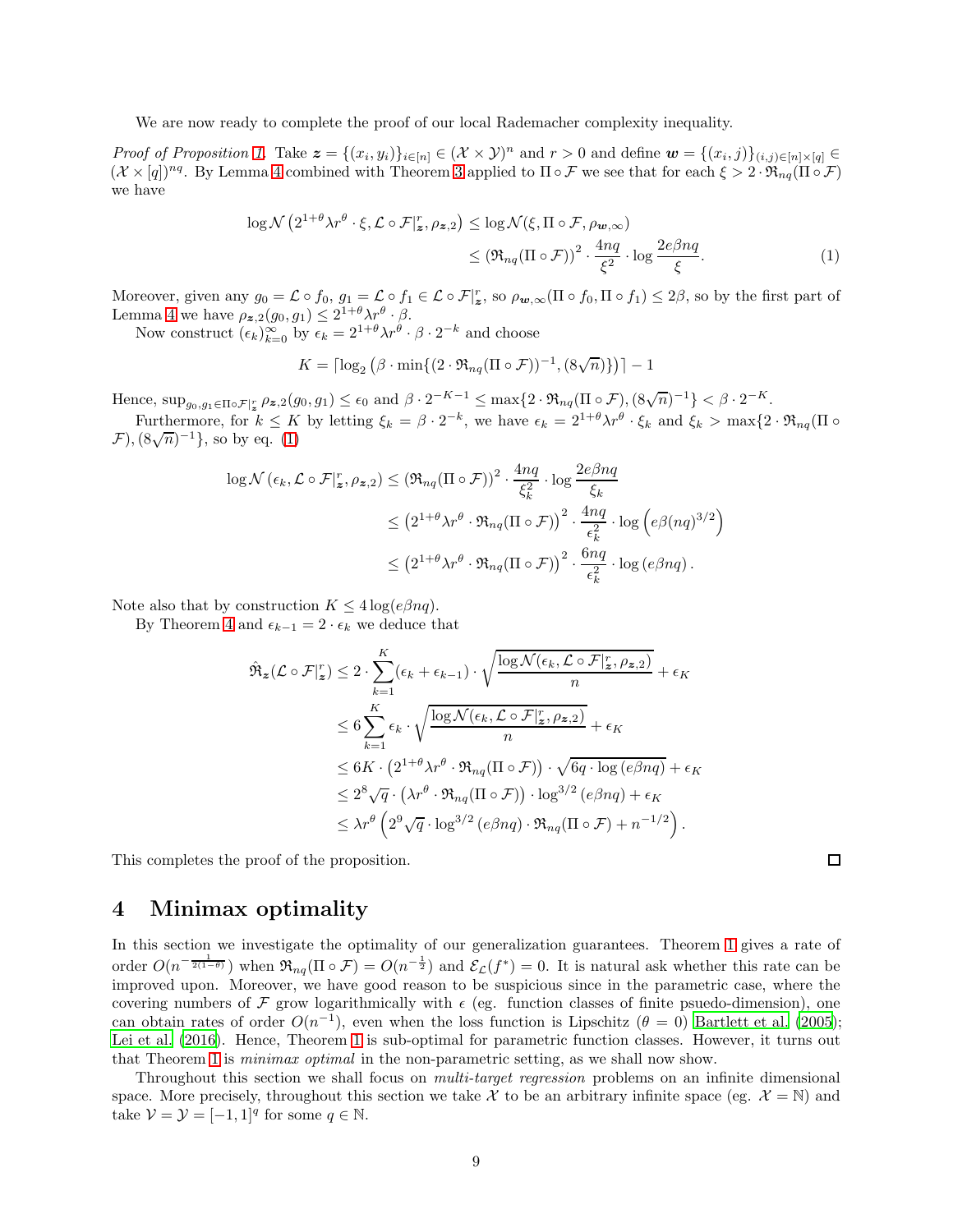We are now ready to complete the proof of our local Rademacher complexity inequality.

*Proof of Proposition 1.* Take $\boldsymbol{z} = \{(x_i, y_i)\}_{i\in[n]} \in (\mathcal{X}\times\mathcal{Y})^n$ and $r > 0$ and define $\boldsymbol{w} = \{(x_i, j)\}_{(i,j)\in[n]\times[q]} \in (\mathcal{X}\times[q])^{nq}$. By Lemma 4 combined with Theorem 3 applied to $\Pi\circ\mathcal{F}$ we see that for each $\xi > 2\cdot\mathfrak{R}_{nq}(\Pi\circ\mathcal{F})$ we have

$$\begin{aligned}\log\mathcal{N}\left(2^{1+\theta}\lambda r^{\theta}\cdot\xi, \mathcal{L}\circ\mathcal{F}|_{\boldsymbol{z}}^{r}, \rho_{\boldsymbol{z},2}\right) &\leq \log\mathcal{N}(\xi, \Pi\circ\mathcal{F}, \rho_{\boldsymbol{w},\infty}) \\ &\leq \left(\mathfrak{R}_{nq}(\Pi\circ\mathcal{F})\right)^2\cdot\frac{4nq}{\xi^2}\cdot\log\frac{2e\beta nq}{\xi}. \end{aligned} \tag{1}$$

Moreover, given any $g_0 = \mathcal{L}\circ f_0$, $g_1 = \mathcal{L}\circ f_1 \in \mathcal{L}\circ\mathcal{F}|_{\boldsymbol{z}}^{r}$, so $\rho_{\boldsymbol{w},\infty}(\Pi\circ f_0, \Pi\circ f_1) \leq 2\beta$, so by the first part of Lemma 4 we have $\rho_{\boldsymbol{z},2}(g_0, g_1) \leq 2^{1+\theta}\lambda r^{\theta}\cdot\beta$.

Now construct $(\epsilon_k)_{k=0}^{\infty}$ by $\epsilon_k = 2^{1+\theta}\lambda r^{\theta}\cdot\beta\cdot 2^{-k}$ and choose

$$K = \left\lceil\log_2\left(\beta\cdot\min\{(2\cdot\mathfrak{R}_{nq}(\Pi\circ\mathcal{F}))^{-1}, (8\sqrt{n})\}\right)\right\rceil - 1$$

Hence, $\sup_{g_0,g_1\in\Pi\circ\mathcal{F}|_{\boldsymbol{z}}^{r}}\rho_{\boldsymbol{z},2}(g_0,g_1) \leq \epsilon_0$ and $\beta\cdot 2^{-K-1} \leq \max\{2\cdot\mathfrak{R}_{nq}(\Pi\circ\mathcal{F}), (8\sqrt{n})^{-1}\} < \beta\cdot 2^{-K}$.

Furthermore, for $k \leq K$ by letting $\xi_k = \beta\cdot 2^{-k}$, we have $\epsilon_k = 2^{1+\theta}\lambda r^{\theta}\cdot\xi_k$ and $\xi_k > \max\{2\cdot\mathfrak{R}_{nq}(\Pi\circ\mathcal{F}), (8\sqrt{n})^{-1}\}$, so by eq. (1)

$$\begin{aligned}\log\mathcal{N}\left(\epsilon_k, \mathcal{L}\circ\mathcal{F}|_{\boldsymbol{z}}^{r}, \rho_{\boldsymbol{z},2}\right) &\leq \left(\mathfrak{R}_{nq}(\Pi\circ\mathcal{F})\right)^2\cdot\frac{4nq}{\xi_k^2}\cdot\log\frac{2e\beta nq}{\xi_k} \\ &\leq \left(2^{1+\theta}\lambda r^{\theta}\cdot\mathfrak{R}_{nq}(\Pi\circ\mathcal{F})\right)^2\cdot\frac{4nq}{\epsilon_k^2}\cdot\log\left(e\beta(nq)^{3/2}\right) \\ &\leq \left(2^{1+\theta}\lambda r^{\theta}\cdot\mathfrak{R}_{nq}(\Pi\circ\mathcal{F})\right)^2\cdot\frac{6nq}{\epsilon_k^2}\cdot\log\left(e\beta nq\right).\end{aligned}$$

Note also that by construction $K \leq 4\log(e\beta nq)$.

By Theorem 4 and $\epsilon_{k-1} = 2\cdot\epsilon_k$ we deduce that

$$\begin{aligned}\hat{\mathfrak{R}}_{\boldsymbol{z}}(\mathcal{L}\circ\mathcal{F}|_{\boldsymbol{z}}^{r}) &\leq 2\cdot\sum_{k=1}^{K}(\epsilon_k + \epsilon_{k-1})\cdot\sqrt{\frac{\log\mathcal{N}(\epsilon_k, \mathcal{L}\circ\mathcal{F}|_{\boldsymbol{z}}^{r}, \rho_{\boldsymbol{z},2})}{n}} + \epsilon_K \\ &\leq 6\sum_{k=1}^{K}\epsilon_k\cdot\sqrt{\frac{\log\mathcal{N}(\epsilon_k, \mathcal{L}\circ\mathcal{F}|_{\boldsymbol{z}}^{r}, \rho_{\boldsymbol{z},2})}{n}} + \epsilon_K \\ &\leq 6K\cdot\left(2^{1+\theta}\lambda r^{\theta}\cdot\mathfrak{R}_{nq}(\Pi\circ\mathcal{F})\right)\cdot\sqrt{6q\cdot\log\left(e\beta nq\right)} + \epsilon_K \\ &\leq 2^8\sqrt{q}\cdot\left(\lambda r^{\theta}\cdot\mathfrak{R}_{nq}(\Pi\circ\mathcal{F})\right)\cdot\log^{3/2}\left(e\beta nq\right) + \epsilon_K \\ &\leq \lambda r^{\theta}\left(2^9\sqrt{q}\cdot\log^{3/2}\left(e\beta nq\right)\cdot\mathfrak{R}_{nq}(\Pi\circ\mathcal{F}) + n^{-1/2}\right).\end{aligned}$$

This completes the proof of the proposition. ◻

# 4 Minimax optimality

In this section we investigate the optimality of our generalization guarantees. Theorem 1 gives a rate of order $O(n^{-\frac{1}{2(1-\theta)}})$ when $\mathfrak{R}_{nq}(\Pi\circ\mathcal{F}) = O(n^{-\frac{1}{2}})$ and $\mathcal{E}_{\mathcal{L}}(f^*) = 0$. It is natural ask whether this rate can be improved upon. Moreover, we have good reason to be suspicious since in the parametric case, where the covering numbers of $\mathcal{F}$ grow logarithmically with $\epsilon$ (eg. function classes of finite psuedo-dimension), one can obtain rates of order $O(n^{-1})$, even when the loss function is Lipschitz ($\theta = 0$) Bartlett et al. (2005); Lei et al. (2016). Hence, Theorem 1 is sub-optimal for parametric function classes. However, it turns out that Theorem 1 is *minimax optimal* in the non-parametric setting, as we shall now show.

Throughout this section we shall focus on *multi-target regression* problems on an infinite dimensional space. More precisely, throughout this section we take $\mathcal{X}$ to be an arbitrary infinite space (eg. $\mathcal{X} = \mathbb{N}$) and take $\mathcal{V} = \mathcal{Y} = [-1, 1]^q$ for some $q \in \mathbb{N}$.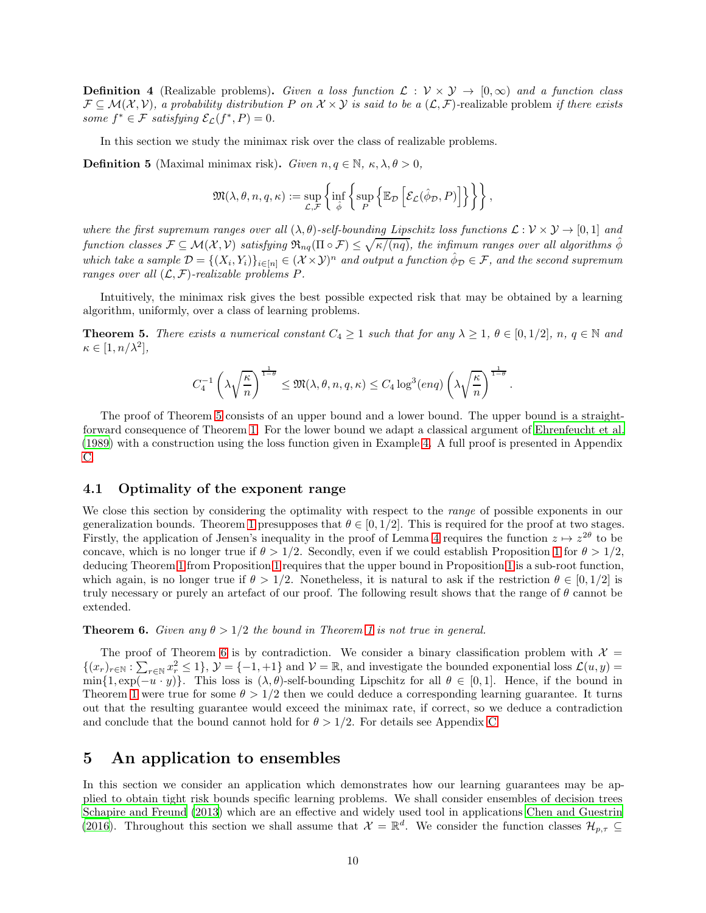**Definition 4** (Realizable problems)**.** *Given a loss function $\mathcal{L} : \mathcal{V} \times \mathcal{Y} \to [0, \infty)$ and a function class $\mathcal{F} \subseteq \mathcal{M}(\mathcal{X}, \mathcal{V})$, a probability distribution $P$ on $\mathcal{X} \times \mathcal{Y}$ is said to be a $(\mathcal{L}, \mathcal{F})$-realizable problem if there exists some $f^* \in \mathcal{F}$ satisfying $\mathcal{E}_{\mathcal{L}}(f^*, P) = 0$.*

In this section we study the minimax risk over the class of realizable problems.

**Definition 5** (Maximal minimax risk)**.** *Given $n, q \in \mathbb{N}$, $\kappa, \lambda, \theta > 0$,*

$$\mathfrak{M}(\lambda, \theta, n, q, \kappa) := \sup_{\mathcal{L}, \mathcal{F}} \left\{ \inf_{\hat{\phi}} \left\{ \sup_{P} \left\{ \mathbb{E}_{\mathcal{D}} \left[ \mathcal{E}_{\mathcal{L}}(\hat{\phi}_{\mathcal{D}}, P) \right] \right\} \right\} \right\},$$

*where the first supremum ranges over all $(\lambda, \theta)$-self-bounding Lipschitz loss functions $\mathcal{L} : \mathcal{V} \times \mathcal{Y} \to [0, 1]$ and function classes $\mathcal{F} \subseteq \mathcal{M}(\mathcal{X}, \mathcal{V})$ satisfying $\mathfrak{R}_{nq}(\Pi \circ \mathcal{F}) \leq \sqrt{\kappa/(nq)}$, the infimum ranges over all algorithms $\hat{\phi}$ which take a sample $\mathcal{D} = \{(X_i, Y_i)\}_{i \in [n]} \in (\mathcal{X} \times \mathcal{Y})^n$ and output a function $\hat{\phi}_{\mathcal{D}} \in \mathcal{F}$, and the second supremum ranges over all $(\mathcal{L}, \mathcal{F})$-realizable problems $P$.*

Intuitively, the minimax risk gives the best possible expected risk that may be obtained by a learning algorithm, uniformly, over a class of learning problems.

**Theorem 5.** *There exists a numerical constant $C_4 \geq 1$ such that for any $\lambda \geq 1$, $\theta \in [0, 1/2]$, $n$, $q \in \mathbb{N}$ and $\kappa \in [1, n/\lambda^2]$,*

$$C_4^{-1} \left( \lambda \sqrt{\frac{\kappa}{n}} \right)^{\frac{1}{1-\theta}} \leq \mathfrak{M}(\lambda, \theta, n, q, \kappa) \leq C_4 \log^3(enq) \left( \lambda \sqrt{\frac{\kappa}{n}} \right)^{\frac{1}{1-\theta}}.$$

The proof of Theorem 5 consists of an upper bound and a lower bound. The upper bound is a straightforward consequence of Theorem 1. For the lower bound we adapt a classical argument of Ehrenfeucht et al. (1989) with a construction using the loss function given in Example 4. A full proof is presented in Appendix C.

### 4.1 Optimality of the exponent range

We close this section by considering the optimality with respect to the *range* of possible exponents in our generalization bounds. Theorem 1 presupposes that $\theta \in [0, 1/2]$. This is required for the proof at two stages. Firstly, the application of Jensen's inequality in the proof of Lemma 4 requires the function $z \mapsto z^{2\theta}$ to be concave, which is no longer true if $\theta > 1/2$. Secondly, even if we could establish Proposition 1 for $\theta > 1/2$, deducing Theorem 1 from Proposition 1 requires that the upper bound in Proposition 1 is a sub-root function, which again, is no longer true if $\theta > 1/2$. Nonetheless, it is natural to ask if the restriction $\theta \in [0, 1/2]$ is truly necessary or purely an artefact of our proof. The following result shows that the range of $\theta$ cannot be extended.

**Theorem 6.** *Given any $\theta > 1/2$ the bound in Theorem 1 is not true in general.*

The proof of Theorem 6 is by contradiction. We consider a binary classification problem with $\mathcal{X} = \{(x_r)_{r \in \mathbb{N}} : \sum_{r \in \mathbb{N}} x_r^2 \leq 1\}$, $\mathcal{Y} = \{-1, +1\}$ and $\mathcal{V} = \mathbb{R}$, and investigate the bounded exponential loss $\mathcal{L}(u, y) = \min\{1, \exp(-u \cdot y)\}$. This loss is $(\lambda, \theta)$-self-bounding Lipschitz for all $\theta \in [0, 1]$. Hence, if the bound in Theorem 1 were true for some $\theta > 1/2$ then we could deduce a corresponding learning guarantee. It turns out that the resulting guarantee would exceed the minimax rate, if correct, so we deduce a contradiction and conclude that the bound cannot hold for $\theta > 1/2$. For details see Appendix C.

## 5 An application to ensembles

In this section we consider an application which demonstrates how our learning guarantees may be applied to obtain tight risk bounds specific learning problems. We shall consider ensembles of decision trees Schapire and Freund (2013) which are an effective and widely used tool in applications Chen and Guestrin (2016). Throughout this section we shall assume that $\mathcal{X} = \mathbb{R}^d$. We consider the function classes $\mathcal{H}_{p,\tau} \subseteq$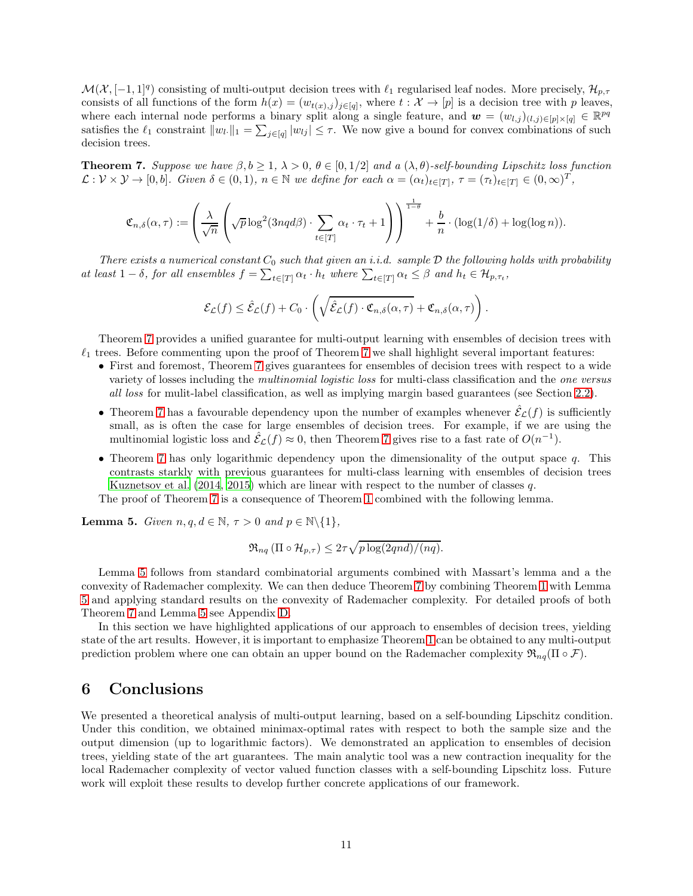$\mathcal{M}(\mathcal{X}, [-1,1]^q)$ consisting of multi-output decision trees with $\ell_1$ regularised leaf nodes. More precisely, $\mathcal{H}_{p,\tau}$ consists of all functions of the form $h(x) = (w_{t(x),j})_{j\in[q]}$, where $t : \mathcal{X} \to [p]$ is a decision tree with $p$ leaves, where each internal node performs a binary split along a single feature, and $\boldsymbol{w} = (w_{l,j})_{(l,j)\in[p]\times[q]} \in \mathbb{R}^{pq}$ satisfies the $\ell_1$ constraint $\|w_{l\cdot}\|_1 = \sum_{j\in[q]} |w_{lj}| \le \tau$. We now give a bound for convex combinations of such decision trees.

**Theorem 7.** *Suppose we have $\beta, b \ge 1$, $\lambda > 0$, $\theta \in [0, 1/2]$ and a $(\lambda,\theta)$-self-bounding Lipschitz loss function $\mathcal{L} : \mathcal{V} \times \mathcal{Y} \to [0, b]$. Given $\delta \in (0,1)$, $n \in \mathbb{N}$ we define for each $\alpha = (\alpha_t)_{t\in[T]}$, $\tau = (\tau_t)_{t\in[T]} \in (0,\infty)^T$,*

$$\mathfrak{C}_{n,\delta}(\alpha,\tau) := \left(\frac{\lambda}{\sqrt{n}}\left(\sqrt{p}\log^2(3nqd\beta)\cdot\sum_{t\in[T]}\alpha_t\cdot\tau_t + 1\right)\right)^{\frac{1}{1-\theta}} + \frac{b}{n}\cdot(\log(1/\delta) + \log(\log n)).$$

*There exists a numerical constant $C_0$ such that given an i.i.d. sample $\mathcal{D}$ the following holds with probability at least $1-\delta$, for all ensembles $f = \sum_{t\in[T]}\alpha_t \cdot h_t$ where $\sum_{t\in[T]}\alpha_t \le \beta$ and $h_t \in \mathcal{H}_{p,\tau_t}$,*

$$\mathcal{E}_{\mathcal{L}}(f) \le \hat{\mathcal{E}}_{\mathcal{L}}(f) + C_0 \cdot \left(\sqrt{\hat{\mathcal{E}}_{\mathcal{L}}(f)\cdot\mathfrak{C}_{n,\delta}(\alpha,\tau)} + \mathfrak{C}_{n,\delta}(\alpha,\tau)\right).$$

Theorem 7 provides a unified guarantee for multi-output learning with ensembles of decision trees with $\ell_1$ trees. Before commenting upon the proof of Theorem 7 we shall highlight several important features:

- First and foremost, Theorem 7 gives guarantees for ensembles of decision trees with respect to a wide variety of losses including the *multinomial logistic loss* for multi-class classification and the *one versus all loss* for mulit-label classification, as well as implying margin based guarantees (see Section 2.2).
- Theorem 7 has a favourable dependency upon the number of examples whenever $\hat{\mathcal{E}}_{\mathcal{L}}(f)$ is sufficiently small, as is often the case for large ensembles of decision trees. For example, if we are using the multinomial logistic loss and $\hat{\mathcal{E}}_{\mathcal{L}}(f) \approx 0$, then Theorem 7 gives rise to a fast rate of $O(n^{-1})$.
- Theorem 7 has only logarithmic dependency upon the dimensionality of the output space $q$. This contrasts starkly with previous guarantees for multi-class learning with ensembles of decision trees Kuznetsov et al. (2014, 2015) which are linear with respect to the number of classes $q$.

The proof of Theorem 7 is a consequence of Theorem 1 combined with the following lemma.

**Lemma 5.** *Given $n, q, d \in \mathbb{N}$, $\tau > 0$ and $p \in \mathbb{N}\backslash\{1\}$,*

$$\mathfrak{R}_{nq}\left(\Pi \circ \mathcal{H}_{p,\tau}\right) \le 2\tau\sqrt{p\log(2qnd)/(nq)}.$$

Lemma 5 follows from standard combinatorial arguments combined with Massart's lemma and a the convexity of Rademacher complexity. We can then deduce Theorem 7 by combining Theorem 1 with Lemma 5 and applying standard results on the convexity of Rademacher complexity. For detailed proofs of both Theorem 7 and Lemma 5 see Appendix D.

In this section we have highlighted applications of our approach to ensembles of decision trees, yielding state of the art results. However, it is important to emphasize Theorem 1 can be obtained to any multi-output prediction problem where one can obtain an upper bound on the Rademacher complexity $\mathfrak{R}_{nq}(\Pi \circ \mathcal{F})$.

# 6 Conclusions

We presented a theoretical analysis of multi-output learning, based on a self-bounding Lipschitz condition. Under this condition, we obtained minimax-optimal rates with respect to both the sample size and the output dimension (up to logarithmic factors). We demonstrated an application to ensembles of decision trees, yielding state of the art guarantees. The main analytic tool was a new contraction inequality for the local Rademacher complexity of vector valued function classes with a self-bounding Lipschitz loss. Future work will exploit these results to develop further concrete applications of our framework.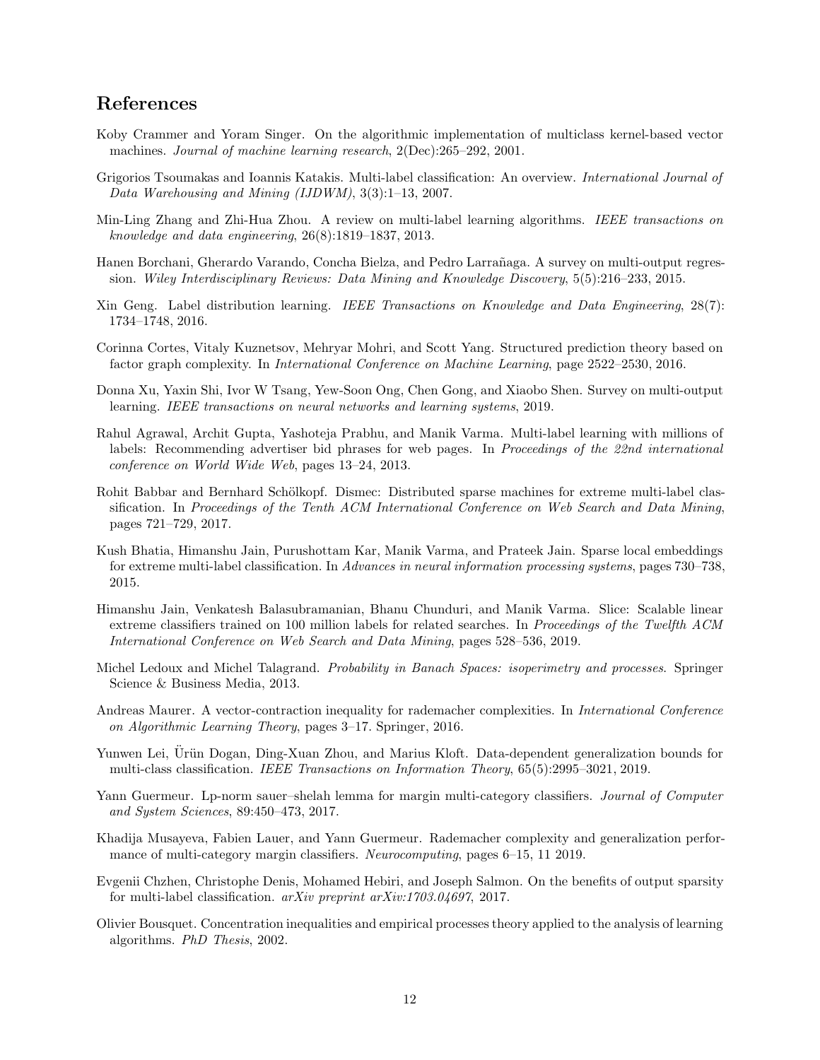## References

Koby Crammer and Yoram Singer. On the algorithmic implementation of multiclass kernel-based vector machines. *Journal of machine learning research*, 2(Dec):265–292, 2001.

Grigorios Tsoumakas and Ioannis Katakis. Multi-label classification: An overview. *International Journal of Data Warehousing and Mining (IJDWM)*, 3(3):1–13, 2007.

Min-Ling Zhang and Zhi-Hua Zhou. A review on multi-label learning algorithms. *IEEE transactions on knowledge and data engineering*, 26(8):1819–1837, 2013.

Hanen Borchani, Gherardo Varando, Concha Bielza, and Pedro Larrañaga. A survey on multi-output regression. *Wiley Interdisciplinary Reviews: Data Mining and Knowledge Discovery*, 5(5):216–233, 2015.

Xin Geng. Label distribution learning. *IEEE Transactions on Knowledge and Data Engineering*, 28(7): 1734–1748, 2016.

Corinna Cortes, Vitaly Kuznetsov, Mehryar Mohri, and Scott Yang. Structured prediction theory based on factor graph complexity. In *International Conference on Machine Learning*, page 2522–2530, 2016.

Donna Xu, Yaxin Shi, Ivor W Tsang, Yew-Soon Ong, Chen Gong, and Xiaobo Shen. Survey on multi-output learning. *IEEE transactions on neural networks and learning systems*, 2019.

Rahul Agrawal, Archit Gupta, Yashoteja Prabhu, and Manik Varma. Multi-label learning with millions of labels: Recommending advertiser bid phrases for web pages. In *Proceedings of the 22nd international conference on World Wide Web*, pages 13–24, 2013.

Rohit Babbar and Bernhard Schölkopf. Dismec: Distributed sparse machines for extreme multi-label classification. In *Proceedings of the Tenth ACM International Conference on Web Search and Data Mining*, pages 721–729, 2017.

Kush Bhatia, Himanshu Jain, Purushottam Kar, Manik Varma, and Prateek Jain. Sparse local embeddings for extreme multi-label classification. In *Advances in neural information processing systems*, pages 730–738, 2015.

Himanshu Jain, Venkatesh Balasubramanian, Bhanu Chunduri, and Manik Varma. Slice: Scalable linear extreme classifiers trained on 100 million labels for related searches. In *Proceedings of the Twelfth ACM International Conference on Web Search and Data Mining*, pages 528–536, 2019.

Michel Ledoux and Michel Talagrand. *Probability in Banach Spaces: isoperimetry and processes*. Springer Science & Business Media, 2013.

Andreas Maurer. A vector-contraction inequality for rademacher complexities. In *International Conference on Algorithmic Learning Theory*, pages 3–17. Springer, 2016.

Yunwen Lei, Ürün Dogan, Ding-Xuan Zhou, and Marius Kloft. Data-dependent generalization bounds for multi-class classification. *IEEE Transactions on Information Theory*, 65(5):2995–3021, 2019.

Yann Guermeur. Lp-norm sauer–shelah lemma for margin multi-category classifiers. *Journal of Computer and System Sciences*, 89:450–473, 2017.

Khadija Musayeva, Fabien Lauer, and Yann Guermeur. Rademacher complexity and generalization performance of multi-category margin classifiers. *Neurocomputing*, pages 6–15, 11 2019.

Evgenii Chzhen, Christophe Denis, Mohamed Hebiri, and Joseph Salmon. On the benefits of output sparsity for multi-label classification. *arXiv preprint arXiv:1703.04697*, 2017.

Olivier Bousquet. Concentration inequalities and empirical processes theory applied to the analysis of learning algorithms. *PhD Thesis*, 2002.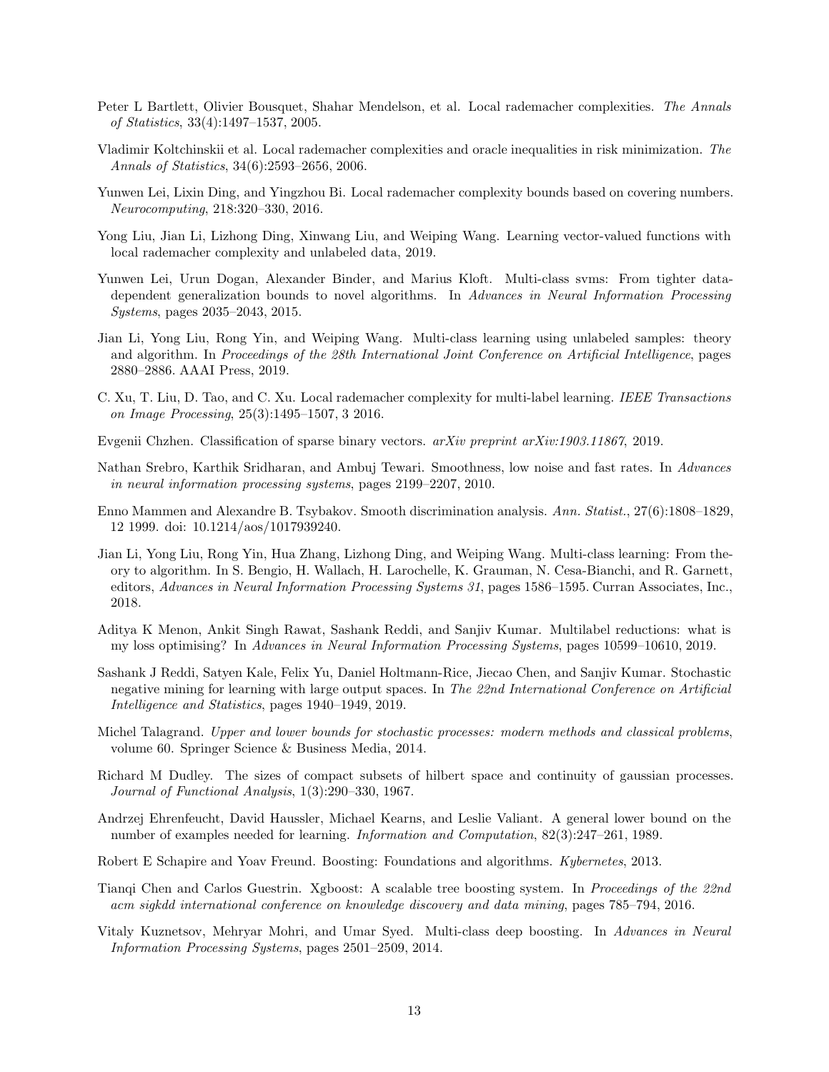Peter L Bartlett, Olivier Bousquet, Shahar Mendelson, et al. Local rademacher complexities. *The Annals of Statistics*, 33(4):1497–1537, 2005.

Vladimir Koltchinskii et al. Local rademacher complexities and oracle inequalities in risk minimization. *The Annals of Statistics*, 34(6):2593–2656, 2006.

Yunwen Lei, Lixin Ding, and Yingzhou Bi. Local rademacher complexity bounds based on covering numbers. *Neurocomputing*, 218:320–330, 2016.

Yong Liu, Jian Li, Lizhong Ding, Xinwang Liu, and Weiping Wang. Learning vector-valued functions with local rademacher complexity and unlabeled data, 2019.

Yunwen Lei, Urun Dogan, Alexander Binder, and Marius Kloft. Multi-class svms: From tighter data-dependent generalization bounds to novel algorithms. In *Advances in Neural Information Processing Systems*, pages 2035–2043, 2015.

Jian Li, Yong Liu, Rong Yin, and Weiping Wang. Multi-class learning using unlabeled samples: theory and algorithm. In *Proceedings of the 28th International Joint Conference on Artificial Intelligence*, pages 2880–2886. AAAI Press, 2019.

C. Xu, T. Liu, D. Tao, and C. Xu. Local rademacher complexity for multi-label learning. *IEEE Transactions on Image Processing*, 25(3):1495–1507, 3 2016.

Evgenii Chzhen. Classification of sparse binary vectors. *arXiv preprint arXiv:1903.11867*, 2019.

Nathan Srebro, Karthik Sridharan, and Ambuj Tewari. Smoothness, low noise and fast rates. In *Advances in neural information processing systems*, pages 2199–2207, 2010.

Enno Mammen and Alexandre B. Tsybakov. Smooth discrimination analysis. *Ann. Statist.*, 27(6):1808–1829, 12 1999. doi: 10.1214/aos/1017939240.

Jian Li, Yong Liu, Rong Yin, Hua Zhang, Lizhong Ding, and Weiping Wang. Multi-class learning: From theory to algorithm. In S. Bengio, H. Wallach, H. Larochelle, K. Grauman, N. Cesa-Bianchi, and R. Garnett, editors, *Advances in Neural Information Processing Systems 31*, pages 1586–1595. Curran Associates, Inc., 2018.

Aditya K Menon, Ankit Singh Rawat, Sashank Reddi, and Sanjiv Kumar. Multilabel reductions: what is my loss optimising? In *Advances in Neural Information Processing Systems*, pages 10599–10610, 2019.

Sashank J Reddi, Satyen Kale, Felix Yu, Daniel Holtmann-Rice, Jiecao Chen, and Sanjiv Kumar. Stochastic negative mining for learning with large output spaces. In *The 22nd International Conference on Artificial Intelligence and Statistics*, pages 1940–1949, 2019.

Michel Talagrand. *Upper and lower bounds for stochastic processes: modern methods and classical problems*, volume 60. Springer Science & Business Media, 2014.

Richard M Dudley. The sizes of compact subsets of hilbert space and continuity of gaussian processes. *Journal of Functional Analysis*, 1(3):290–330, 1967.

Andrzej Ehrenfeucht, David Haussler, Michael Kearns, and Leslie Valiant. A general lower bound on the number of examples needed for learning. *Information and Computation*, 82(3):247–261, 1989.

Robert E Schapire and Yoav Freund. Boosting: Foundations and algorithms. *Kybernetes*, 2013.

Tianqi Chen and Carlos Guestrin. Xgboost: A scalable tree boosting system. In *Proceedings of the 22nd acm sigkdd international conference on knowledge discovery and data mining*, pages 785–794, 2016.

Vitaly Kuznetsov, Mehryar Mohri, and Umar Syed. Multi-class deep boosting. In *Advances in Neural Information Processing Systems*, pages 2501–2509, 2014.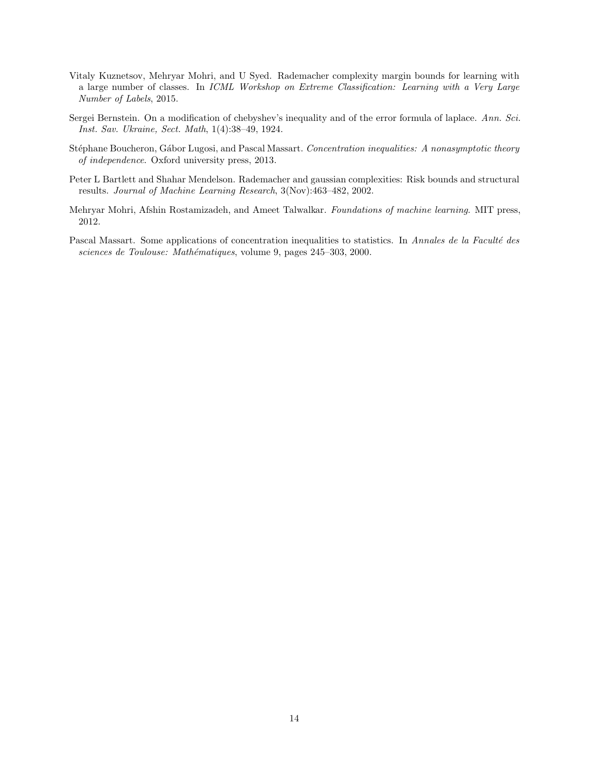Vitaly Kuznetsov, Mehryar Mohri, and U Syed. Rademacher complexity margin bounds for learning with a large number of classes. In *ICML Workshop on Extreme Classification: Learning with a Very Large Number of Labels*, 2015.

Sergei Bernstein. On a modification of chebyshev's inequality and of the error formula of laplace. *Ann. Sci. Inst. Sav. Ukraine, Sect. Math*, 1(4):38–49, 1924.

Stéphane Boucheron, Gábor Lugosi, and Pascal Massart. *Concentration inequalities: A nonasymptotic theory of independence*. Oxford university press, 2013.

Peter L Bartlett and Shahar Mendelson. Rademacher and gaussian complexities: Risk bounds and structural results. *Journal of Machine Learning Research*, 3(Nov):463–482, 2002.

Mehryar Mohri, Afshin Rostamizadeh, and Ameet Talwalkar. *Foundations of machine learning*. MIT press, 2012.

Pascal Massart. Some applications of concentration inequalities to statistics. In *Annales de la Faculté des sciences de Toulouse: Mathématiques*, volume 9, pages 245–303, 2000.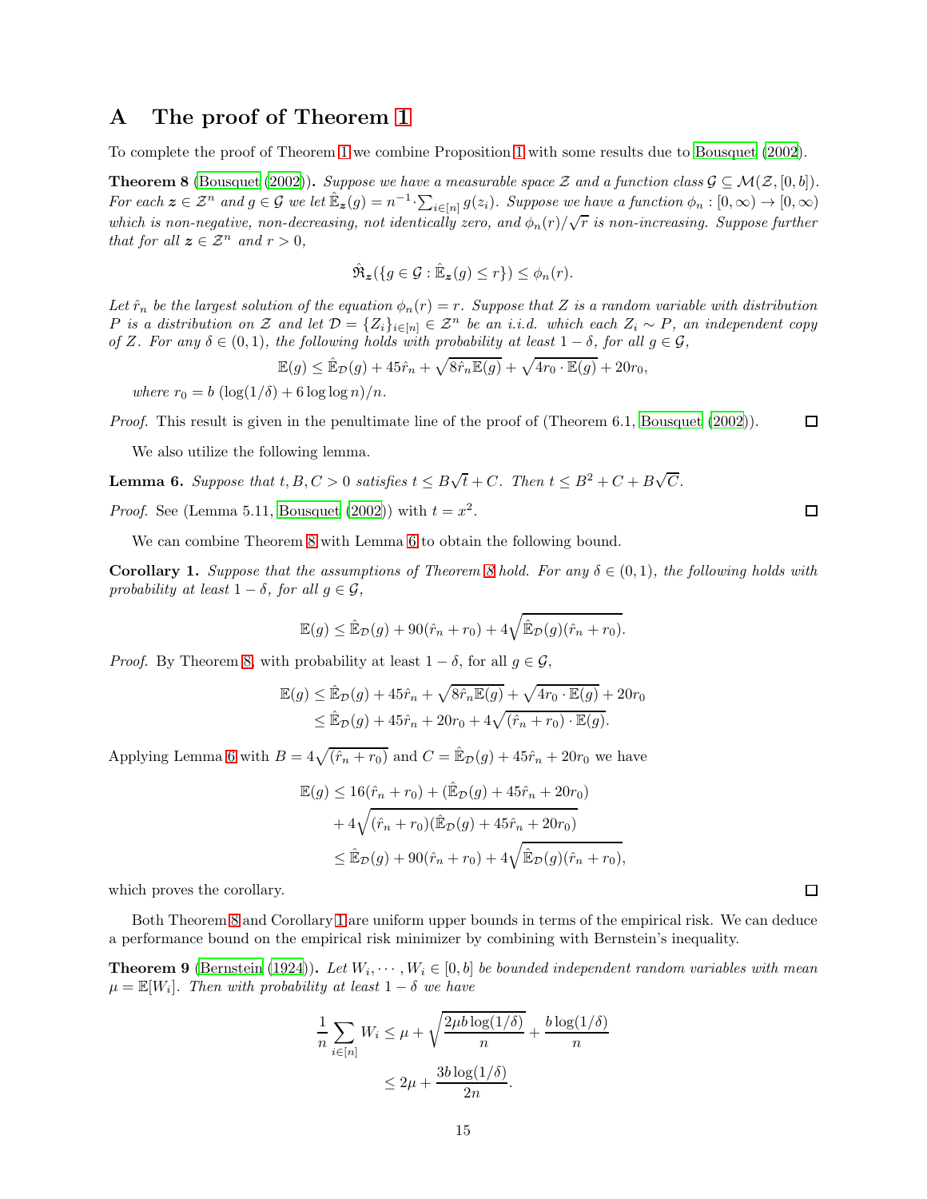# A The proof of Theorem 1

To complete the proof of Theorem 1 we combine Proposition 1 with some results due to Bousquet (2002).

**Theorem 8** (Bousquet (2002)). *Suppose we have a measurable space $\mathcal{Z}$ and a function class $\mathcal{G} \subseteq \mathcal{M}(\mathcal{Z}, [0, b])$. For each $\boldsymbol{z} \in \mathcal{Z}^n$ and $g \in \mathcal{G}$ we let $\hat{\mathbb{E}}_{\boldsymbol{z}}(g) = n^{-1} \cdot \sum_{i \in [n]} g(z_i)$. Suppose we have a function $\phi_n : [0, \infty) \to [0, \infty)$ which is non-negative, non-decreasing, not identically zero, and $\phi_n(r)/\sqrt{r}$ is non-increasing. Suppose further that for all $\boldsymbol{z} \in \mathcal{Z}^n$ and $r > 0$,*

$$\hat{\mathfrak{R}}_{\boldsymbol{z}}(\{g \in \mathcal{G} : \hat{\mathbb{E}}_{\boldsymbol{z}}(g) \le r\}) \le \phi_n(r).$$

*Let $\hat{r}_n$ be the largest solution of the equation $\phi_n(r) = r$. Suppose that $Z$ is a random variable with distribution $P$ is a distribution on $\mathcal{Z}$ and let $\mathcal{D} = \{Z_i\}_{i \in [n]} \in \mathcal{Z}^n$ be an i.i.d. which each $Z_i \sim P$, an independent copy of $Z$. For any $\delta \in (0, 1)$, the following holds with probability at least $1 - \delta$, for all $g \in \mathcal{G}$,*

$$\mathbb{E}(g) \le \hat{\mathbb{E}}_{\mathcal{D}}(g) + 45\hat{r}_n + \sqrt{8\hat{r}_n \mathbb{E}(g)} + \sqrt{4r_0 \cdot \mathbb{E}(g)} + 20r_0,$$

*where $r_0 = b\,(\log(1/\delta) + 6\log\log n)/n$.*

*Proof.* This result is given in the penultimate line of the proof of (Theorem 6.1, Bousquet (2002)). □

We also utilize the following lemma.

**Lemma 6.** *Suppose that $t, B, C > 0$ satisfies $t \le B\sqrt{t} + C$. Then $t \le B^2 + C + B\sqrt{C}$.*

*Proof.* See (Lemma 5.11, Bousquet (2002)) with $t = x^2$. □

We can combine Theorem 8 with Lemma 6 to obtain the following bound.

**Corollary 1.** *Suppose that the assumptions of Theorem 8 hold. For any $\delta \in (0, 1)$, the following holds with probability at least $1 - \delta$, for all $g \in \mathcal{G}$,*

$$\mathbb{E}(g) \le \hat{\mathbb{E}}_{\mathcal{D}}(g) + 90(\hat{r}_n + r_0) + 4\sqrt{\hat{\mathbb{E}}_{\mathcal{D}}(g)(\hat{r}_n + r_0)}.$$

*Proof.* By Theorem 8, with probability at least $1 - \delta$, for all $g \in \mathcal{G}$,

$$\begin{aligned}
\mathbb{E}(g) &\le \hat{\mathbb{E}}_{\mathcal{D}}(g) + 45\hat{r}_n + \sqrt{8\hat{r}_n \mathbb{E}(g)} + \sqrt{4r_0 \cdot \mathbb{E}(g)} + 20r_0 \\
&\le \hat{\mathbb{E}}_{\mathcal{D}}(g) + 45\hat{r}_n + 20r_0 + 4\sqrt{(\hat{r}_n + r_0) \cdot \mathbb{E}(g)}.
\end{aligned}$$

Applying Lemma 6 with $B = 4\sqrt{(\hat{r}_n + r_0)}$ and $C = \hat{\mathbb{E}}_{\mathcal{D}}(g) + 45\hat{r}_n + 20r_0$ we have

$$\begin{aligned}
\mathbb{E}(g) &\le 16(\hat{r}_n + r_0) + (\hat{\mathbb{E}}_{\mathcal{D}}(g) + 45\hat{r}_n + 20r_0) \\
&\quad + 4\sqrt{(\hat{r}_n + r_0)(\hat{\mathbb{E}}_{\mathcal{D}}(g) + 45\hat{r}_n + 20r_0)} \\
&\le \hat{\mathbb{E}}_{\mathcal{D}}(g) + 90(\hat{r}_n + r_0) + 4\sqrt{\hat{\mathbb{E}}_{\mathcal{D}}(g)(\hat{r}_n + r_0)},
\end{aligned}$$

which proves the corollary. □

Both Theorem 8 and Corollary 1 are uniform upper bounds in terms of the empirical risk. We can deduce a performance bound on the empirical risk minimizer by combining with Bernstein's inequality.

**Theorem 9** (Bernstein (1924)). *Let $W_i, \cdots, W_i \in [0, b]$ be bounded independent random variables with mean $\mu = \mathbb{E}[W_i]$. Then with probability at least $1 - \delta$ we have*

$$\begin{aligned}
\frac{1}{n}\sum_{i \in [n]} W_i &\le \mu + \sqrt{\frac{2\mu b \log(1/\delta)}{n}} + \frac{b\log(1/\delta)}{n} \\
&\le 2\mu + \frac{3b\log(1/\delta)}{2n}.
\end{aligned}$$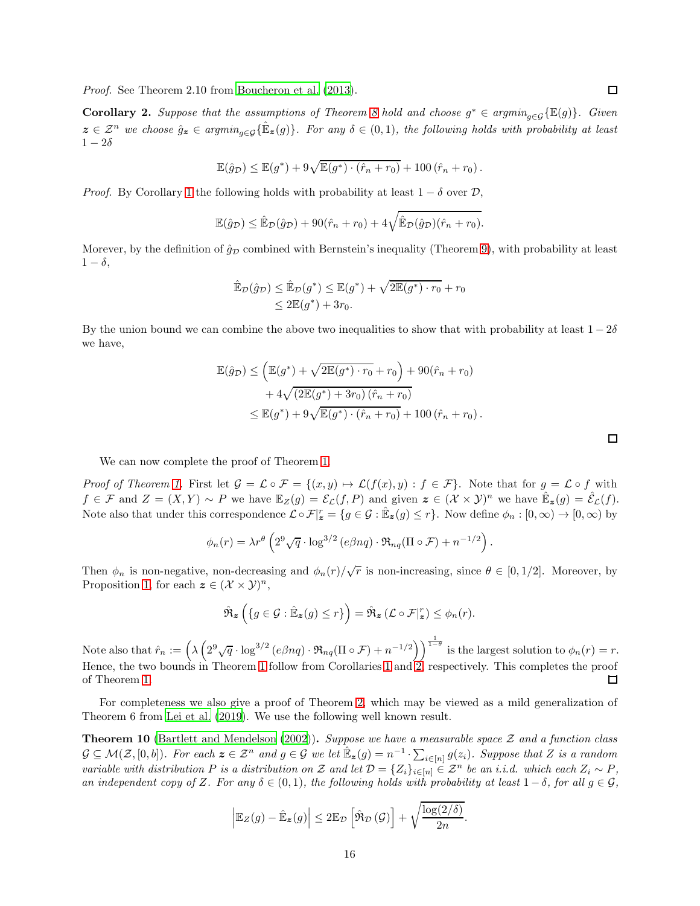*Proof.* See Theorem 2.10 from Boucheron et al. (2013). □

**Corollary 2.** *Suppose that the assumptions of Theorem 8 hold and choose $g^* \in argmin_{g \in \mathcal{G}}\{\mathbb{E}(g)\}$. Given $\boldsymbol{z} \in \mathcal{Z}^n$ we choose $\hat{g}_{\boldsymbol{z}} \in argmin_{g \in \mathcal{G}}\{\hat{\mathbb{E}}_{\boldsymbol{z}}(g)\}$. For any $\delta \in (0,1)$, the following holds with probability at least $1-2\delta$*

$$\mathbb{E}(\hat{g}_{\mathcal{D}}) \leq \mathbb{E}(g^*) + 9\sqrt{\mathbb{E}(g^*) \cdot (\hat{r}_n + r_0)} + 100\,(\hat{r}_n + r_0)\,.$$

*Proof.* By Corollary 1 the following holds with probability at least $1-\delta$ over $\mathcal{D}$,

$$\mathbb{E}(\hat{g}_{\mathcal{D}}) \leq \hat{\mathbb{E}}_{\mathcal{D}}(\hat{g}_{\mathcal{D}}) + 90(\hat{r}_n + r_0) + 4\sqrt{\hat{\mathbb{E}}_{\mathcal{D}}(\hat{g}_{\mathcal{D}})(\hat{r}_n + r_0)}.$$

Morever, by the definition of $\hat{g}_{\mathcal{D}}$ combined with Bernstein's inequality (Theorem 9), with probability at least $1-\delta$,

$$\begin{aligned}
\hat{\mathbb{E}}_{\mathcal{D}}(\hat{g}_{\mathcal{D}}) &\leq \hat{\mathbb{E}}_{\mathcal{D}}(g^*) \leq \mathbb{E}(g^*) + \sqrt{2\mathbb{E}(g^*) \cdot r_0} + r_0 \\
&\leq 2\mathbb{E}(g^*) + 3r_0.
\end{aligned}$$

By the union bound we can combine the above two inequalities to show that with probability at least $1-2\delta$ we have,

$$\begin{aligned}
\mathbb{E}(\hat{g}_{\mathcal{D}}) &\leq \left(\mathbb{E}(g^*) + \sqrt{2\mathbb{E}(g^*) \cdot r_0} + r_0\right) + 90(\hat{r}_n + r_0) \\
&\quad + 4\sqrt{\left(2\mathbb{E}(g^*) + 3r_0\right)(\hat{r}_n + r_0)} \\
&\leq \mathbb{E}(g^*) + 9\sqrt{\mathbb{E}(g^*) \cdot (\hat{r}_n + r_0)} + 100\,(\hat{r}_n + r_0)\,.
\end{aligned}$$

□

We can now complete the proof of Theorem 1.

*Proof of Theorem 1.* First let $\mathcal{G} = \mathcal{L} \circ \mathcal{F} = \{(x,y) \mapsto \mathcal{L}(f(x), y) : f \in \mathcal{F}\}$. Note that for $g = \mathcal{L} \circ f$ with $f \in \mathcal{F}$ and $Z = (X,Y) \sim P$ we have $\mathbb{E}_Z(g) = \mathcal{E}_{\mathcal{L}}(f, P)$ and given $\boldsymbol{z} \in (\mathcal{X} \times \mathcal{Y})^n$ we have $\hat{\mathbb{E}}_{\boldsymbol{z}}(g) = \hat{\mathcal{E}}_{\mathcal{L}}(f)$. Note also that under this correspondence $\mathcal{L} \circ \mathcal{F}|^r_{\boldsymbol{z}} = \{g \in \mathcal{G} : \hat{\mathbb{E}}_{\boldsymbol{z}}(g) \leq r\}$. Now define $\phi_n : [0,\infty) \to [0,\infty)$ by

$$\phi_n(r) = \lambda r^{\theta}\left(2^9\sqrt{q} \cdot \log^{3/2}(e\beta nq) \cdot \mathfrak{R}_{nq}(\Pi \circ \mathcal{F}) + n^{-1/2}\right).$$

Then $\phi_n$ is non-negative, non-decreasing and $\phi_n(r)/\sqrt{r}$ is non-increasing, since $\theta \in [0, 1/2]$. Moreover, by Proposition 1, for each $\boldsymbol{z} \in (\mathcal{X} \times \mathcal{Y})^n$,

$$\hat{\mathfrak{R}}_{\boldsymbol{z}}\left(\{g \in \mathcal{G} : \hat{\mathbb{E}}_{\boldsymbol{z}}(g) \leq r\}\right) = \hat{\mathfrak{R}}_{\boldsymbol{z}}\left(\mathcal{L} \circ \mathcal{F}|^r_{\boldsymbol{z}}\right) \leq \phi_n(r).$$

Note also that $\hat{r}_n := \left(\lambda\left(2^9\sqrt{q} \cdot \log^{3/2}(e\beta nq) \cdot \mathfrak{R}_{nq}(\Pi \circ \mathcal{F}) + n^{-1/2}\right)\right)^{\frac{1}{1-\theta}}$ is the largest solution to $\phi_n(r) = r$. Hence, the two bounds in Theorem 1 follow from Corollaries 1 and 2, respectively. This completes the proof of Theorem 1. □

For completeness we also give a proof of Theorem 2, which may be viewed as a mild generalization of Theorem 6 from Lei et al. (2019). We use the following well known result.

**Theorem 10** (Bartlett and Mendelson (2002))**.** *Suppose we have a measurable space $\mathcal{Z}$ and a function class $\mathcal{G} \subseteq \mathcal{M}(\mathcal{Z}, [0,b])$. For each $\boldsymbol{z} \in \mathcal{Z}^n$ and $g \in \mathcal{G}$ we let $\hat{\mathbb{E}}_{\boldsymbol{z}}(g) = n^{-1} \cdot \sum_{i \in [n]} g(z_i)$. Suppose that $Z$ is a random variable with distribution $P$ is a distribution on $\mathcal{Z}$ and let $\mathcal{D} = \{Z_i\}_{i \in [n]} \in \mathcal{Z}^n$ be an i.i.d. which each $Z_i \sim P$, an independent copy of $Z$. For any $\delta \in (0,1)$, the following holds with probability at least $1-\delta$, for all $g \in \mathcal{G}$,*

$$\left|\mathbb{E}_Z(g) - \hat{\mathbb{E}}_{\boldsymbol{z}}(g)\right| \leq 2\mathbb{E}_{\mathcal{D}}\left[\hat{\mathfrak{R}}_{\mathcal{D}}(\mathcal{G})\right] + \sqrt{\frac{\log(2/\delta)}{2n}}.$$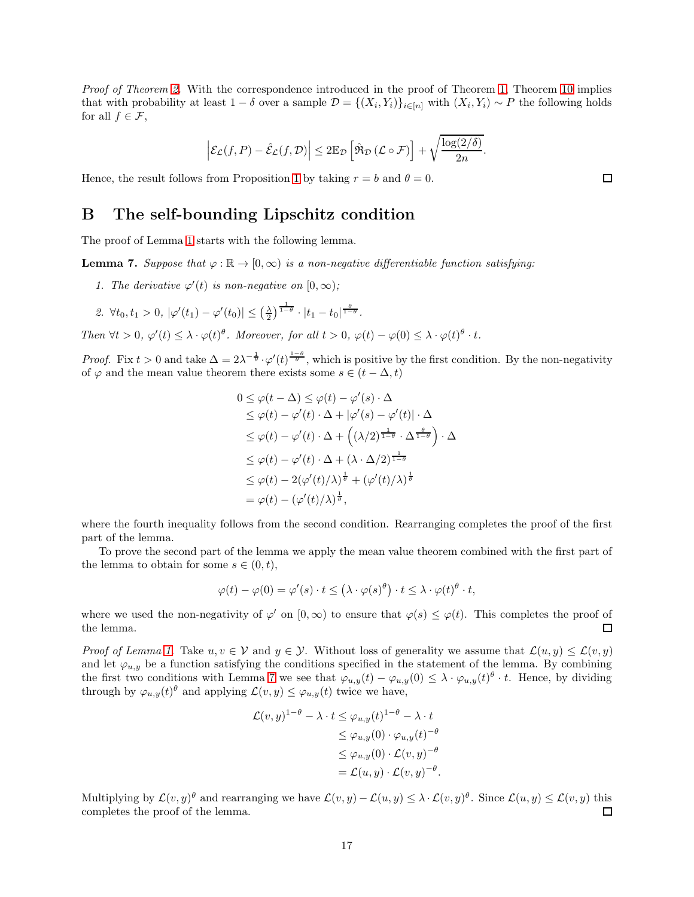*Proof of Theorem 2.* With the correspondence introduced in the proof of Theorem 1, Theorem 10 implies that with probability at least $1-\delta$ over a sample $\mathcal{D} = \{(X_i, Y_i)\}_{i\in[n]}$ with $(X_i, Y_i) \sim P$ the following holds for all $f \in \mathcal{F}$,

$$\left|\mathcal{E}_{\mathcal{L}}(f, P) - \hat{\mathcal{E}}_{\mathcal{L}}(f, \mathcal{D})\right| \leq 2\mathbb{E}_{\mathcal{D}}\left[\hat{\mathfrak{R}}_{\mathcal{D}}\left(\mathcal{L}\circ\mathcal{F}\right)\right] + \sqrt{\frac{\log(2/\delta)}{2n}}.$$

Hence, the result follows from Proposition 1 by taking $r = b$ and $\theta = 0$. ◻

# B The self-bounding Lipschitz condition

The proof of Lemma 1 starts with the following lemma.

**Lemma 7.** *Suppose that $\varphi : \mathbb{R} \to [0, \infty)$ is a non-negative differentiable function satisfying:*

1. *The derivative $\varphi'(t)$ is non-negative on $[0, \infty)$;*
2. *$\forall t_0, t_1 > 0$, $|\varphi'(t_1) - \varphi'(t_0)| \leq \left(\frac{\lambda}{2}\right)^{\frac{1}{1-\theta}} \cdot |t_1 - t_0|^{\frac{\theta}{1-\theta}}$.*

*Then $\forall t > 0$, $\varphi'(t) \leq \lambda \cdot \varphi(t)^\theta$. Moreover, for all $t > 0$, $\varphi(t) - \varphi(0) \leq \lambda \cdot \varphi(t)^\theta \cdot t$.*

*Proof.* Fix $t > 0$ and take $\Delta = 2\lambda^{-\frac{1}{\theta}} \cdot \varphi'(t)^{\frac{1-\theta}{\theta}}$, which is positive by the first condition. By the non-negativity of $\varphi$ and the mean value theorem there exists some $s \in (t - \Delta, t)$

$$\begin{aligned}
0 \leq \varphi(t-\Delta) &\leq \varphi(t) - \varphi'(s)\cdot\Delta \\
&\leq \varphi(t) - \varphi'(t)\cdot\Delta + |\varphi'(s) - \varphi'(t)|\cdot\Delta \\
&\leq \varphi(t) - \varphi'(t)\cdot\Delta + \left((\lambda/2)^{\frac{1}{1-\theta}}\cdot\Delta^{\frac{\theta}{1-\theta}}\right)\cdot\Delta \\
&\leq \varphi(t) - \varphi'(t)\cdot\Delta + (\lambda\cdot\Delta/2)^{\frac{1}{1-\theta}} \\
&\leq \varphi(t) - 2(\varphi'(t)/\lambda)^{\frac{1}{\theta}} + (\varphi'(t)/\lambda)^{\frac{1}{\theta}} \\
&= \varphi(t) - (\varphi'(t)/\lambda)^{\frac{1}{\theta}},
\end{aligned}$$

where the fourth inequality follows from the second condition. Rearranging completes the proof of the first part of the lemma.

To prove the second part of the lemma we apply the mean value theorem combined with the first part of the lemma to obtain for some $s \in (0, t)$,

$$\varphi(t) - \varphi(0) = \varphi'(s)\cdot t \leq \left(\lambda\cdot\varphi(s)^\theta\right)\cdot t \leq \lambda\cdot\varphi(t)^\theta\cdot t,$$

where we used the non-negativity of $\varphi'$ on $[0, \infty)$ to ensure that $\varphi(s) \leq \varphi(t)$. This completes the proof of the lemma. ◻

*Proof of Lemma 1.* Take $u, v \in \mathcal{V}$ and $y \in \mathcal{Y}$. Without loss of generality we assume that $\mathcal{L}(u, y) \leq \mathcal{L}(v, y)$ and let $\varphi_{u,y}$ be a function satisfying the conditions specified in the statement of the lemma. By combining the first two conditions with Lemma 7 we see that $\varphi_{u,y}(t) - \varphi_{u,y}(0) \leq \lambda\cdot\varphi_{u,y}(t)^\theta\cdot t$. Hence, by dividing through by $\varphi_{u,y}(t)^\theta$ and applying $\mathcal{L}(v, y) \leq \varphi_{u,y}(t)$ twice we have,

$$\begin{aligned}
\mathcal{L}(v,y)^{1-\theta} - \lambda\cdot t &\leq \varphi_{u,y}(t)^{1-\theta} - \lambda\cdot t \\
&\leq \varphi_{u,y}(0)\cdot\varphi_{u,y}(t)^{-\theta} \\
&\leq \varphi_{u,y}(0)\cdot\mathcal{L}(v,y)^{-\theta} \\
&= \mathcal{L}(u,y)\cdot\mathcal{L}(v,y)^{-\theta}.
\end{aligned}$$

Multiplying by $\mathcal{L}(v, y)^\theta$ and rearranging we have $\mathcal{L}(v, y) - \mathcal{L}(u, y) \leq \lambda\cdot\mathcal{L}(v, y)^\theta$. Since $\mathcal{L}(u, y) \leq \mathcal{L}(v, y)$ this completes the proof of the lemma. ◻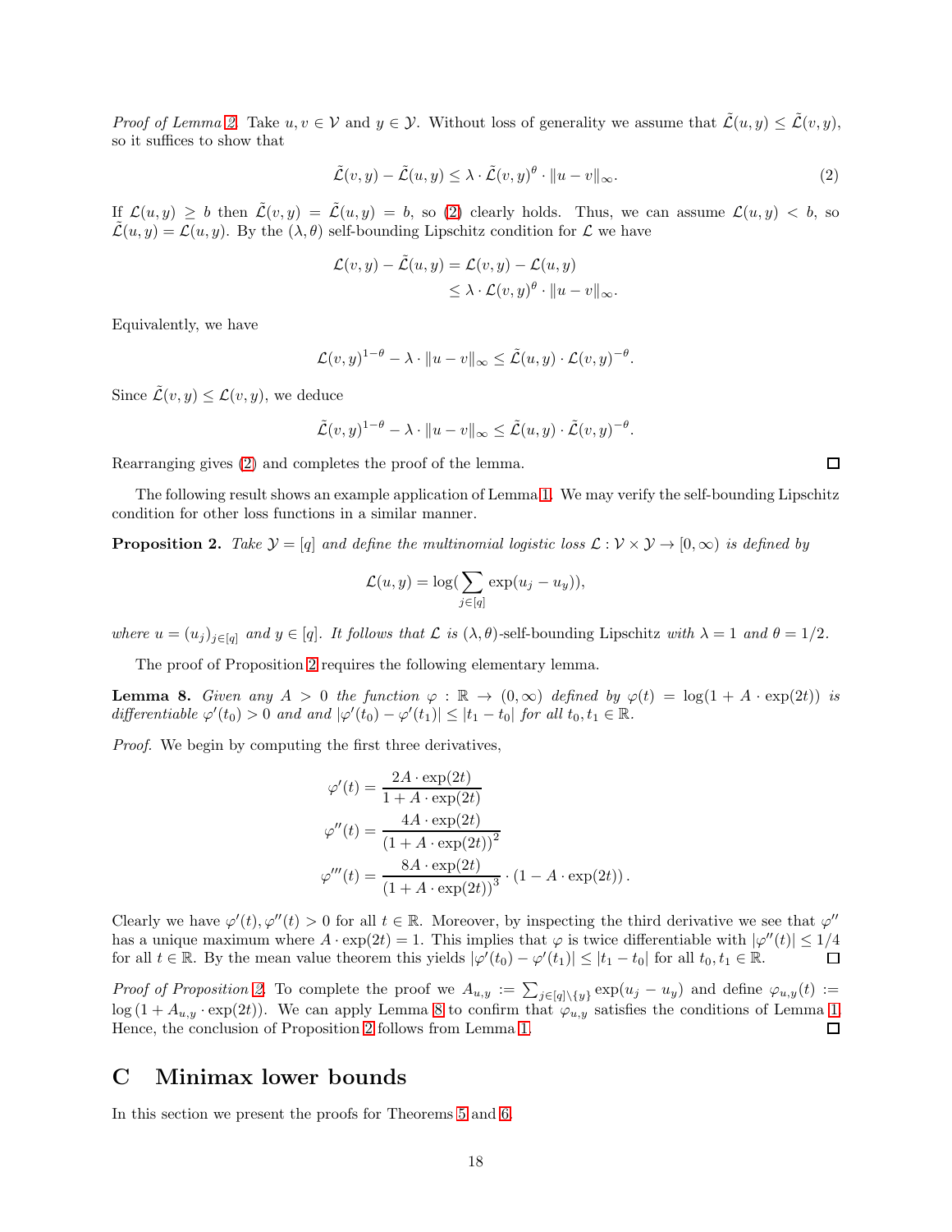*Proof of Lemma 2.* Take $u, v \in \mathcal{V}$ and $y \in \mathcal{Y}$. Without loss of generality we assume that $\tilde{\mathcal{L}}(u,y) \leq \tilde{\mathcal{L}}(v,y)$, so it suffices to show that

$$\tilde{\mathcal{L}}(v,y) - \tilde{\mathcal{L}}(u,y) \leq \lambda \cdot \tilde{\mathcal{L}}(v,y)^{\theta} \cdot \|u - v\|_{\infty}. \tag{2}$$

If $\mathcal{L}(u,y) \geq b$ then $\tilde{\mathcal{L}}(v,y) = \tilde{\mathcal{L}}(u,y) = b$, so (2) clearly holds. Thus, we can assume $\mathcal{L}(u,y) < b$, so $\tilde{\mathcal{L}}(u,y) = \mathcal{L}(u,y)$. By the $(\lambda, \theta)$ self-bounding Lipschitz condition for $\mathcal{L}$ we have

$$\begin{aligned}
\mathcal{L}(v,y) - \tilde{\mathcal{L}}(u,y) &= \mathcal{L}(v,y) - \mathcal{L}(u,y) \\
&\leq \lambda \cdot \mathcal{L}(v,y)^{\theta} \cdot \|u - v\|_{\infty}.
\end{aligned}$$

Equivalently, we have

$$\mathcal{L}(v,y)^{1-\theta} - \lambda \cdot \|u - v\|_{\infty} \leq \tilde{\mathcal{L}}(u,y) \cdot \mathcal{L}(v,y)^{-\theta}.$$

Since $\tilde{\mathcal{L}}(v,y) \leq \mathcal{L}(v,y)$, we deduce

$$\tilde{\mathcal{L}}(v,y)^{1-\theta} - \lambda \cdot \|u - v\|_{\infty} \leq \tilde{\mathcal{L}}(u,y) \cdot \tilde{\mathcal{L}}(v,y)^{-\theta}.$$

Rearranging gives (2) and completes the proof of the lemma. □

The following result shows an example application of Lemma 1. We may verify the self-bounding Lipschitz condition for other loss functions in a similar manner.

**Proposition 2.** *Take $\mathcal{Y} = [q]$ and define the multinomial logistic loss $\mathcal{L} : \mathcal{V} \times \mathcal{Y} \to [0, \infty)$ is defined by*

$$\mathcal{L}(u,y) = \log\Big(\sum_{j \in [q]} \exp(u_j - u_y)\Big),$$

*where $u = (u_j)_{j \in [q]}$ and $y \in [q]$. It follows that $\mathcal{L}$ is $(\lambda, \theta)$-self-bounding Lipschitz with $\lambda = 1$ and $\theta = 1/2$.*

The proof of Proposition 2 requires the following elementary lemma.

**Lemma 8.** *Given any $A > 0$ the function $\varphi : \mathbb{R} \to (0, \infty)$ defined by $\varphi(t) = \log(1 + A \cdot \exp(2t))$ is differentiable $\varphi'(t_0) > 0$ and and $|\varphi'(t_0) - \varphi'(t_1)| \leq |t_1 - t_0|$ for all $t_0, t_1 \in \mathbb{R}$.*

*Proof.* We begin by computing the first three derivatives,

$$\begin{aligned}
\varphi'(t) &= \frac{2A \cdot \exp(2t)}{1 + A \cdot \exp(2t)} \\
\varphi''(t) &= \frac{4A \cdot \exp(2t)}{(1 + A \cdot \exp(2t))^2} \\
\varphi'''(t) &= \frac{8A \cdot \exp(2t)}{(1 + A \cdot \exp(2t))^3} \cdot (1 - A \cdot \exp(2t)).
\end{aligned}$$

Clearly we have $\varphi'(t), \varphi''(t) > 0$ for all $t \in \mathbb{R}$. Moreover, by inspecting the third derivative we see that $\varphi''$ has a unique maximum where $A \cdot \exp(2t) = 1$. This implies that $\varphi$ is twice differentiable with $|\varphi''(t)| \leq 1/4$ for all $t \in \mathbb{R}$. By the mean value theorem this yields $|\varphi'(t_0) - \varphi'(t_1)| \leq |t_1 - t_0|$ for all $t_0, t_1 \in \mathbb{R}$. □

*Proof of Proposition 2.* To complete the proof we $A_{u,y} := \sum_{j \in [q] \setminus \{y\}} \exp(u_j - u_y)$ and define $\varphi_{u,y}(t) := \log(1 + A_{u,y} \cdot \exp(2t))$. We can apply Lemma 8 to confirm that $\varphi_{u,y}$ satisfies the conditions of Lemma 1. Hence, the conclusion of Proposition 2 follows from Lemma 1. □

# C Minimax lower bounds

In this section we present the proofs for Theorems 5 and 6.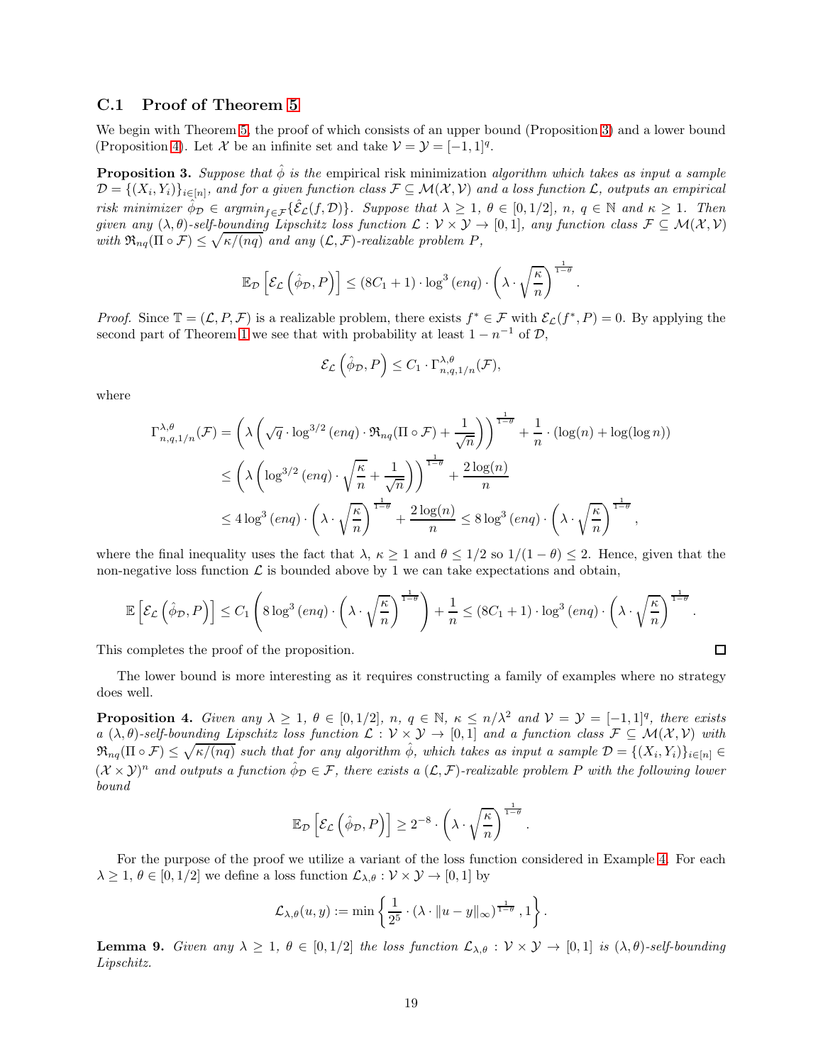### C.1 Proof of Theorem 5

We begin with Theorem 5, the proof of which consists of an upper bound (Proposition 3) and a lower bound (Proposition 4). Let $\mathcal{X}$ be an infinite set and take $\mathcal{V} = \mathcal{Y} = [-1,1]^q$.

**Proposition 3.** *Suppose that $\hat{\phi}$ is the* empirical risk minimization *algorithm which takes as input a sample $\mathcal{D} = \{(X_i, Y_i)\}_{i\in[n]}$, and for a given function class $\mathcal{F} \subseteq \mathcal{M}(\mathcal{X}, \mathcal{V})$ and a loss function $\mathcal{L}$, outputs an empirical risk minimizer $\hat{\phi}_{\mathcal{D}} \in \mathrm{argmin}_{f\in\mathcal{F}}\{\hat{\mathcal{E}}_{\mathcal{L}}(f, \mathcal{D})\}$. Suppose that $\lambda \geq 1$, $\theta \in [0, 1/2]$, $n$, $q \in \mathbb{N}$ and $\kappa \geq 1$. Then given any $(\lambda, \theta)$-self-bounding Lipschitz loss function $\mathcal{L} : \mathcal{V} \times \mathcal{Y} \to [0, 1]$, any function class $\mathcal{F} \subseteq \mathcal{M}(\mathcal{X}, \mathcal{V})$ with $\mathfrak{R}_{nq}(\Pi \circ \mathcal{F}) \leq \sqrt{\kappa/(nq)}$ and any $(\mathcal{L}, \mathcal{F})$-realizable problem $P$,*

$$\mathbb{E}_{\mathcal{D}}\left[\mathcal{E}_{\mathcal{L}}\left(\hat{\phi}_{\mathcal{D}}, P\right)\right] \leq (8C_1 + 1) \cdot \log^3(enq) \cdot \left(\lambda \cdot \sqrt{\frac{\kappa}{n}}\right)^{\frac{1}{1-\theta}}.$$

*Proof.* Since $\mathbb{T} = (\mathcal{L}, P, \mathcal{F})$ is a realizable problem, there exists $f^* \in \mathcal{F}$ with $\mathcal{E}_{\mathcal{L}}(f^*, P) = 0$. By applying the second part of Theorem 1 we see that with probability at least $1 - n^{-1}$ of $\mathcal{D}$,

$$\mathcal{E}_{\mathcal{L}}\left(\hat{\phi}_{\mathcal{D}}, P\right) \leq C_1 \cdot \Gamma^{\lambda,\theta}_{n,q,1/n}(\mathcal{F}),$$

where

$$\begin{aligned}
\Gamma^{\lambda,\theta}_{n,q,1/n}(\mathcal{F}) &= \left(\lambda\left(\sqrt{q}\cdot\log^{3/2}(enq)\cdot\mathfrak{R}_{nq}(\Pi\circ\mathcal{F}) + \frac{1}{\sqrt{n}}\right)\right)^{\frac{1}{1-\theta}} + \frac{1}{n}\cdot(\log(n) + \log(\log n)) \\
&\leq \left(\lambda\left(\log^{3/2}(enq)\cdot\sqrt{\frac{\kappa}{n}} + \frac{1}{\sqrt{n}}\right)\right)^{\frac{1}{1-\theta}} + \frac{2\log(n)}{n} \\
&\leq 4\log^3(enq)\cdot\left(\lambda\cdot\sqrt{\frac{\kappa}{n}}\right)^{\frac{1}{1-\theta}} + \frac{2\log(n)}{n} \leq 8\log^3(enq)\cdot\left(\lambda\cdot\sqrt{\frac{\kappa}{n}}\right)^{\frac{1}{1-\theta}},
\end{aligned}$$

where the final inequality uses the fact that $\lambda$, $\kappa \geq 1$ and $\theta \leq 1/2$ so $1/(1-\theta) \leq 2$. Hence, given that the non-negative loss function $\mathcal{L}$ is bounded above by 1 we can take expectations and obtain,

$$\mathbb{E}\left[\mathcal{E}_{\mathcal{L}}\left(\hat{\phi}_{\mathcal{D}}, P\right)\right] \leq C_1\left(8\log^3(enq)\cdot\left(\lambda\cdot\sqrt{\frac{\kappa}{n}}\right)^{\frac{1}{1-\theta}}\right) + \frac{1}{n} \leq (8C_1+1)\cdot\log^3(enq)\cdot\left(\lambda\cdot\sqrt{\frac{\kappa}{n}}\right)^{\frac{1}{1-\theta}}.$$

This completes the proof of the proposition. □

The lower bound is more interesting as it requires constructing a family of examples where no strategy does well.

**Proposition 4.** *Given any $\lambda \geq 1$, $\theta \in [0, 1/2]$, $n$, $q \in \mathbb{N}$, $\kappa \leq n/\lambda^2$ and $\mathcal{V} = \mathcal{Y} = [-1, 1]^q$, there exists a $(\lambda, \theta)$-self-bounding Lipschitz loss function $\mathcal{L} : \mathcal{V} \times \mathcal{Y} \to [0, 1]$ and a function class $\mathcal{F} \subseteq \mathcal{M}(\mathcal{X}, \mathcal{V})$ with $\mathfrak{R}_{nq}(\Pi \circ \mathcal{F}) \leq \sqrt{\kappa/(nq)}$ such that for any algorithm $\hat{\phi}$, which takes as input a sample $\mathcal{D} = \{(X_i, Y_i)\}_{i\in[n]} \in (\mathcal{X} \times \mathcal{Y})^n$ and outputs a function $\hat{\phi}_{\mathcal{D}} \in \mathcal{F}$, there exists a $(\mathcal{L}, \mathcal{F})$-realizable problem $P$ with the following lower bound*

$$\mathbb{E}_{\mathcal{D}}\left[\mathcal{E}_{\mathcal{L}}\left(\hat{\phi}_{\mathcal{D}}, P\right)\right] \geq 2^{-8} \cdot \left(\lambda \cdot \sqrt{\frac{\kappa}{n}}\right)^{\frac{1}{1-\theta}}.$$

For the purpose of the proof we utilize a variant of the loss function considered in Example 4. For each $\lambda \geq 1$, $\theta \in [0, 1/2]$ we define a loss function $\mathcal{L}_{\lambda,\theta} : \mathcal{V} \times \mathcal{Y} \to [0, 1]$ by

$$\mathcal{L}_{\lambda,\theta}(u, y) := \min\left\{\frac{1}{2^5}\cdot\left(\lambda\cdot\|u-y\|_\infty\right)^{\frac{1}{1-\theta}}, 1\right\}.$$

**Lemma 9.** *Given any $\lambda \geq 1$, $\theta \in [0, 1/2]$ the loss function $\mathcal{L}_{\lambda,\theta} : \mathcal{V} \times \mathcal{Y} \to [0, 1]$ is $(\lambda, \theta)$-self-bounding Lipschitz.*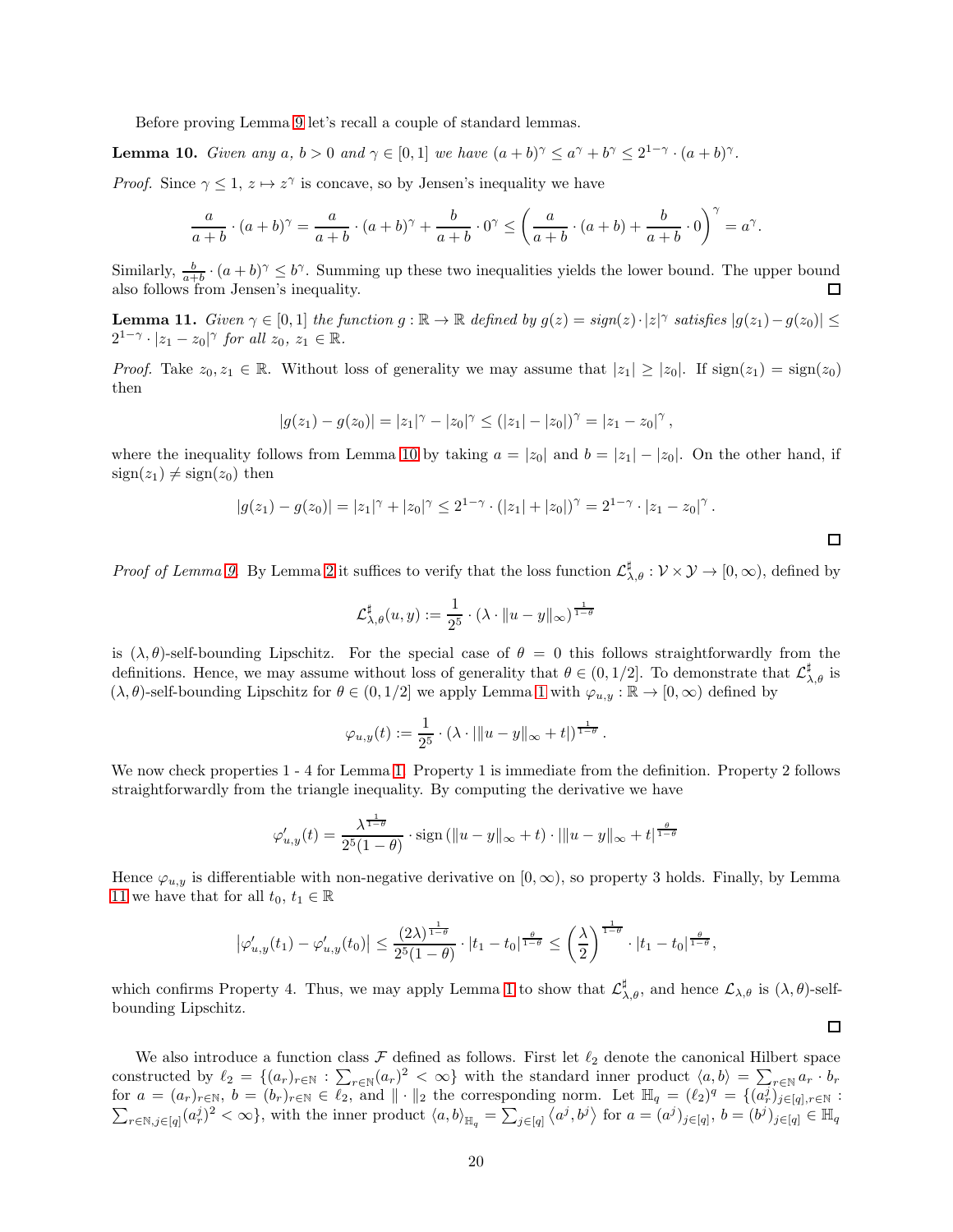Before proving Lemma 9 let's recall a couple of standard lemmas.

**Lemma 10.** *Given any $a$, $b > 0$ and $\gamma \in [0, 1]$ we have $(a+b)^\gamma \leq a^\gamma + b^\gamma \leq 2^{1-\gamma} \cdot (a+b)^\gamma$.*

*Proof.* Since $\gamma \leq 1$, $z \mapsto z^\gamma$ is concave, so by Jensen's inequality we have

$$\frac{a}{a+b} \cdot (a+b)^\gamma = \frac{a}{a+b} \cdot (a+b)^\gamma + \frac{b}{a+b} \cdot 0^\gamma \leq \left( \frac{a}{a+b} \cdot (a+b) + \frac{b}{a+b} \cdot 0 \right)^\gamma = a^\gamma.$$

Similarly, $\frac{b}{a+b} \cdot (a+b)^\gamma \leq b^\gamma$. Summing up these two inequalities yields the lower bound. The upper bound also follows from Jensen's inequality. □

**Lemma 11.** *Given $\gamma \in [0, 1]$ the function $g : \mathbb{R} \to \mathbb{R}$ defined by $g(z) = \text{sign}(z) \cdot |z|^\gamma$ satisfies $|g(z_1) - g(z_0)| \leq 2^{1-\gamma} \cdot |z_1 - z_0|^\gamma$ for all $z_0$, $z_1 \in \mathbb{R}$.*

*Proof.* Take $z_0, z_1 \in \mathbb{R}$. Without loss of generality we may assume that $|z_1| \geq |z_0|$. If $\text{sign}(z_1) = \text{sign}(z_0)$ then

$$|g(z_1) - g(z_0)| = |z_1|^\gamma - |z_0|^\gamma \leq (|z_1| - |z_0|)^\gamma = |z_1 - z_0|^\gamma,$$

where the inequality follows from Lemma 10 by taking $a = |z_0|$ and $b = |z_1| - |z_0|$. On the other hand, if $\text{sign}(z_1) \neq \text{sign}(z_0)$ then

$$|g(z_1) - g(z_0)| = |z_1|^\gamma + |z_0|^\gamma \leq 2^{1-\gamma} \cdot (|z_1| + |z_0|)^\gamma = 2^{1-\gamma} \cdot |z_1 - z_0|^\gamma.$$

□

*Proof of Lemma 9.* By Lemma 2 it suffices to verify that the loss function $\mathcal{L}^\sharp_{\lambda,\theta} : \mathcal{V} \times \mathcal{Y} \to [0, \infty)$, defined by

$$\mathcal{L}^\sharp_{\lambda,\theta}(u, y) := \frac{1}{2^5} \cdot (\lambda \cdot \|u - y\|_\infty)^{\frac{1}{1-\theta}}$$

is $(\lambda, \theta)$-self-bounding Lipschitz. For the special case of $\theta = 0$ this follows straightforwardly from the definitions. Hence, we may assume without loss of generality that $\theta \in (0, 1/2]$. To demonstrate that $\mathcal{L}^\sharp_{\lambda,\theta}$ is $(\lambda, \theta)$-self-bounding Lipschitz for $\theta \in (0, 1/2]$ we apply Lemma 1 with $\varphi_{u,y} : \mathbb{R} \to [0, \infty)$ defined by

$$\varphi_{u,y}(t) := \frac{1}{2^5} \cdot (\lambda \cdot |\|u - y\|_\infty + t|)^{\frac{1}{1-\theta}}.$$

We now check properties 1 - 4 for Lemma 1. Property 1 is immediate from the definition. Property 2 follows straightforwardly from the triangle inequality. By computing the derivative we have

$$\varphi'_{u,y}(t) = \frac{\lambda^{\frac{1}{1-\theta}}}{2^5(1-\theta)} \cdot \text{sign}\left(\|u - y\|_\infty + t\right) \cdot |\|u - y\|_\infty + t|^{\frac{\theta}{1-\theta}}$$

Hence $\varphi_{u,y}$ is differentiable with non-negative derivative on $[0, \infty)$, so property 3 holds. Finally, by Lemma 11 we have that for all $t_0$, $t_1 \in \mathbb{R}$

$$\left|\varphi'_{u,y}(t_1) - \varphi'_{u,y}(t_0)\right| \leq \frac{(2\lambda)^{\frac{1}{1-\theta}}}{2^5(1-\theta)} \cdot |t_1 - t_0|^{\frac{\theta}{1-\theta}} \leq \left(\frac{\lambda}{2}\right)^{\frac{1}{1-\theta}} \cdot |t_1 - t_0|^{\frac{\theta}{1-\theta}},$$

which confirms Property 4. Thus, we may apply Lemma 1 to show that $\mathcal{L}^\sharp_{\lambda,\theta}$, and hence $\mathcal{L}_{\lambda,\theta}$ is $(\lambda, \theta)$-self-bounding Lipschitz.

□

We also introduce a function class $\mathcal{F}$ defined as follows. First let $\ell_2$ denote the canonical Hilbert space constructed by $\ell_2 = \{(a_r)_{r\in\mathbb{N}} : \sum_{r\in\mathbb{N}} (a_r)^2 < \infty\}$ with the standard inner product $\langle a, b \rangle = \sum_{r\in\mathbb{N}} a_r \cdot b_r$ for $a = (a_r)_{r\in\mathbb{N}}$, $b = (b_r)_{r\in\mathbb{N}} \in \ell_2$, and $\|\cdot\|_2$ the corresponding norm. Let $\mathbb{H}_q = (\ell_2)^q = \{(a^j_r)_{j\in[q], r\in\mathbb{N}} : \sum_{r\in\mathbb{N}, j\in[q]} (a^j_r)^2 < \infty\}$, with the inner product $\langle a, b \rangle_{\mathbb{H}_q} = \sum_{j\in[q]} \langle a^j, b^j \rangle$ for $a = (a^j)_{j\in[q]}$, $b = (b^j)_{j\in[q]} \in \mathbb{H}_q$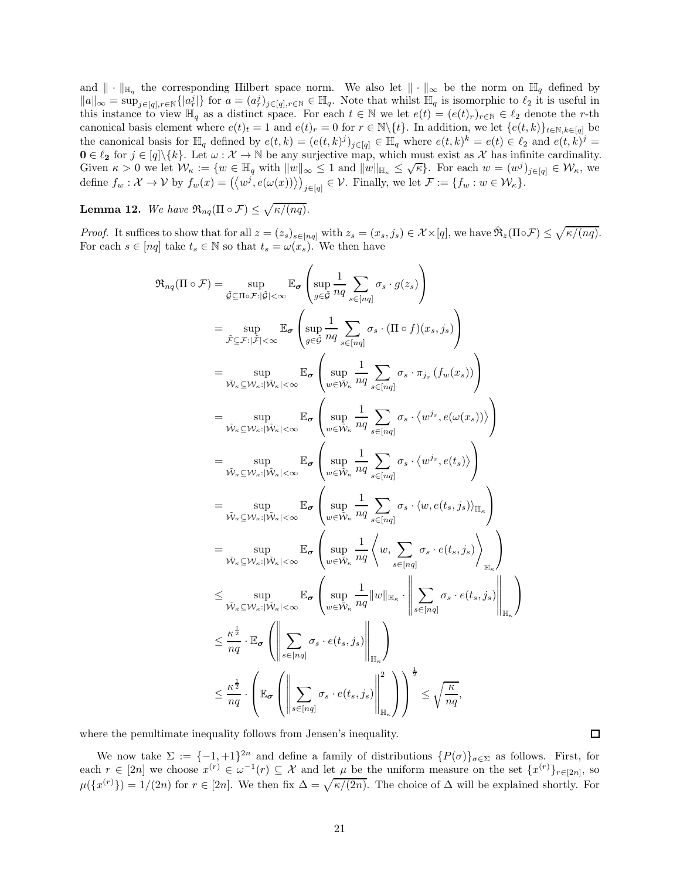and $\| \cdot \|_{\mathbb{H}_q}$ the corresponding Hilbert space norm. We also let $\| \cdot \|_\infty$ be the norm on $\mathbb{H}_q$ defined by $\|a\|_\infty = \sup_{j\in[q],r\in\mathbb{N}}\{|a_r^j|\}$ for $a = (a_r^j)_{j\in[q],r\in\mathbb{N}} \in \mathbb{H}_q$. Note that whilst $\mathbb{H}_q$ is isomorphic to $\ell_2$ it is useful in this instance to view $\mathbb{H}_q$ as a distinct space. For each $t \in \mathbb{N}$ we let $e(t) = (e(t)_r)_{r\in\mathbb{N}} \in \ell_2$ denote the $r$-th canonical basis element where $e(t)_t = 1$ and $e(t)_r = 0$ for $r \in \mathbb{N}\backslash\{t\}$. In addition, we let $\{e(t,k)\}_{t\in\mathbb{N},k\in[q]}$ be the canonical basis for $\mathbb{H}_q$ defined by $e(t,k) = (e(t,k)^j)_{j\in[q]} \in \mathbb{H}_q$ where $e(t,k)^k = e(t) \in \ell_2$ and $e(t,k)^j = \mathbf{0} \in \ell_\mathbf{2}$ for $j \in [q]\backslash\{k\}$. Let $\omega : \mathcal{X} \to \mathbb{N}$ be any surjective map, which must exist as $\mathcal{X}$ has infinite cardinality. Given $\kappa > 0$ we let $\mathcal{W}_\kappa := \{w \in \mathbb{H}_q \text{ with } \|w\|_\infty \le 1 \text{ and } \|w\|_{\mathbb{H}_\kappa} \le \sqrt{\kappa}\}$. For each $w = (w^j)_{j\in[q]} \in \mathcal{W}_\kappa$, we define $f_w : \mathcal{X} \to \mathcal{V}$ by $f_w(x) = \left(\left\langle w^j, e(\omega(x))\right\rangle\right)_{j\in[q]} \in \mathcal{V}$. Finally, we let $\mathcal{F} := \{f_w : w \in \mathcal{W}_\kappa\}$.

**Lemma 12.** *We have* $\mathfrak{R}_{nq}(\Pi \circ \mathcal{F}) \le \sqrt{\kappa/(nq)}$.

*Proof.* It suffices to show that for all $z = (z_s)_{s\in[nq]}$ with $z_s = (x_s, j_s) \in \mathcal{X}\times[q]$, we have $\hat{\mathfrak{R}}_z(\Pi\circ\mathcal{F}) \le \sqrt{\kappa/(nq)}$. For each $s \in [nq]$ take $t_s \in \mathbb{N}$ so that $t_s = \omega(x_s)$. We then have

$$
\begin{aligned}
\mathfrak{R}_{nq}(\Pi \circ \mathcal{F}) &= \sup_{\tilde{\mathcal{G}}\subseteq\Pi\circ\mathcal{F}:|\tilde{\mathcal{G}}|<\infty} \mathbb{E}_{\boldsymbol{\sigma}}\left(\sup_{g\in\tilde{\mathcal{G}}} \frac{1}{nq}\sum_{s\in[nq]} \sigma_s \cdot g(z_s)\right) \\
&= \sup_{\tilde{\mathcal{F}}\subseteq\mathcal{F}:|\tilde{\mathcal{F}}|<\infty} \mathbb{E}_{\boldsymbol{\sigma}}\left(\sup_{g\in\tilde{\mathcal{G}}} \frac{1}{nq}\sum_{s\in[nq]} \sigma_s \cdot (\Pi\circ f)(x_s, j_s)\right) \\
&= \sup_{\tilde{\mathcal{W}}_\kappa\subseteq\mathcal{W}_\kappa:|\tilde{\mathcal{W}}_\kappa|<\infty} \mathbb{E}_{\boldsymbol{\sigma}}\left(\sup_{w\in\tilde{\mathcal{W}}_\kappa} \frac{1}{nq}\sum_{s\in[nq]} \sigma_s \cdot \pi_{j_s}\left(f_w(x_s)\right)\right) \\
&= \sup_{\tilde{\mathcal{W}}_\kappa\subseteq\mathcal{W}_\kappa:|\tilde{\mathcal{W}}_\kappa|<\infty} \mathbb{E}_{\boldsymbol{\sigma}}\left(\sup_{w\in\tilde{\mathcal{W}}_\kappa} \frac{1}{nq}\sum_{s\in[nq]} \sigma_s \cdot \left\langle w^{j_s}, e(\omega(x_s))\right\rangle\right) \\
&= \sup_{\tilde{\mathcal{W}}_\kappa\subseteq\mathcal{W}_\kappa:|\tilde{\mathcal{W}}_\kappa|<\infty} \mathbb{E}_{\boldsymbol{\sigma}}\left(\sup_{w\in\tilde{\mathcal{W}}_\kappa} \frac{1}{nq}\sum_{s\in[nq]} \sigma_s \cdot \left\langle w^{j_s}, e(t_s)\right\rangle\right) \\
&= \sup_{\tilde{\mathcal{W}}_\kappa\subseteq\mathcal{W}_\kappa:|\tilde{\mathcal{W}}_\kappa|<\infty} \mathbb{E}_{\boldsymbol{\sigma}}\left(\sup_{w\in\tilde{\mathcal{W}}_\kappa} \frac{1}{nq}\sum_{s\in[nq]} \sigma_s \cdot \left\langle w, e(t_s, j_s)\right\rangle_{\mathbb{H}_\kappa}\right) \\
&= \sup_{\tilde{\mathcal{W}}_\kappa\subseteq\mathcal{W}_\kappa:|\tilde{\mathcal{W}}_\kappa|<\infty} \mathbb{E}_{\boldsymbol{\sigma}}\left(\sup_{w\in\tilde{\mathcal{W}}_\kappa} \frac{1}{nq}\left\langle w, \sum_{s\in[nq]} \sigma_s \cdot e(t_s, j_s)\right\rangle_{\mathbb{H}_\kappa}\right) \\
&\le \sup_{\tilde{\mathcal{W}}_\kappa\subseteq\mathcal{W}_\kappa:|\tilde{\mathcal{W}}_\kappa|<\infty} \mathbb{E}_{\boldsymbol{\sigma}}\left(\sup_{w\in\tilde{\mathcal{W}}_\kappa} \frac{1}{nq}\|w\|_{\mathbb{H}_\kappa} \cdot \left\|\sum_{s\in[nq]} \sigma_s \cdot e(t_s, j_s)\right\|_{\mathbb{H}_\kappa}\right) \\
&\le \frac{\kappa^{\frac{1}{2}}}{nq} \cdot \mathbb{E}_{\boldsymbol{\sigma}}\left(\left\|\sum_{s\in[nq]} \sigma_s \cdot e(t_s, j_s)\right\|_{\mathbb{H}_\kappa}\right) \\
&\le \frac{\kappa^{\frac{1}{2}}}{nq} \cdot \left(\mathbb{E}_{\boldsymbol{\sigma}}\left(\left\|\sum_{s\in[nq]} \sigma_s \cdot e(t_s, j_s)\right\|_{\mathbb{H}_\kappa}^2\right)\right)^{\frac{1}{2}} \le \sqrt{\frac{\kappa}{nq}},
\end{aligned}
$$

where the penultimate inequality follows from Jensen's inequality. $\square$

We now take $\Sigma := \{-1, +1\}^{2n}$ and define a family of distributions $\{P(\sigma)\}_{\sigma\in\Sigma}$ as follows. First, for each $r \in [2n]$ we choose $x^{(r)} \in \omega^{-1}(r) \subseteq \mathcal{X}$ and let $\mu$ be the uniform measure on the set $\{x^{(r)}\}_{r\in[2n]}$, so $\mu(\{x^{(r)}\}) = 1/(2n)$ for $r \in [2n]$. We then fix $\Delta = \sqrt{\kappa/(2n)}$. The choice of $\Delta$ will be explained shortly. For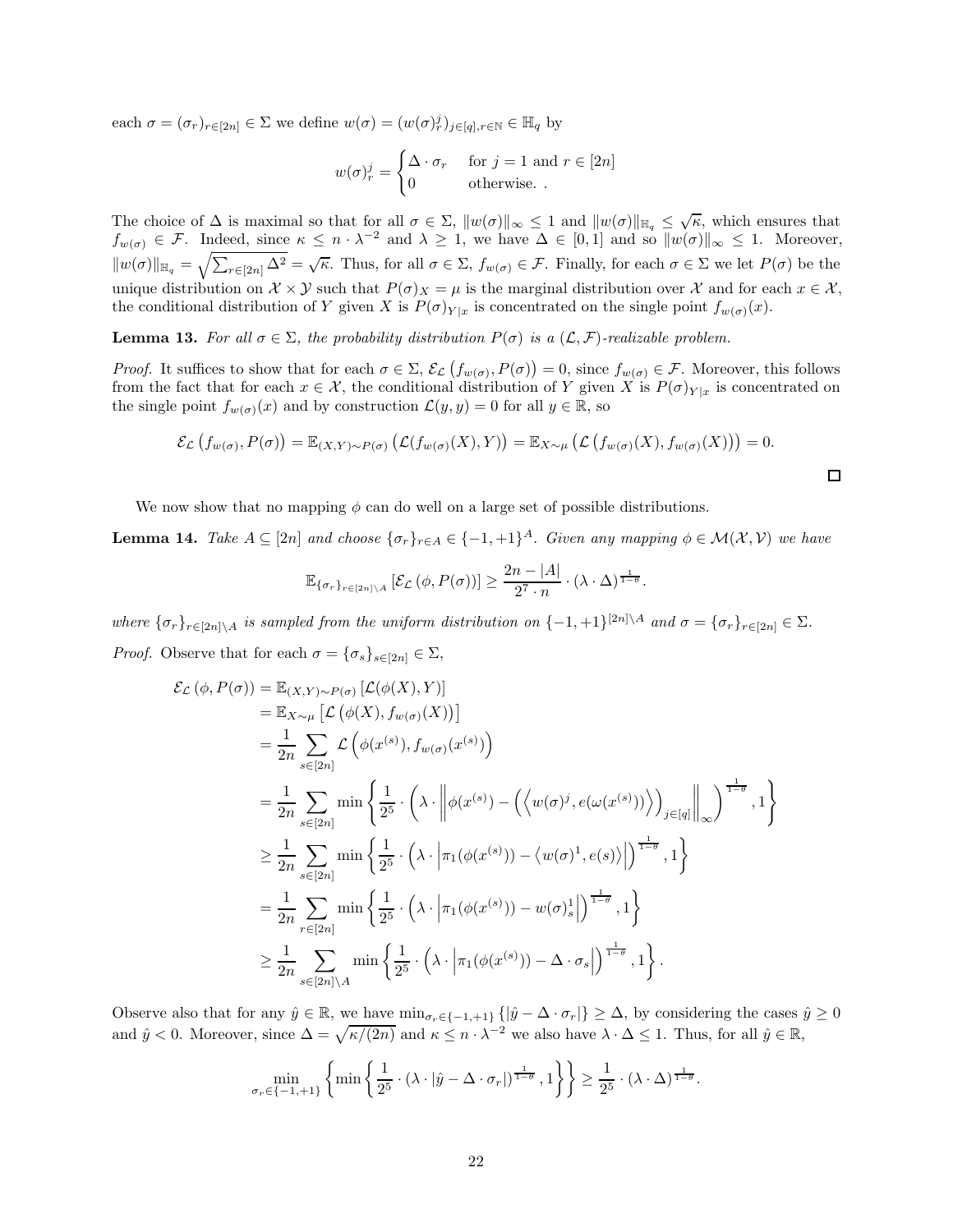each $\sigma = (\sigma_r)_{r\in[2n]} \in \Sigma$ we define $w(\sigma) = (w(\sigma)^j_r)_{j\in[q],r\in\mathbb{N}} \in \mathbb{H}_q$ by

$$w(\sigma)^j_r = \begin{cases} \Delta \cdot \sigma_r & \text{for } j = 1 \text{ and } r \in [2n] \\ 0 & \text{otherwise. .} \end{cases}$$

The choice of $\Delta$ is maximal so that for all $\sigma \in \Sigma$, $\|w(\sigma)\|_\infty \leq 1$ and $\|w(\sigma)\|_{\mathbb{H}_q} \leq \sqrt{\kappa}$, which ensures that $f_{w(\sigma)} \in \mathcal{F}$. Indeed, since $\kappa \leq n \cdot \lambda^{-2}$ and $\lambda \geq 1$, we have $\Delta \in [0,1]$ and so $\|w(\sigma)\|_\infty \leq 1$. Moreover, $\|w(\sigma)\|_{\mathbb{H}_q} = \sqrt{\sum_{r\in[2n]} \Delta^2} = \sqrt{\kappa}$. Thus, for all $\sigma \in \Sigma$, $f_{w(\sigma)} \in \mathcal{F}$. Finally, for each $\sigma \in \Sigma$ we let $P(\sigma)$ be the unique distribution on $\mathcal{X} \times \mathcal{Y}$ such that $P(\sigma)_X = \mu$ is the marginal distribution over $\mathcal{X}$ and for each $x \in \mathcal{X}$, the conditional distribution of $Y$ given $X$ is $P(\sigma)_{Y|x}$ is concentrated on the single point $f_{w(\sigma)}(x)$.

**Lemma 13.** *For all $\sigma \in \Sigma$, the probability distribution $P(\sigma)$ is a $(\mathcal{L}, \mathcal{F})$-realizable problem.*

*Proof.* It suffices to show that for each $\sigma \in \Sigma$, $\mathcal{E}_{\mathcal{L}}\left(f_{w(\sigma)}, P(\sigma)\right) = 0$, since $f_{w(\sigma)} \in \mathcal{F}$. Moreover, this follows from the fact that for each $x \in \mathcal{X}$, the conditional distribution of $Y$ given $X$ is $P(\sigma)_{Y|x}$ is concentrated on the single point $f_{w(\sigma)}(x)$ and by construction $\mathcal{L}(y, y) = 0$ for all $y \in \mathbb{R}$, so

$$\mathcal{E}_{\mathcal{L}}\left(f_{w(\sigma)}, P(\sigma)\right) = \mathbb{E}_{(X,Y)\sim P(\sigma)}\left(\mathcal{L}(f_{w(\sigma)}(X), Y)\right) = \mathbb{E}_{X\sim\mu}\left(\mathcal{L}\left(f_{w(\sigma)}(X), f_{w(\sigma)}(X)\right)\right) = 0.$$

□

We now show that no mapping $\phi$ can do well on a large set of possible distributions.

**Lemma 14.** *Take $A \subseteq [2n]$ and choose $\{\sigma_r\}_{r\in A} \in \{-1,+1\}^A$. Given any mapping $\phi \in \mathcal{M}(\mathcal{X}, \mathcal{V})$ we have*

$$\mathbb{E}_{\{\sigma_r\}_{r\in[2n]\setminus A}}\left[\mathcal{E}_{\mathcal{L}}\left(\phi, P(\sigma)\right)\right] \geq \frac{2n - |A|}{2^7 \cdot n} \cdot (\lambda \cdot \Delta)^{\frac{1}{1-\theta}}.$$

*where $\{\sigma_r\}_{r\in[2n]\setminus A}$ is sampled from the uniform distribution on $\{-1,+1\}^{[2n]\setminus A}$ and $\sigma = \{\sigma_r\}_{r\in[2n]} \in \Sigma$.*

*Proof.* Observe that for each $\sigma = \{\sigma_s\}_{s\in[2n]} \in \Sigma$,

$$\begin{aligned}
\mathcal{E}_{\mathcal{L}}\left(\phi, P(\sigma)\right) &= \mathbb{E}_{(X,Y)\sim P(\sigma)}\left[\mathcal{L}(\phi(X), Y)\right] \\
&= \mathbb{E}_{X\sim\mu}\left[\mathcal{L}\left(\phi(X), f_{w(\sigma)}(X)\right)\right] \\
&= \frac{1}{2n}\sum_{s\in[2n]} \mathcal{L}\left(\phi(x^{(s)}), f_{w(\sigma)}(x^{(s)})\right) \\
&= \frac{1}{2n}\sum_{s\in[2n]} \min\left\{\frac{1}{2^5}\cdot\left(\lambda\cdot\left\|\phi(x^{(s)}) - \left(\left\langle w(\sigma)^j, e(\omega(x^{(s)}))\right\rangle\right)_{j\in[q]}\right\|_\infty\right)^{\frac{1}{1-\theta}}, 1\right\} \\
&\geq \frac{1}{2n}\sum_{s\in[2n]} \min\left\{\frac{1}{2^5}\cdot\left(\lambda\cdot\left|\pi_1(\phi(x^{(s)})) - \left\langle w(\sigma)^1, e(s)\right\rangle\right|\right)^{\frac{1}{1-\theta}}, 1\right\} \\
&= \frac{1}{2n}\sum_{r\in[2n]} \min\left\{\frac{1}{2^5}\cdot\left(\lambda\cdot\left|\pi_1(\phi(x^{(s)})) - w(\sigma)^1_s\right|\right)^{\frac{1}{1-\theta}}, 1\right\} \\
&\geq \frac{1}{2n}\sum_{s\in[2n]\setminus A} \min\left\{\frac{1}{2^5}\cdot\left(\lambda\cdot\left|\pi_1(\phi(x^{(s)})) - \Delta\cdot\sigma_s\right|\right)^{\frac{1}{1-\theta}}, 1\right\}.
\end{aligned}$$

Observe also that for any $\hat{y} \in \mathbb{R}$, we have $\min_{\sigma_r\in\{-1,+1\}}\{|\hat{y} - \Delta\cdot\sigma_r|\} \geq \Delta$, by considering the cases $\hat{y} \geq 0$ and $\hat{y} < 0$. Moreover, since $\Delta = \sqrt{\kappa/(2n)}$ and $\kappa \leq n \cdot \lambda^{-2}$ we also have $\lambda \cdot \Delta \leq 1$. Thus, for all $\hat{y} \in \mathbb{R}$,

$$\min_{\sigma_r\in\{-1,+1\}}\left\{\min\left\{\frac{1}{2^5}\cdot\left(\lambda\cdot|\hat{y} - \Delta\cdot\sigma_r|\right)^{\frac{1}{1-\theta}}, 1\right\}\right\} \geq \frac{1}{2^5}\cdot(\lambda\cdot\Delta)^{\frac{1}{1-\theta}}.$$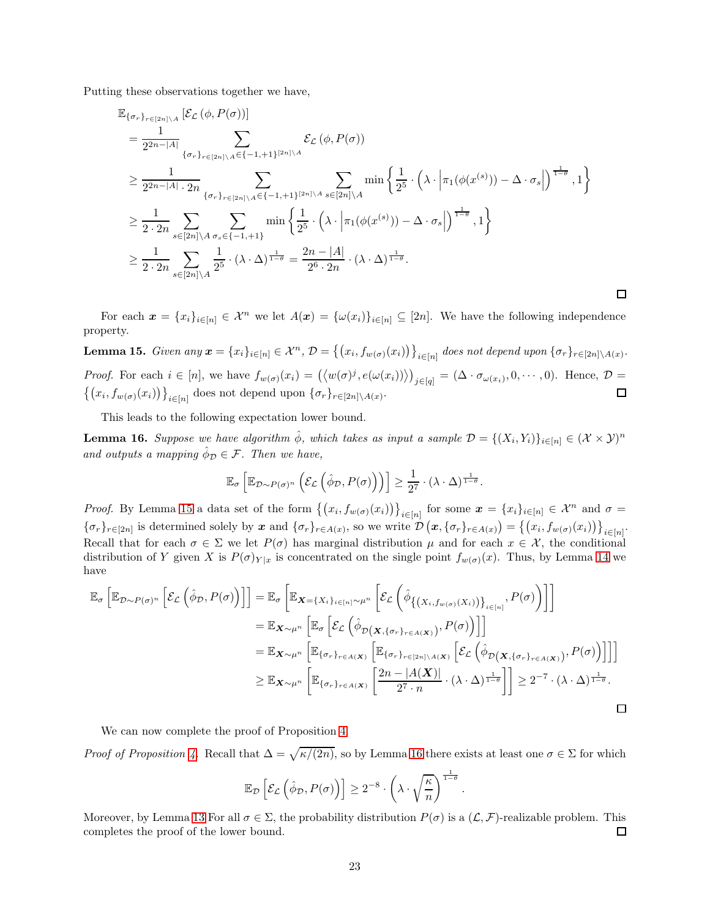Putting these observations together we have,

$$
\begin{aligned}
&\mathbb{E}_{\{\sigma_r\}_{r\in[2n]\setminus A}}\left[\mathcal{E}_{\mathcal{L}}\left(\phi, P(\sigma)\right)\right] \\
&= \frac{1}{2^{2n-|A|}} \sum_{\{\sigma_r\}_{r\in[2n]\setminus A}\in\{-1,+1\}^{[2n]\setminus A}} \mathcal{E}_{\mathcal{L}}\left(\phi, P(\sigma)\right) \\
&\geq \frac{1}{2^{2n-|A|}\cdot 2n} \sum_{\{\sigma_r\}_{r\in[2n]\setminus A}\in\{-1,+1\}^{[2n]\setminus A}} \sum_{s\in[2n]\setminus A} \min\left\{\frac{1}{2^5}\cdot\left(\lambda\cdot\left|\pi_1(\phi(x^{(s)}))-\Delta\cdot\sigma_s\right|\right)^{\frac{1}{1-\theta}}, 1\right\} \\
&\geq \frac{1}{2\cdot 2n} \sum_{s\in[2n]\setminus A} \sum_{\sigma_s\in\{-1,+1\}} \min\left\{\frac{1}{2^5}\cdot\left(\lambda\cdot\left|\pi_1(\phi(x^{(s)}))-\Delta\cdot\sigma_s\right|\right)^{\frac{1}{1-\theta}}, 1\right\} \\
&\geq \frac{1}{2\cdot 2n} \sum_{s\in[2n]\setminus A} \frac{1}{2^5}\cdot(\lambda\cdot\Delta)^{\frac{1}{1-\theta}} = \frac{2n-|A|}{2^6\cdot 2n}\cdot(\lambda\cdot\Delta)^{\frac{1}{1-\theta}}.
\end{aligned}
$$

□

For each $\boldsymbol{x} = \{x_i\}_{i\in[n]} \in \mathcal{X}^n$ we let $A(\boldsymbol{x}) = \{\omega(x_i)\}_{i\in[n]} \subseteq [2n]$. We have the following independence property.

**Lemma 15.** *Given any $\boldsymbol{x} = \{x_i\}_{i\in[n]} \in \mathcal{X}^n$, $\mathcal{D} = \left\{\left(x_i, f_{w(\sigma)}(x_i)\right)\right\}_{i\in[n]}$ does not depend upon $\{\sigma_r\}_{r\in[2n]\setminus A(x)}$.*

*Proof.* For each $i \in [n]$, we have $f_{w(\sigma)}(x_i) = \left(\langle w(\sigma)^j, e(\omega(x_i))\rangle\right)_{j\in[q]} = (\Delta\cdot\sigma_{\omega(x_i)}, 0, \cdots, 0)$. Hence, $\mathcal{D} = \left\{\left(x_i, f_{w(\sigma)}(x_i)\right)\right\}_{i\in[n]}$ does not depend upon $\{\sigma_r\}_{r\in[2n]\setminus A(x)}$. □

This leads to the following expectation lower bound.

**Lemma 16.** *Suppose we have algorithm $\hat{\phi}$, which takes as input a sample $\mathcal{D} = \{(X_i, Y_i)\}_{i\in[n]} \in (\mathcal{X}\times\mathcal{Y})^n$ and outputs a mapping $\hat{\phi}_{\mathcal{D}} \in \mathcal{F}$. Then we have,*

$$
\mathbb{E}_\sigma\left[\mathbb{E}_{\mathcal{D}\sim P(\sigma)^n}\left(\mathcal{E}_{\mathcal{L}}\left(\hat{\phi}_{\mathcal{D}}, P(\sigma)\right)\right)\right] \geq \frac{1}{2^7}\cdot(\lambda\cdot\Delta)^{\frac{1}{1-\theta}}.
$$

*Proof.* By Lemma 15 a data set of the form $\left\{\left(x_i, f_{w(\sigma)}(x_i)\right)\right\}_{i\in[n]}$ for some $\boldsymbol{x} = \{x_i\}_{i\in[n]} \in \mathcal{X}^n$ and $\sigma = \{\sigma_r\}_{r\in[2n]}$ is determined solely by $\boldsymbol{x}$ and $\{\sigma_r\}_{r\in A(x)}$, so we write $\mathcal{D}\left(\boldsymbol{x}, \{\sigma_r\}_{r\in A(x)}\right) = \left\{\left(x_i, f_{w(\sigma)}(x_i)\right)\right\}_{i\in[n]}$. Recall that for each $\sigma\in\Sigma$ we let $P(\sigma)$ has marginal distribution $\mu$ and for each $x\in\mathcal{X}$, the conditional distribution of $Y$ given $X$ is $P(\sigma)_{Y|x}$ is concentrated on the single point $f_{w(\sigma)}(x)$. Thus, by Lemma 14 we have

$$
\begin{aligned}
\mathbb{E}_\sigma\left[\mathbb{E}_{\mathcal{D}\sim P(\sigma)^n}\left[\mathcal{E}_{\mathcal{L}}\left(\hat{\phi}_{\mathcal{D}}, P(\sigma)\right)\right]\right] &= \mathbb{E}_\sigma\left[\mathbb{E}_{\boldsymbol{X}=\{X_i\}_{i\in[n]}\sim\mu^n}\left[\mathcal{E}_{\mathcal{L}}\left(\hat{\phi}_{\left\{\left(X_i, f_{w(\sigma)}(X_i)\right)\right\}_{i\in[n]}}, P(\sigma)\right)\right]\right] \\
&= \mathbb{E}_{\boldsymbol{X}\sim\mu^n}\left[\mathbb{E}_\sigma\left[\mathcal{E}_{\mathcal{L}}\left(\hat{\phi}_{\mathcal{D}\left(\boldsymbol{X},\{\sigma_r\}_{r\in A(\boldsymbol{X})}\right)}, P(\sigma)\right)\right]\right] \\
&= \mathbb{E}_{\boldsymbol{X}\sim\mu^n}\left[\mathbb{E}_{\{\sigma_r\}_{r\in A(\boldsymbol{X})}}\left[\mathbb{E}_{\{\sigma_r\}_{r\in[2n]\setminus A(\boldsymbol{X})}}\left[\mathcal{E}_{\mathcal{L}}\left(\hat{\phi}_{\mathcal{D}\left(\boldsymbol{X},\{\sigma_r\}_{r\in A(\boldsymbol{X})}\right)}, P(\sigma)\right)\right]\right]\right] \\
&\geq \mathbb{E}_{\boldsymbol{X}\sim\mu^n}\left[\mathbb{E}_{\{\sigma_r\}_{r\in A(\boldsymbol{X})}}\left[\frac{2n-|A(\boldsymbol{X})|}{2^7\cdot n}\cdot(\lambda\cdot\Delta)^{\frac{1}{1-\theta}}\right]\right] \geq 2^{-7}\cdot(\lambda\cdot\Delta)^{\frac{1}{1-\theta}}.
\end{aligned}
$$

□

We can now complete the proof of Proposition 4.

*Proof of Proposition 4.* Recall that $\Delta = \sqrt{\kappa/(2n)}$, so by Lemma 16 there exists at least one $\sigma\in\Sigma$ for which

$$
\mathbb{E}_{\mathcal{D}}\left[\mathcal{E}_{\mathcal{L}}\left(\hat{\phi}_{\mathcal{D}}, P(\sigma)\right)\right] \geq 2^{-8}\cdot\left(\lambda\cdot\sqrt{\frac{\kappa}{n}}\right)^{\frac{1}{1-\theta}}.
$$

Moreover, by Lemma 13 For all $\sigma\in\Sigma$, the probability distribution $P(\sigma)$ is a $(\mathcal{L},\mathcal{F})$-realizable problem. This completes the proof of the lower bound. □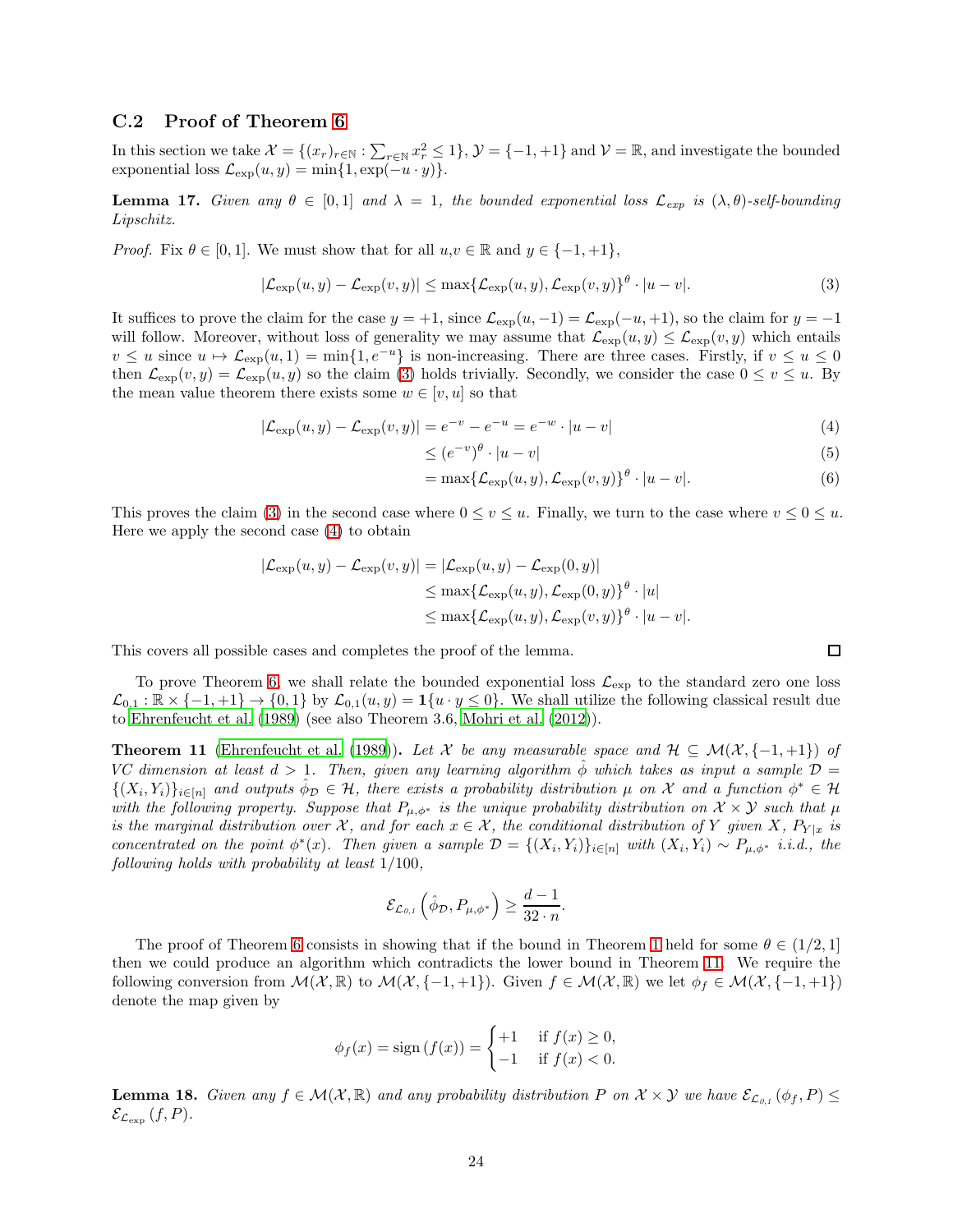### C.2 Proof of Theorem 6

In this section we take $\mathcal{X} = \{(x_r)_{r\in\mathbb{N}} : \sum_{r\in\mathbb{N}} x_r^2 \leq 1\}$, $\mathcal{Y} = \{-1, +1\}$ and $\mathcal{V} = \mathbb{R}$, and investigate the bounded exponential loss $\mathcal{L}_{\exp}(u, y) = \min\{1, \exp(-u \cdot y)\}$.

**Lemma 17.** *Given any $\theta \in [0, 1]$ and $\lambda = 1$, the bounded exponential loss $\mathcal{L}_{exp}$ is $(\lambda, \theta)$-self-bounding Lipschitz.*

*Proof.* Fix $\theta \in [0, 1]$. We must show that for all $u,v \in \mathbb{R}$ and $y \in \{-1, +1\}$,

$$|\mathcal{L}_{\exp}(u, y) - \mathcal{L}_{\exp}(v, y)| \leq \max\{\mathcal{L}_{\exp}(u, y), \mathcal{L}_{\exp}(v, y)\}^\theta \cdot |u - v|. \tag{3}$$

It suffices to prove the claim for the case $y = +1$, since $\mathcal{L}_{\exp}(u, -1) = \mathcal{L}_{\exp}(-u, +1)$, so the claim for $y = -1$ will follow. Moreover, without loss of generality we may assume that $\mathcal{L}_{\exp}(u, y) \leq \mathcal{L}_{\exp}(v, y)$ which entails $v \leq u$ since $u \mapsto \mathcal{L}_{\exp}(u, 1) = \min\{1, e^{-u}\}$ is non-increasing. There are three cases. Firstly, if $v \leq u \leq 0$ then $\mathcal{L}_{\exp}(v, y) = \mathcal{L}_{\exp}(u, y)$ so the claim (3) holds trivially. Secondly, we consider the case $0 \leq v \leq u$. By the mean value theorem there exists some $w \in [v, u]$ so that

$$|\mathcal{L}_{\exp}(u, y) - \mathcal{L}_{\exp}(v, y)| = e^{-v} - e^{-u} = e^{-w} \cdot |u - v| \tag{4}$$

$$\leq (e^{-v})^\theta \cdot |u - v| \tag{5}$$

$$= \max\{\mathcal{L}_{\exp}(u, y), \mathcal{L}_{\exp}(v, y)\}^\theta \cdot |u - v|. \tag{6}$$

This proves the claim (3) in the second case where $0 \leq v \leq u$. Finally, we turn to the case where $v \leq 0 \leq u$. Here we apply the second case (4) to obtain

$$\begin{aligned}
|\mathcal{L}_{\exp}(u, y) - \mathcal{L}_{\exp}(v, y)| &= |\mathcal{L}_{\exp}(u, y) - \mathcal{L}_{\exp}(0, y)| \\
&\leq \max\{\mathcal{L}_{\exp}(u, y), \mathcal{L}_{\exp}(0, y)\}^\theta \cdot |u| \\
&\leq \max\{\mathcal{L}_{\exp}(u, y), \mathcal{L}_{\exp}(v, y)\}^\theta \cdot |u - v|.
\end{aligned}$$

This covers all possible cases and completes the proof of the lemma. ∎

To prove Theorem 6, we shall relate the bounded exponential loss $\mathcal{L}_{\exp}$ to the standard zero one loss $\mathcal{L}_{0,1} : \mathbb{R} \times \{-1, +1\} \to \{0, 1\}$ by $\mathcal{L}_{0,1}(u, y) = \mathbf{1}\{u \cdot y \leq 0\}$. We shall utilize the following classical result due to Ehrenfeucht et al. (1989) (see also Theorem 3.6, Mohri et al. (2012)).

**Theorem 11** (Ehrenfeucht et al. (1989))**.** *Let $\mathcal{X}$ be any measurable space and $\mathcal{H} \subseteq \mathcal{M}(\mathcal{X}, \{-1, +1\})$ of VC dimension at least $d > 1$. Then, given any learning algorithm $\hat{\phi}$ which takes as input a sample $\mathcal{D} = \{(X_i, Y_i)\}_{i\in[n]}$ and outputs $\hat{\phi}_{\mathcal{D}} \in \mathcal{H}$, there exists a probability distribution $\mu$ on $\mathcal{X}$ and a function $\phi^* \in \mathcal{H}$ with the following property. Suppose that $P_{\mu,\phi^*}$ is the unique probability distribution on $\mathcal{X} \times \mathcal{Y}$ such that $\mu$ is the marginal distribution over $\mathcal{X}$, and for each $x \in \mathcal{X}$, the conditional distribution of $Y$ given $X$, $P_{Y|x}$ is concentrated on the point $\phi^*(x)$. Then given a sample $\mathcal{D} = \{(X_i, Y_i)\}_{i\in[n]}$ with $(X_i, Y_i) \sim P_{\mu,\phi^*}$ i.i.d., the following holds with probability at least $1/100$,*

$$\mathcal{E}_{\mathcal{L}_{0,1}}\left(\hat{\phi}_{\mathcal{D}}, P_{\mu,\phi^*}\right) \geq \frac{d - 1}{32 \cdot n}.$$

The proof of Theorem 6 consists in showing that if the bound in Theorem 1 held for some $\theta \in (1/2, 1]$ then we could produce an algorithm which contradicts the lower bound in Theorem 11. We require the following conversion from $\mathcal{M}(\mathcal{X}, \mathbb{R})$ to $\mathcal{M}(\mathcal{X}, \{-1, +1\})$. Given $f \in \mathcal{M}(\mathcal{X}, \mathbb{R})$ we let $\phi_f \in \mathcal{M}(\mathcal{X}, \{-1, +1\})$ denote the map given by

$$\phi_f(x) = \text{sign}\left(f(x)\right) = \begin{cases} +1 & \text{if } f(x) \geq 0, \\ -1 & \text{if } f(x) < 0. \end{cases}$$

**Lemma 18.** *Given any $f \in \mathcal{M}(\mathcal{X}, \mathbb{R})$ and any probability distribution $P$ on $\mathcal{X} \times \mathcal{Y}$ we have $\mathcal{E}_{\mathcal{L}_{0,1}}(\phi_f, P) \leq \mathcal{E}_{\mathcal{L}_{\exp}}(f, P)$.*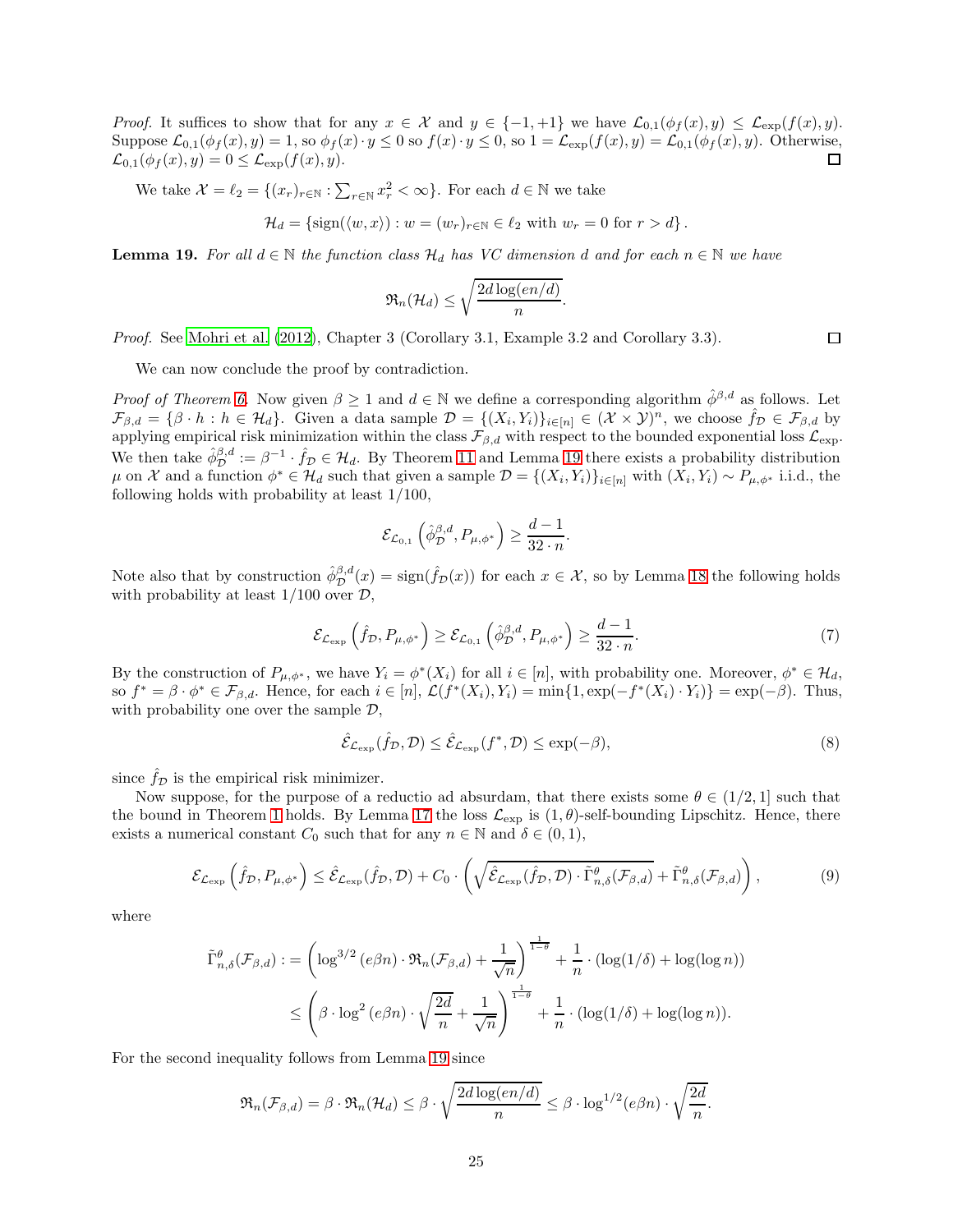*Proof.* It suffices to show that for any $x \in \mathcal{X}$ and $y \in \{-1, +1\}$ we have $\mathcal{L}_{0,1}(\phi_f(x), y) \leq \mathcal{L}_{\exp}(f(x), y)$. Suppose $\mathcal{L}_{0,1}(\phi_f(x), y) = 1$, so $\phi_f(x) \cdot y \leq 0$ so $f(x) \cdot y \leq 0$, so $1 = \mathcal{L}_{\exp}(f(x), y) = \mathcal{L}_{0,1}(\phi_f(x), y)$. Otherwise, $\mathcal{L}_{0,1}(\phi_f(x), y) = 0 \leq \mathcal{L}_{\exp}(f(x), y)$. ∎

We take $\mathcal{X} = \ell_2 = \{(x_r)_{r \in \mathbb{N}} : \sum_{r \in \mathbb{N}} x_r^2 < \infty\}$. For each $d \in \mathbb{N}$ we take

$$\mathcal{H}_d = \{\text{sign}(\langle w, x \rangle) : w = (w_r)_{r \in \mathbb{N}} \in \ell_2 \text{ with } w_r = 0 \text{ for } r > d\}.$$

**Lemma 19.** *For all $d \in \mathbb{N}$ the function class $\mathcal{H}_d$ has VC dimension $d$ and for each $n \in \mathbb{N}$ we have*

$$\mathfrak{R}_n(\mathcal{H}_d) \leq \sqrt{\frac{2d \log(en/d)}{n}}.$$

*Proof.* See Mohri et al. (2012), Chapter 3 (Corollary 3.1, Example 3.2 and Corollary 3.3). ∎

We can now conclude the proof by contradiction.

*Proof of Theorem 6.* Now given $\beta \geq 1$ and $d \in \mathbb{N}$ we define a corresponding algorithm $\hat{\phi}^{\beta,d}$ as follows. Let $\mathcal{F}_{\beta,d} = \{\beta \cdot h : h \in \mathcal{H}_d\}$. Given a data sample $\mathcal{D} = \{(X_i, Y_i)\}_{i \in [n]} \in (\mathcal{X} \times \mathcal{Y})^n$, we choose $\hat{f}_{\mathcal{D}} \in \mathcal{F}_{\beta,d}$ by applying empirical risk minimization within the class $\mathcal{F}_{\beta,d}$ with respect to the bounded exponential loss $\mathcal{L}_{\exp}$. We then take $\hat{\phi}^{\beta,d}_{\mathcal{D}} := \beta^{-1} \cdot \hat{f}_{\mathcal{D}} \in \mathcal{H}_d$. By Theorem 11 and Lemma 19 there exists a probability distribution $\mu$ on $\mathcal{X}$ and a function $\phi^* \in \mathcal{H}_d$ such that given a sample $\mathcal{D} = \{(X_i, Y_i)\}_{i \in [n]}$ with $(X_i, Y_i) \sim P_{\mu,\phi^*}$ i.i.d., the following holds with probability at least $1/100$,

$$\mathcal{E}_{\mathcal{L}_{0,1}}\left(\hat{\phi}^{\beta,d}_{\mathcal{D}}, P_{\mu,\phi^*}\right) \geq \frac{d-1}{32 \cdot n}.$$

Note also that by construction $\hat{\phi}^{\beta,d}_{\mathcal{D}}(x) = \text{sign}(\hat{f}_{\mathcal{D}}(x))$ for each $x \in \mathcal{X}$, so by Lemma 18 the following holds with probability at least $1/100$ over $\mathcal{D}$,

$$\mathcal{E}_{\mathcal{L}_{\exp}}\left(\hat{f}_{\mathcal{D}}, P_{\mu,\phi^*}\right) \geq \mathcal{E}_{\mathcal{L}_{0,1}}\left(\hat{\phi}^{\beta,d}_{\mathcal{D}}, P_{\mu,\phi^*}\right) \geq \frac{d-1}{32 \cdot n}. \tag{7}$$

By the construction of $P_{\mu,\phi^*}$, we have $Y_i = \phi^*(X_i)$ for all $i \in [n]$, with probability one. Moreover, $\phi^* \in \mathcal{H}_d$, so $f^* = \beta \cdot \phi^* \in \mathcal{F}_{\beta,d}$. Hence, for each $i \in [n]$, $\mathcal{L}(f^*(X_i), Y_i) = \min\{1, \exp(-f^*(X_i) \cdot Y_i)\} = \exp(-\beta)$. Thus, with probability one over the sample $\mathcal{D}$,

$$\hat{\mathcal{E}}_{\mathcal{L}_{\exp}}(\hat{f}_{\mathcal{D}}, \mathcal{D}) \leq \hat{\mathcal{E}}_{\mathcal{L}_{\exp}}(f^*, \mathcal{D}) \leq \exp(-\beta), \tag{8}$$

since $\hat{f}_{\mathcal{D}}$ is the empirical risk minimizer.

Now suppose, for the purpose of a reductio ad absurdam, that there exists some $\theta \in (1/2, 1]$ such that the bound in Theorem 1 holds. By Lemma 17 the loss $\mathcal{L}_{\exp}$ is $(1, \theta)$-self-bounding Lipschitz. Hence, there exists a numerical constant $C_0$ such that for any $n \in \mathbb{N}$ and $\delta \in (0, 1)$,

$$\mathcal{E}_{\mathcal{L}_{\exp}}\left(\hat{f}_{\mathcal{D}}, P_{\mu,\phi^*}\right) \leq \hat{\mathcal{E}}_{\mathcal{L}_{\exp}}(\hat{f}_{\mathcal{D}}, \mathcal{D}) + C_0 \cdot \left(\sqrt{\hat{\mathcal{E}}_{\mathcal{L}_{\exp}}(\hat{f}_{\mathcal{D}}, \mathcal{D}) \cdot \tilde{\Gamma}^{\theta}_{n,\delta}(\mathcal{F}_{\beta,d})} + \tilde{\Gamma}^{\theta}_{n,\delta}(\mathcal{F}_{\beta,d})\right), \tag{9}$$

where

$$\begin{aligned}
\tilde{\Gamma}^{\theta}_{n,\delta}(\mathcal{F}_{\beta,d}) &:= \left(\log^{3/2}(e\beta n) \cdot \mathfrak{R}_n(\mathcal{F}_{\beta,d}) + \frac{1}{\sqrt{n}}\right)^{\frac{1}{1-\theta}} + \frac{1}{n} \cdot (\log(1/\delta) + \log(\log n)) \\
&\leq \left(\beta \cdot \log^2(e\beta n) \cdot \sqrt{\frac{2d}{n}} + \frac{1}{\sqrt{n}}\right)^{\frac{1}{1-\theta}} + \frac{1}{n} \cdot (\log(1/\delta) + \log(\log n)).
\end{aligned}$$

For the second inequality follows from Lemma 19 since

$$\mathfrak{R}_n(\mathcal{F}_{\beta,d}) = \beta \cdot \mathfrak{R}_n(\mathcal{H}_d) \leq \beta \cdot \sqrt{\frac{2d \log(en/d)}{n}} \leq \beta \cdot \log^{1/2}(e\beta n) \cdot \sqrt{\frac{2d}{n}}.$$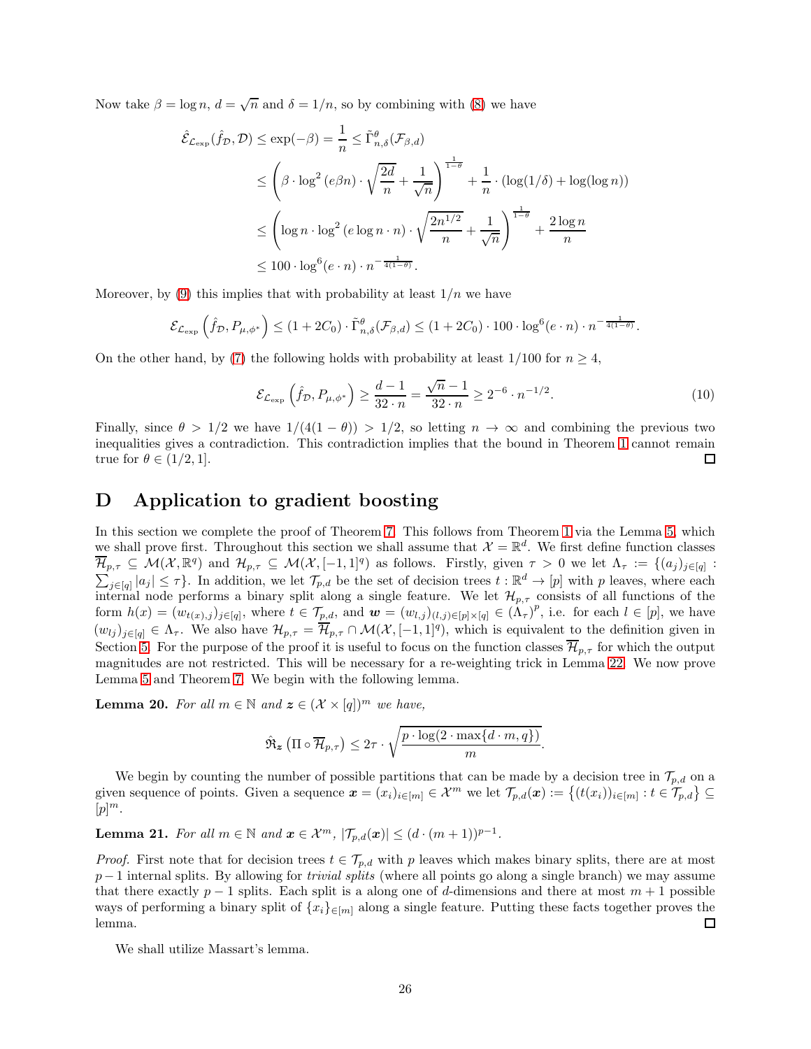Now take $\beta = \log n$, $d = \sqrt{n}$ and $\delta = 1/n$, so by combining with (8) we have

$$
\begin{aligned}
\hat{\mathcal{E}}_{\mathcal{L}_{\exp}}(\hat{f}_{\mathcal{D}}, \mathcal{D}) \leq \exp(-\beta) = \frac{1}{n} &\leq \tilde{\Gamma}^{\theta}_{n,\delta}(\mathcal{F}_{\beta,d}) \\
&\leq \left(\beta \cdot \log^2(e\beta n) \cdot \sqrt{\frac{2d}{n}} + \frac{1}{\sqrt{n}}\right)^{\frac{1}{1-\theta}} + \frac{1}{n} \cdot (\log(1/\delta) + \log(\log n)) \\
&\leq \left(\log n \cdot \log^2(e \log n \cdot n) \cdot \sqrt{\frac{2n^{1/2}}{n}} + \frac{1}{\sqrt{n}}\right)^{\frac{1}{1-\theta}} + \frac{2\log n}{n} \\
&\leq 100 \cdot \log^6(e \cdot n) \cdot n^{-\frac{1}{4(1-\theta)}}.
\end{aligned}
$$

Moreover, by (9) this implies that with probability at least $1/n$ we have

$$
\mathcal{E}_{\mathcal{L}_{\exp}}\left(\hat{f}_{\mathcal{D}}, P_{\mu,\phi^*}\right) \leq (1 + 2C_0) \cdot \tilde{\Gamma}^{\theta}_{n,\delta}(\mathcal{F}_{\beta,d}) \leq (1 + 2C_0) \cdot 100 \cdot \log^6(e \cdot n) \cdot n^{-\frac{1}{4(1-\theta)}}.
$$

On the other hand, by (7) the following holds with probability at least $1/100$ for $n \geq 4$,

$$
\mathcal{E}_{\mathcal{L}_{\exp}}\left(\hat{f}_{\mathcal{D}}, P_{\mu,\phi^*}\right) \geq \frac{d-1}{32 \cdot n} = \frac{\sqrt{n}-1}{32 \cdot n} \geq 2^{-6} \cdot n^{-1/2}. \tag{10}
$$

Finally, since $\theta > 1/2$ we have $1/(4(1-\theta)) > 1/2$, so letting $n \to \infty$ and combining the previous two inequalities gives a contradiction. This contradiction implies that the bound in Theorem 1 cannot remain true for $\theta \in (1/2, 1]$. ∎

# D Application to gradient boosting

In this section we complete the proof of Theorem 7. This follows from Theorem 1 via the Lemma 5, which we shall prove first. Throughout this section we shall assume that $\mathcal{X} = \mathbb{R}^d$. We first define function classes $\overline{\mathcal{H}}_{p,\tau} \subseteq \mathcal{M}(\mathcal{X}, \mathbb{R}^q)$ and $\mathcal{H}_{p,\tau} \subseteq \mathcal{M}(\mathcal{X}, [-1,1]^q)$ as follows. Firstly, given $\tau > 0$ we let $\Lambda_\tau := \{(a_j)_{j\in[q]} : \sum_{j\in[q]} |a_j| \leq \tau\}$. In addition, we let $\mathcal{T}_{p,d}$ be the set of decision trees $t : \mathbb{R}^d \to [p]$ with $p$ leaves, where each internal node performs a binary split along a single feature. We let $\mathcal{H}_{p,\tau}$ consists of all functions of the form $h(x) = (w_{t(x),j})_{j\in[q]}$, where $t \in \mathcal{T}_{p,d}$, and $\boldsymbol{w} = (w_{l,j})_{(l,j)\in[p]\times[q]} \in (\Lambda_\tau)^p$, i.e. for each $l \in [p]$, we have $(w_{lj})_{j\in[q]} \in \Lambda_\tau$. We also have $\mathcal{H}_{p,\tau} = \overline{\mathcal{H}}_{p,\tau} \cap \mathcal{M}(\mathcal{X}, [-1,1]^q)$, which is equivalent to the definition given in Section 5. For the purpose of the proof it is useful to focus on the function classes $\overline{\mathcal{H}}_{p,\tau}$ for which the output magnitudes are not restricted. This will be necessary for a re-weighting trick in Lemma 22. We now prove Lemma 5 and Theorem 7. We begin with the following lemma.

**Lemma 20.** *For all $m \in \mathbb{N}$ and $\boldsymbol{z} \in (\mathcal{X} \times [q])^m$ we have,*

$$
\hat{\mathfrak{R}}_{\boldsymbol{z}}\left(\Pi \circ \overline{\mathcal{H}}_{p,\tau}\right) \leq 2\tau \cdot \sqrt{\frac{p \cdot \log(2 \cdot \max\{d \cdot m, q\})}{m}}.
$$

We begin by counting the number of possible partitions that can be made by a decision tree in $\mathcal{T}_{p,d}$ on a given sequence of points. Given a sequence $\boldsymbol{x} = (x_i)_{i\in[m]} \in \mathcal{X}^m$ we let $\mathcal{T}_{p,d}(\boldsymbol{x}) := \left\{(t(x_i))_{i\in[m]} : t \in \mathcal{T}_{p,d}\right\} \subseteq [p]^m$.

**Lemma 21.** *For all $m \in \mathbb{N}$ and $\boldsymbol{x} \in \mathcal{X}^m$, $|\mathcal{T}_{p,d}(\boldsymbol{x})| \leq (d \cdot (m+1))^{p-1}$.*

*Proof.* First note that for decision trees $t \in \mathcal{T}_{p,d}$ with $p$ leaves which makes binary splits, there are at most $p-1$ internal splits. By allowing for *trivial splits* (where all points go along a single branch) we may assume that there exactly $p-1$ splits. Each split is a along one of $d$-dimensions and there at most $m+1$ possible ways of performing a binary split of $\{x_i\}_{\in[m]}$ along a single feature. Putting these facts together proves the lemma. ∎

We shall utilize Massart's lemma.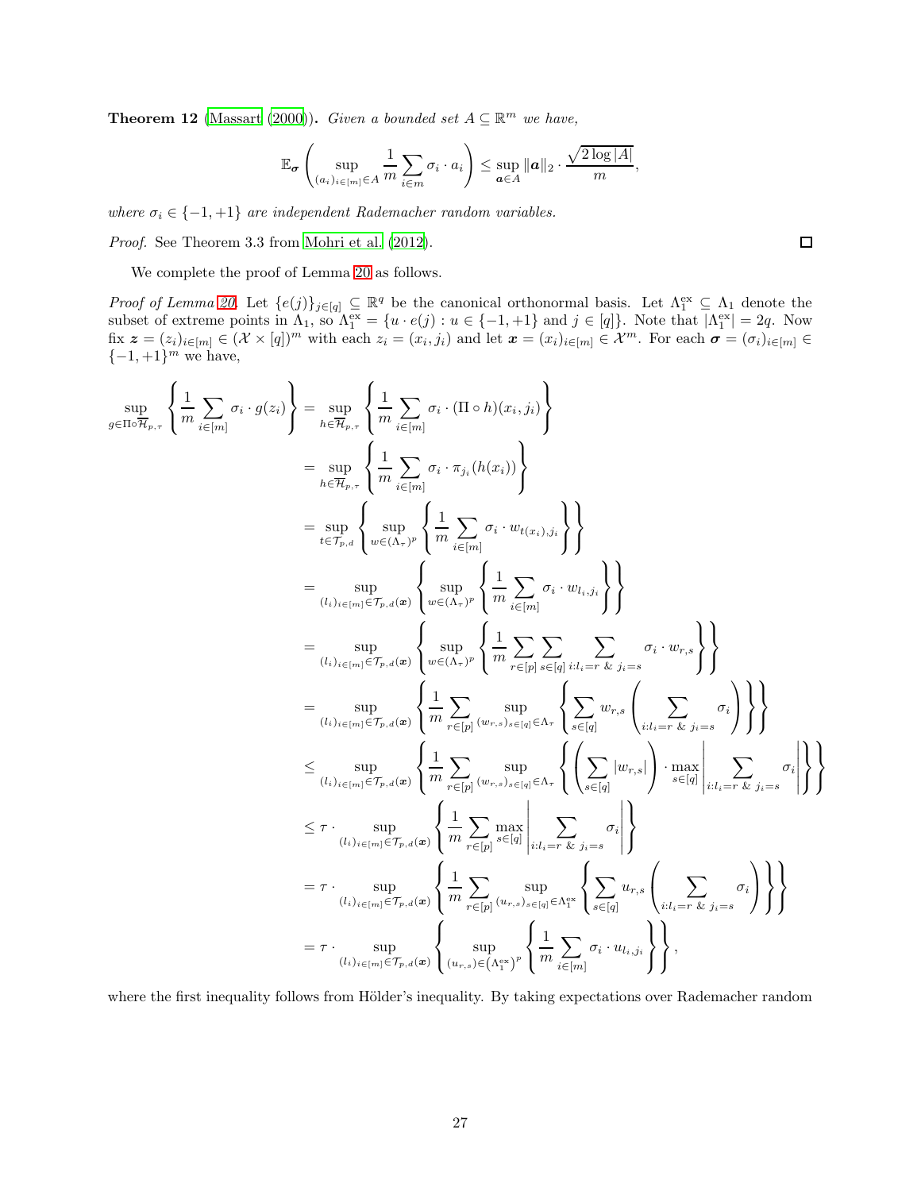**Theorem 12** (Massart (2000)). *Given a bounded set $A \subseteq \mathbb{R}^m$ we have,*

$$\mathbb{E}_{\boldsymbol{\sigma}} \left( \sup_{(a_i)_{i \in [m]} \in A} \frac{1}{m} \sum_{i \in m} \sigma_i \cdot a_i \right) \leq \sup_{\boldsymbol{a} \in A} \|\boldsymbol{a}\|_2 \cdot \frac{\sqrt{2 \log |A|}}{m},$$

*where $\sigma_i \in \{-1, +1\}$ are independent Rademacher random variables.*

*Proof.* See Theorem 3.3 from Mohri et al. (2012). ◻

We complete the proof of Lemma 20 as follows.

*Proof of Lemma 20.* Let $\{e(j)\}_{j \in [q]} \subseteq \mathbb{R}^q$ be the canonical orthonormal basis. Let $\Lambda_1^{\mathrm{ex}} \subseteq \Lambda_1$ denote the subset of extreme points in $\Lambda_1$, so $\Lambda_1^{\mathrm{ex}} = \{u \cdot e(j) : u \in \{-1, +1\} \text{ and } j \in [q]\}$. Note that $|\Lambda_1^{\mathrm{ex}}| = 2q$. Now fix $\boldsymbol{z} = (z_i)_{i \in [m]} \in (\mathcal{X} \times [q])^m$ with each $z_i = (x_i, j_i)$ and let $\boldsymbol{x} = (x_i)_{i \in [m]} \in \mathcal{X}^m$. For each $\boldsymbol{\sigma} = (\sigma_i)_{i \in [m]} \in \{-1, +1\}^m$ we have,

$$\begin{aligned}
\sup_{g \in \Pi \circ \overline{\mathcal{H}}_{p,\tau}} \left\{ \frac{1}{m} \sum_{i \in [m]} \sigma_i \cdot g(z_i) \right\} &= \sup_{h \in \overline{\mathcal{H}}_{p,\tau}} \left\{ \frac{1}{m} \sum_{i \in [m]} \sigma_i \cdot (\Pi \circ h)(x_i, j_i) \right\} \\
&= \sup_{h \in \overline{\mathcal{H}}_{p,\tau}} \left\{ \frac{1}{m} \sum_{i \in [m]} \sigma_i \cdot \pi_{j_i}(h(x_i)) \right\} \\
&= \sup_{t \in \mathcal{T}_{p,d}} \left\{ \sup_{w \in (\Lambda_\tau)^p} \left\{ \frac{1}{m} \sum_{i \in [m]} \sigma_i \cdot w_{t(x_i), j_i} \right\} \right\} \\
&= \sup_{(l_i)_{i \in [m]} \in \mathcal{T}_{p,d}(\boldsymbol{x})} \left\{ \sup_{w \in (\Lambda_\tau)^p} \left\{ \frac{1}{m} \sum_{i \in [m]} \sigma_i \cdot w_{l_i, j_i} \right\} \right\} \\
&= \sup_{(l_i)_{i \in [m]} \in \mathcal{T}_{p,d}(\boldsymbol{x})} \left\{ \sup_{w \in (\Lambda_\tau)^p} \left\{ \frac{1}{m} \sum_{r \in [p]} \sum_{s \in [q]} \sum_{i : l_i = r \ \&\ j_i = s} \sigma_i \cdot w_{r,s} \right\} \right\} \\
&= \sup_{(l_i)_{i \in [m]} \in \mathcal{T}_{p,d}(\boldsymbol{x})} \left\{ \frac{1}{m} \sum_{r \in [p]} \sup_{(w_{r,s})_{s \in [q]} \in \Lambda_\tau} \left\{ \sum_{s \in [q]} w_{r,s} \left( \sum_{i : l_i = r \ \&\ j_i = s} \sigma_i \right) \right\} \right\} \\
&\leq \sup_{(l_i)_{i \in [m]} \in \mathcal{T}_{p,d}(\boldsymbol{x})} \left\{ \frac{1}{m} \sum_{r \in [p]} \sup_{(w_{r,s})_{s \in [q]} \in \Lambda_\tau} \left\{ \left( \sum_{s \in [q]} |w_{r,s}| \right) \cdot \max_{s \in [q]} \left| \sum_{i : l_i = r \ \&\ j_i = s} \sigma_i \right| \right\} \right\} \\
&\leq \tau \cdot \sup_{(l_i)_{i \in [m]} \in \mathcal{T}_{p,d}(\boldsymbol{x})} \left\{ \frac{1}{m} \sum_{r \in [p]} \max_{s \in [q]} \left| \sum_{i : l_i = r \ \&\ j_i = s} \sigma_i \right| \right\} \\
&= \tau \cdot \sup_{(l_i)_{i \in [m]} \in \mathcal{T}_{p,d}(\boldsymbol{x})} \left\{ \frac{1}{m} \sum_{r \in [p]} \sup_{(u_{r,s})_{s \in [q]} \in \Lambda_1^{\mathrm{ex}}} \left\{ \sum_{s \in [q]} u_{r,s} \left( \sum_{i : l_i = r \ \&\ j_i = s} \sigma_i \right) \right\} \right\} \\
&= \tau \cdot \sup_{(l_i)_{i \in [m]} \in \mathcal{T}_{p,d}(\boldsymbol{x})} \left\{ \sup_{(u_{r,s}) \in \left(\Lambda_1^{\mathrm{ex}}\right)^p} \left\{ \frac{1}{m} \sum_{i \in [m]} \sigma_i \cdot u_{l_i, j_i} \right\} \right\},
\end{aligned}$$

where the first inequality follows from Hölder's inequality. By taking expectations over Rademacher random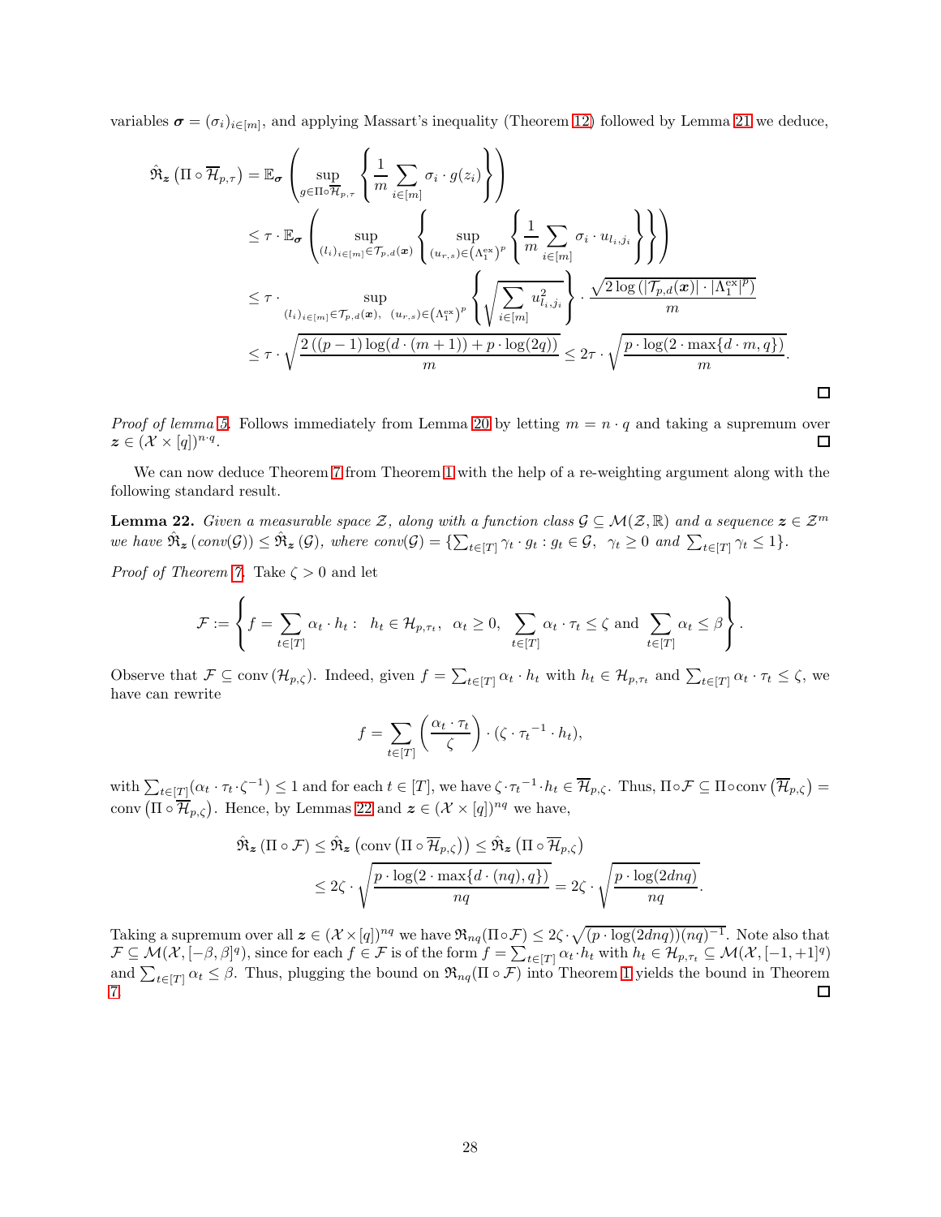variables $\boldsymbol{\sigma} = (\sigma_i)_{i\in[m]}$, and applying Massart's inequality (Theorem 12) followed by Lemma 21 we deduce,

$$
\begin{aligned}
\hat{\mathfrak{R}}_{\boldsymbol{z}}\left(\Pi \circ \overline{\mathcal{H}}_{p,\tau}\right) &= \mathbb{E}_{\boldsymbol{\sigma}}\left(\sup_{g\in \Pi\circ\overline{\mathcal{H}}_{p,\tau}}\left\{\frac{1}{m}\sum_{i\in[m]}\sigma_i\cdot g(z_i)\right\}\right)\\
&\leq \tau\cdot \mathbb{E}_{\boldsymbol{\sigma}}\left(\sup_{(l_i)_{i\in[m]}\in\mathcal{T}_{p,d}(\boldsymbol{x})}\left\{\sup_{(u_{r,s})\in\left(\Lambda_1^{\mathrm{ex}}\right)^p}\left\{\frac{1}{m}\sum_{i\in[m]}\sigma_i\cdot u_{l_i,j_i}\right\}\right\}\right)\\
&\leq \tau\cdot \sup_{(l_i)_{i\in[m]}\in\mathcal{T}_{p,d}(\boldsymbol{x}),\ (u_{r,s})\in\left(\Lambda_1^{\mathrm{ex}}\right)^p}\left\{\sqrt{\sum_{i\in[m]}u_{l_i,j_i}^2}\right\}\cdot\frac{\sqrt{2\log\left(|\mathcal{T}_{p,d}(\boldsymbol{x})|\cdot|\Lambda_1^{\mathrm{ex}}|^p\right)}}{m}\\
&\leq \tau\cdot\sqrt{\frac{2\left((p-1)\log(d\cdot(m+1))+p\cdot\log(2q)\right)}{m}}\leq 2\tau\cdot\sqrt{\frac{p\cdot\log(2\cdot\max\{d\cdot m,q\})}{m}}.
\end{aligned}
$$

□

*Proof of lemma 5.* Follows immediately from Lemma 20 by letting $m = n\cdot q$ and taking a supremum over $\boldsymbol{z}\in(\mathcal{X}\times[q])^{n\cdot q}$. □

We can now deduce Theorem 7 from Theorem 1 with the help of a re-weighting argument along with the following standard result.

**Lemma 22.** *Given a measurable space $\mathcal{Z}$, along with a function class $\mathcal{G}\subseteq\mathcal{M}(\mathcal{Z},\mathbb{R})$ and a sequence $\boldsymbol{z}\in\mathcal{Z}^m$ we have $\hat{\mathfrak{R}}_{\boldsymbol{z}}\left(conv(\mathcal{G})\right)\leq\hat{\mathfrak{R}}_{\boldsymbol{z}}\left(\mathcal{G}\right)$, where $conv(\mathcal{G})=\{\sum_{t\in[T]}\gamma_t\cdot g_t : g_t\in\mathcal{G},\ \ \gamma_t\geq 0 \text{ and } \sum_{t\in[T]}\gamma_t\leq 1\}$.*

*Proof of Theorem 7.* Take $\zeta>0$ and let

$$
\mathcal{F} := \left\{ f=\sum_{t\in[T]}\alpha_t\cdot h_t :\ \ h_t\in\mathcal{H}_{p,\tau_t},\ \ \alpha_t\geq 0,\ \ \sum_{t\in[T]}\alpha_t\cdot\tau_t\leq\zeta \text{ and } \sum_{t\in[T]}\alpha_t\leq\beta\right\}.
$$

Observe that $\mathcal{F}\subseteq\mathrm{conv}\left(\mathcal{H}_{p,\zeta}\right)$. Indeed, given $f=\sum_{t\in[T]}\alpha_t\cdot h_t$ with $h_t\in\mathcal{H}_{p,\tau_t}$ and $\sum_{t\in[T]}\alpha_t\cdot\tau_t\leq\zeta$, we have can rewrite

$$
f=\sum_{t\in[T]}\left(\frac{\alpha_t\cdot\tau_t}{\zeta}\right)\cdot(\zeta\cdot{\tau_t}^{-1}\cdot h_t),
$$

with $\sum_{t\in[T]}(\alpha_t\cdot\tau_t\cdot\zeta^{-1})\leq 1$ and for each $t\in[T]$, we have $\zeta\cdot{\tau_t}^{-1}\cdot h_t\in\overline{\mathcal{H}}_{p,\zeta}$. Thus, $\Pi\circ\mathcal{F}\subseteq\Pi\circ\mathrm{conv}\left(\overline{\mathcal{H}}_{p,\zeta}\right)=\mathrm{conv}\left(\Pi\circ\overline{\mathcal{H}}_{p,\zeta}\right)$. Hence, by Lemmas 22 and $\boldsymbol{z}\in(\mathcal{X}\times[q])^{nq}$ we have,

$$
\begin{aligned}
\hat{\mathfrak{R}}_{\boldsymbol{z}}\left(\Pi\circ\mathcal{F}\right) &\leq \hat{\mathfrak{R}}_{\boldsymbol{z}}\left(\mathrm{conv}\left(\Pi\circ\overline{\mathcal{H}}_{p,\zeta}\right)\right)\leq\hat{\mathfrak{R}}_{\boldsymbol{z}}\left(\Pi\circ\overline{\mathcal{H}}_{p,\zeta}\right)\\
&\leq 2\zeta\cdot\sqrt{\frac{p\cdot\log(2\cdot\max\{d\cdot(nq),q\})}{nq}} = 2\zeta\cdot\sqrt{\frac{p\cdot\log(2dnq)}{nq}}.
\end{aligned}
$$

Taking a supremum over all $\boldsymbol{z}\in(\mathcal{X}\times[q])^{nq}$ we have $\mathfrak{R}_{nq}(\Pi\circ\mathcal{F})\leq 2\zeta\cdot\sqrt{(p\cdot\log(2dnq))(nq)^{-1}}$. Note also that $\mathcal{F}\subseteq\mathcal{M}(\mathcal{X},[-\beta,\beta]^q)$, since for each $f\in\mathcal{F}$ is of the form $f=\sum_{t\in[T]}\alpha_t\cdot h_t$ with $h_t\in\mathcal{H}_{p,\tau_t}\subseteq\mathcal{M}(\mathcal{X},[-1,+1]^q)$ and $\sum_{t\in[T]}\alpha_t\leq\beta$. Thus, plugging the bound on $\mathfrak{R}_{nq}(\Pi\circ\mathcal{F})$ into Theorem 1 yields the bound in Theorem 7. □